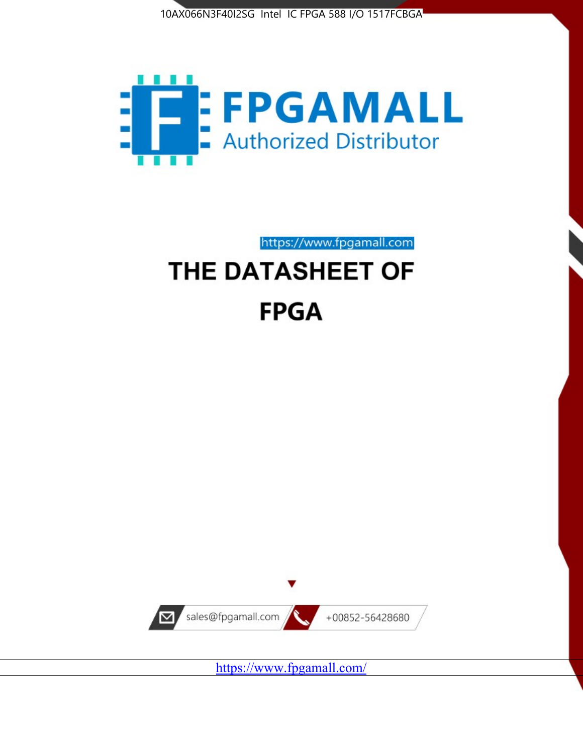10AX066N3F40I2SG Intel IC FPGA 588 I/O 1517FCBGA

# FPGAMALL

Authorized Distributor

https://www.fpgamall.com

# THE DATASHEET OF

# FPGA

sales@fpgamall.com

+00852-56428680

https://www.fpgamall.com/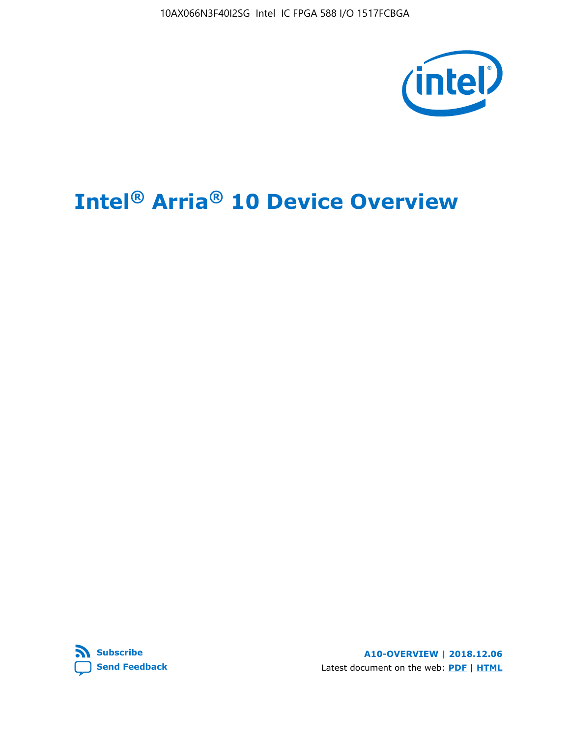# Intel® Arria® 10 Device Overview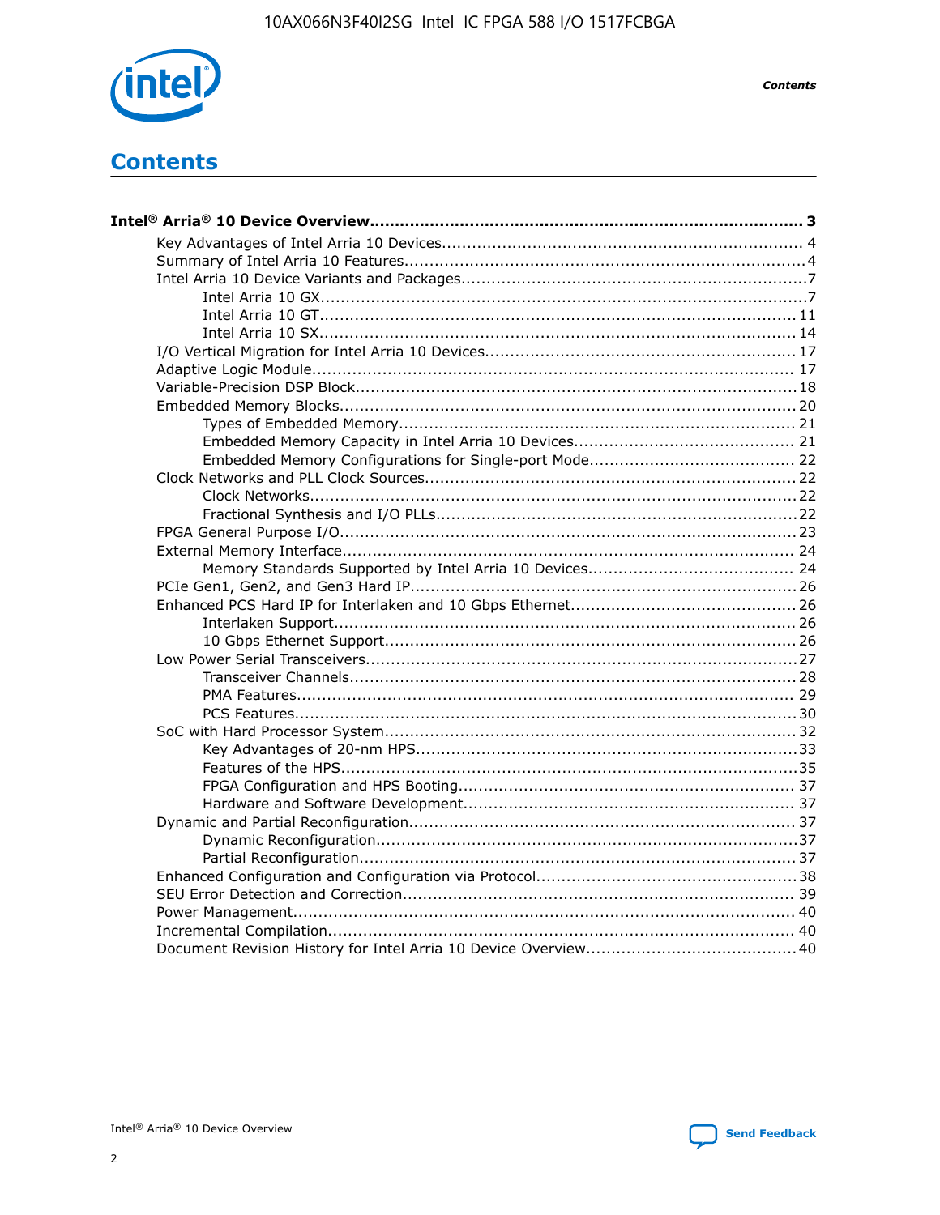# Contents

**Intel® Arria® 10 Device Overview....................................................................................... 3**

- Key Advantages of Intel Arria 10 Devices....................................................................... 4
- Summary of Intel Arria 10 Features...............................................................................4
- Intel Arria 10 Device Variants and Packages....................................................................7
  - Intel Arria 10 GX.................................................................................................7
  - Intel Arria 10 GT............................................................................................... 11
  - Intel Arria 10 SX............................................................................................... 14
- I/O Vertical Migration for Intel Arria 10 Devices............................................................. 17
- Adaptive Logic Module................................................................................................ 17
- Variable-Precision DSP Block.......................................................................................18
- Embedded Memory Blocks...........................................................................................20
  - Types of Embedded Memory............................................................................... 21
  - Embedded Memory Capacity in Intel Arria 10 Devices............................................ 21
  - Embedded Memory Configurations for Single-port Mode......................................... 22
- Clock Networks and PLL Clock Sources.........................................................................22
  - Clock Networks.................................................................................................22
  - Fractional Synthesis and I/O PLLs.......................................................................22
- FPGA General Purpose I/O..........................................................................................23
- External Memory Interface.......................................................................................... 24
  - Memory Standards Supported by Intel Arria 10 Devices......................................... 24
- PCIe Gen1, Gen2, and Gen3 Hard IP.............................................................................26
- Enhanced PCS Hard IP for Interlaken and 10 Gbps Ethernet............................................26
  - Interlaken Support............................................................................................ 26
  - 10 Gbps Ethernet Support.................................................................................. 26
- Low Power Serial Transceivers.....................................................................................27
  - Transceiver Channels.........................................................................................28
  - PMA Features................................................................................................... 29
  - PCS Features....................................................................................................30
- SoC with Hard Processor System.................................................................................32
  - Key Advantages of 20-nm HPS............................................................................33
  - Features of the HPS..........................................................................................35
  - FPGA Configuration and HPS Booting................................................................... 37
  - Hardware and Software Development.................................................................. 37
- Dynamic and Partial Reconfiguration............................................................................37
  - Dynamic Reconfiguration...................................................................................37
  - Partial Reconfiguration.......................................................................................37
- Enhanced Configuration and Configuration via Protocol...................................................38
- SEU Error Detection and Correction.............................................................................. 39
- Power Management.................................................................................................... 40
- Incremental Compilation............................................................................................. 40
- Document Revision History for Intel Arria 10 Device Overview.........................................40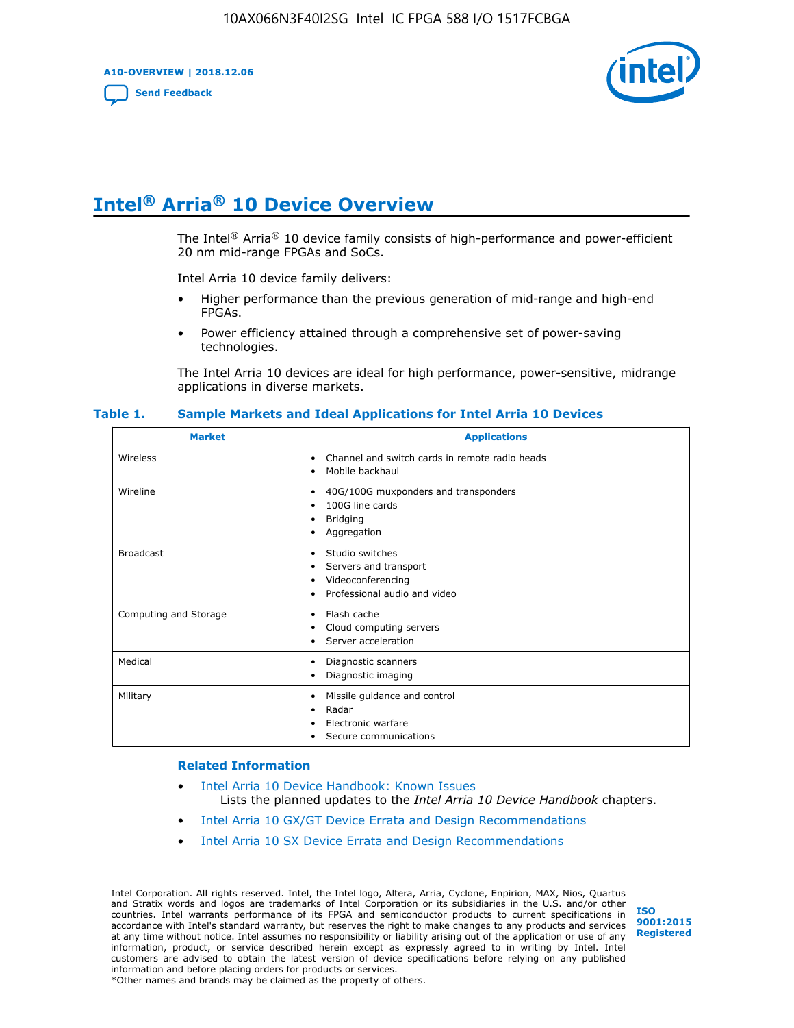# Intel® Arria® 10 Device Overview

The Intel® Arria® 10 device family consists of high-performance and power-efficient 20 nm mid-range FPGAs and SoCs.

Intel Arria 10 device family delivers:

- Higher performance than the previous generation of mid-range and high-end FPGAs.
- Power efficiency attained through a comprehensive set of power-saving technologies.

The Intel Arria 10 devices are ideal for high performance, power-sensitive, midrange applications in diverse markets.

**Table 1. Sample Markets and Ideal Applications for Intel Arria 10 Devices**

| Market | Applications |
|---|---|
| Wireless | • Channel and switch cards in remote radio heads<br>• Mobile backhaul |
| Wireline | • 40G/100G muxponders and transponders<br>• 100G line cards<br>• Bridging<br>• Aggregation |
| Broadcast | • Studio switches<br>• Servers and transport<br>• Videoconferencing<br>• Professional audio and video |
| Computing and Storage | • Flash cache<br>• Cloud computing servers<br>• Server acceleration |
| Medical | • Diagnostic scanners<br>• Diagnostic imaging |
| Military | • Missile guidance and control<br>• Radar<br>• Electronic warfare<br>• Secure communications |

### Related Information

- Intel Arria 10 Device Handbook: Known Issues
  Lists the planned updates to the *Intel Arria 10 Device Handbook* chapters.
- Intel Arria 10 GX/GT Device Errata and Design Recommendations
- Intel Arria 10 SX Device Errata and Design Recommendations

Intel Corporation. All rights reserved. Intel, the Intel logo, Altera, Arria, Cyclone, Enpirion, MAX, Nios, Quartus and Stratix words and logos are trademarks of Intel Corporation or its subsidiaries in the U.S. and/or other countries. Intel warrants performance of its FPGA and semiconductor products to current specifications in accordance with Intel's standard warranty, but reserves the right to make changes to any products and services at any time without notice. Intel assumes no responsibility or liability arising out of the application or use of any information, product, or service described herein except as expressly agreed to in writing by Intel. Intel customers are advised to obtain the latest version of device specifications before relying on any published information and before placing orders for products or services.
*Other names and brands may be claimed as the property of others.

ISO 9001:2015 Registered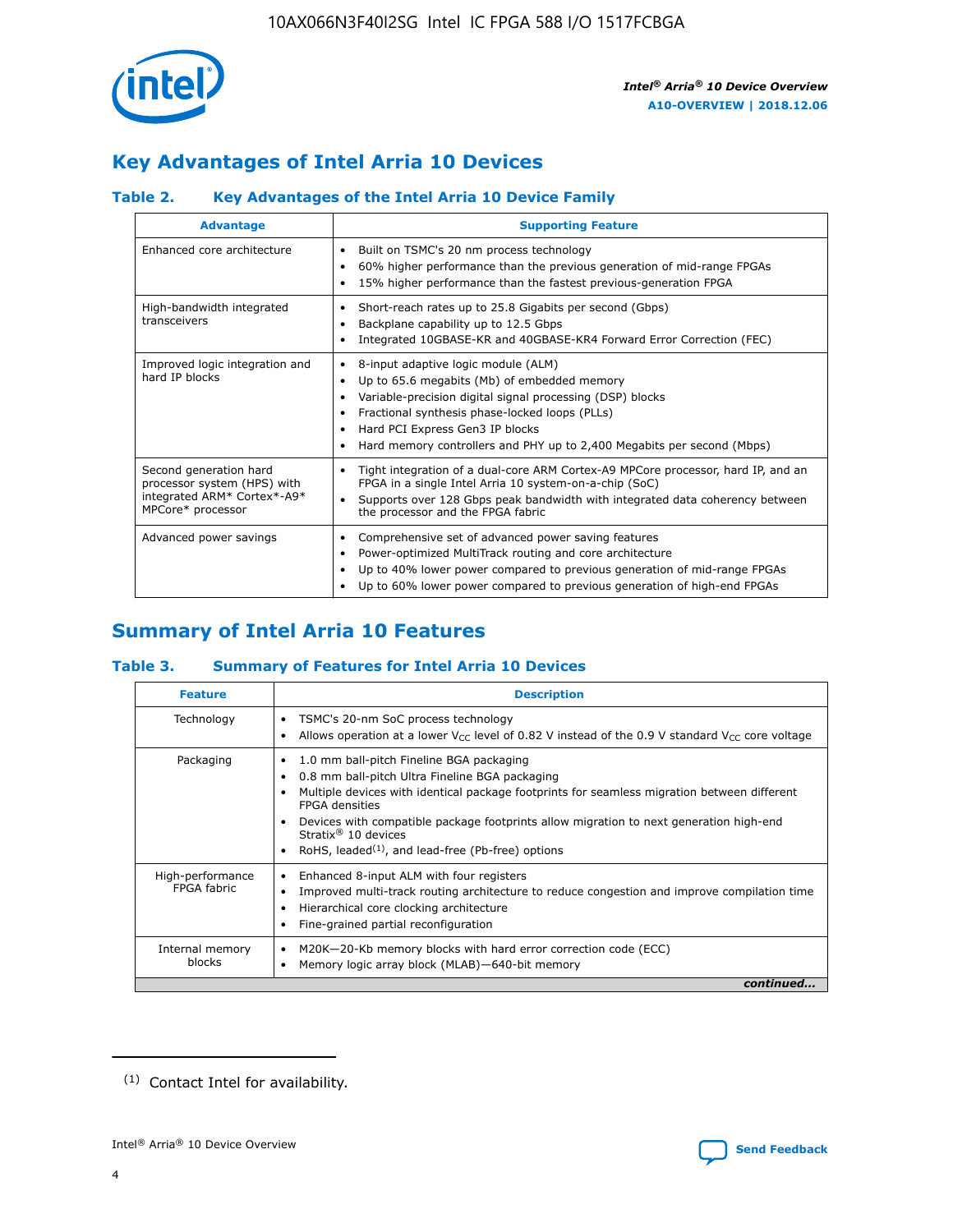## Key Advantages of Intel Arria 10 Devices

### Table 2. Key Advantages of the Intel Arria 10 Device Family

| Advantage | Supporting Feature |
|---|---|
| Enhanced core architecture | • Built on TSMC's 20 nm process technology<br>• 60% higher performance than the previous generation of mid-range FPGAs<br>• 15% higher performance than the fastest previous-generation FPGA |
| High-bandwidth integrated transceivers | • Short-reach rates up to 25.8 Gigabits per second (Gbps)<br>• Backplane capability up to 12.5 Gbps<br>• Integrated 10GBASE-KR and 40GBASE-KR4 Forward Error Correction (FEC) |
| Improved logic integration and hard IP blocks | • 8-input adaptive logic module (ALM)<br>• Up to 65.6 megabits (Mb) of embedded memory<br>• Variable-precision digital signal processing (DSP) blocks<br>• Fractional synthesis phase-locked loops (PLLs)<br>• Hard PCI Express Gen3 IP blocks<br>• Hard memory controllers and PHY up to 2,400 Megabits per second (Mbps) |
| Second generation hard processor system (HPS) with integrated ARM* Cortex*-A9* MPCore* processor | • Tight integration of a dual-core ARM Cortex-A9 MPCore processor, hard IP, and an FPGA in a single Intel Arria 10 system-on-a-chip (SoC)<br>• Supports over 128 Gbps peak bandwidth with integrated data coherency between the processor and the FPGA fabric |
| Advanced power savings | • Comprehensive set of advanced power saving features<br>• Power-optimized MultiTrack routing and core architecture<br>• Up to 40% lower power compared to previous generation of mid-range FPGAs<br>• Up to 60% lower power compared to previous generation of high-end FPGAs |

## Summary of Intel Arria 10 Features

### Table 3. Summary of Features for Intel Arria 10 Devices

| Feature | Description |
|---|---|
| Technology | • TSMC's 20-nm SoC process technology<br>• Allows operation at a lower $V_{CC}$ level of 0.82 V instead of the 0.9 V standard $V_{CC}$ core voltage |
| Packaging | • 1.0 mm ball-pitch Fineline BGA packaging<br>• 0.8 mm ball-pitch Ultra Fineline BGA packaging<br>• Multiple devices with identical package footprints for seamless migration between different FPGA densities<br>• Devices with compatible package footprints allow migration to next generation high-end Stratix® 10 devices<br>• RoHS, leaded[(1)], and lead-free (Pb-free) options |
| High-performance FPGA fabric | • Enhanced 8-input ALM with four registers<br>• Improved multi-track routing architecture to reduce congestion and improve compilation time<br>• Hierarchical core clocking architecture<br>• Fine-grained partial reconfiguration |
| Internal memory blocks | • M20K—20-Kb memory blocks with hard error correction code (ECC)<br>• Memory logic array block (MLAB)—640-bit memory |

*continued...*

(1) Contact Intel for availability.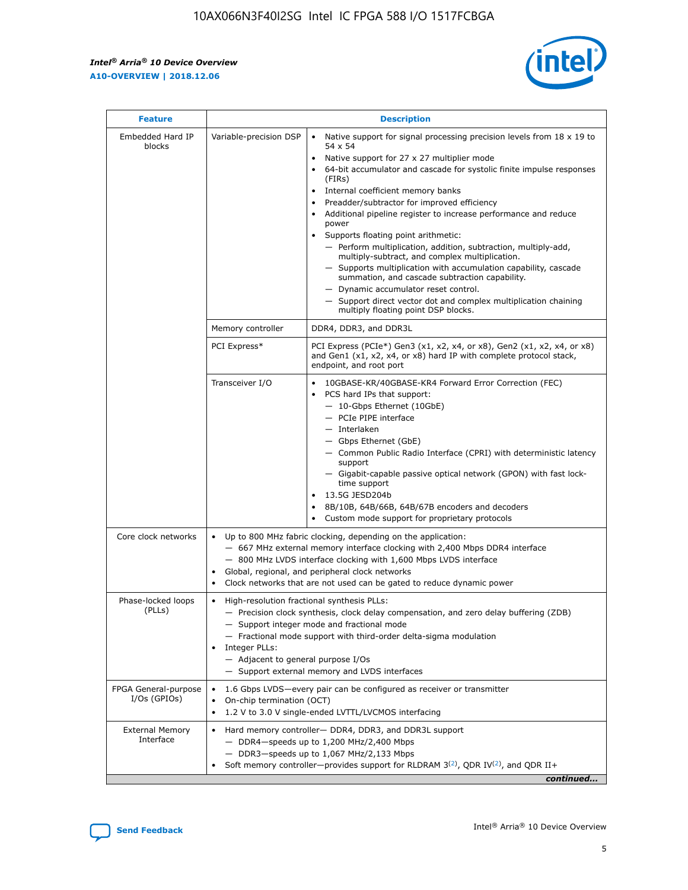| Feature | Description | |
|---|---|---|
| Embedded Hard IP blocks | Variable-precision DSP | • Native support for signal processing precision levels from 18 x 19 to 54 x 54<br>• Native support for 27 x 27 multiplier mode<br>• 64-bit accumulator and cascade for systolic finite impulse responses (FIRs)<br>• Internal coefficient memory banks<br>• Preadder/subtractor for improved efficiency<br>• Additional pipeline register to increase performance and reduce power<br>• Supports floating point arithmetic:<br>— Perform multiplication, addition, subtraction, multiply-add, multiply-subtract, and complex multiplication.<br>— Supports multiplication with accumulation capability, cascade summation, and cascade subtraction capability.<br>— Dynamic accumulator reset control.<br>— Support direct vector dot and complex multiplication chaining multiply floating point DSP blocks. |
| | Memory controller | DDR4, DDR3, and DDR3L |
| | PCI Express* | PCI Express (PCIe*) Gen3 (x1, x2, x4, or x8), Gen2 (x1, x2, x4, or x8) and Gen1 (x1, x2, x4, or x8) hard IP with complete protocol stack, endpoint, and root port |
| | Transceiver I/O | • 10GBASE-KR/40GBASE-KR4 Forward Error Correction (FEC)<br>• PCS hard IPs that support:<br>— 10-Gbps Ethernet (10GbE)<br>— PCIe PIPE interface<br>— Interlaken<br>— Gbps Ethernet (GbE)<br>— Common Public Radio Interface (CPRI) with deterministic latency support<br>— Gigabit-capable passive optical network (GPON) with fast lock-time support<br>• 13.5G JESD204b<br>• 8B/10B, 64B/66B, 64B/67B encoders and decoders<br>• Custom mode support for proprietary protocols |
| Core clock networks | • Up to 800 MHz fabric clocking, depending on the application:<br>— 667 MHz external memory interface clocking with 2,400 Mbps DDR4 interface<br>— 800 MHz LVDS interface clocking with 1,600 Mbps LVDS interface<br>• Global, regional, and peripheral clock networks<br>• Clock networks that are not used can be gated to reduce dynamic power | |
| Phase-locked loops (PLLs) | • High-resolution fractional synthesis PLLs:<br>— Precision clock synthesis, clock delay compensation, and zero delay buffering (ZDB)<br>— Support integer mode and fractional mode<br>— Fractional mode support with third-order delta-sigma modulation<br>• Integer PLLs:<br>— Adjacent to general purpose I/Os<br>— Support external memory and LVDS interfaces | |
| FPGA General-purpose I/Os (GPIOs) | • 1.6 Gbps LVDS—every pair can be configured as receiver or transmitter<br>• On-chip termination (OCT)<br>• 1.2 V to 3.0 V single-ended LVTTL/LVCMOS interfacing | |
| External Memory Interface | • Hard memory controller— DDR4, DDR3, and DDR3L support<br>— DDR4—speeds up to 1,200 MHz/2,400 Mbps<br>— DDR3—speeds up to 1,067 MHz/2,133 Mbps<br>• Soft memory controller—provides support for RLDRAM 3[(2)], QDR IV[(2)], and QDR II+ | |

*continued...*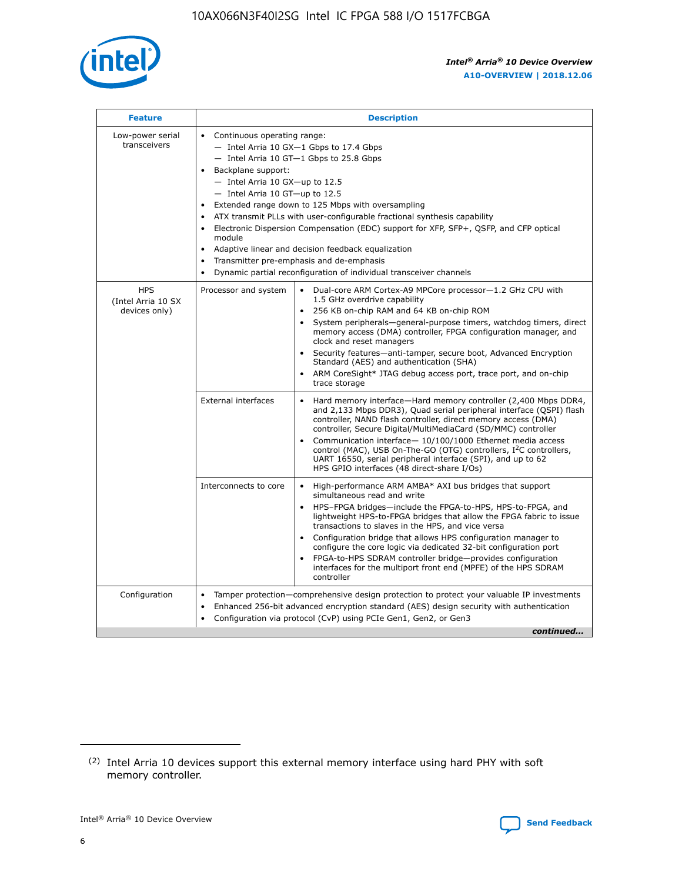| Feature | Description | |
|---|---|---|
| Low-power serial transceivers | • Continuous operating range:<br>— Intel Arria 10 GX—1 Gbps to 17.4 Gbps<br>— Intel Arria 10 GT—1 Gbps to 25.8 Gbps<br>• Backplane support:<br>— Intel Arria 10 GX—up to 12.5<br>— Intel Arria 10 GT—up to 12.5<br>• Extended range down to 125 Mbps with oversampling<br>• ATX transmit PLLs with user-configurable fractional synthesis capability<br>• Electronic Dispersion Compensation (EDC) support for XFP, SFP+, QSFP, and CFP optical module<br>• Adaptive linear and decision feedback equalization<br>• Transmitter pre-emphasis and de-emphasis<br>• Dynamic partial reconfiguration of individual transceiver channels | |
| HPS (Intel Arria 10 SX devices only) | Processor and system | • Dual-core ARM Cortex-A9 MPCore processor—1.2 GHz CPU with 1.5 GHz overdrive capability<br>• 256 KB on-chip RAM and 64 KB on-chip ROM<br>• System peripherals—general-purpose timers, watchdog timers, direct memory access (DMA) controller, FPGA configuration manager, and clock and reset managers<br>• Security features—anti-tamper, secure boot, Advanced Encryption Standard (AES) and authentication (SHA)<br>• ARM CoreSight* JTAG debug access port, trace port, and on-chip trace storage |
| | External interfaces | • Hard memory interface—Hard memory controller (2,400 Mbps DDR4, and 2,133 Mbps DDR3), Quad serial peripheral interface (QSPI) flash controller, NAND flash controller, direct memory access (DMA) controller, Secure Digital/MultiMediaCard (SD/MMC) controller<br>• Communication interface— 10/100/1000 Ethernet media access control (MAC), USB On-The-GO (OTG) controllers, I$^2$C controllers, UART 16550, serial peripheral interface (SPI), and up to 62 HPS GPIO interfaces (48 direct-share I/Os) |
| | Interconnects to core | • High-performance ARM AMBA* AXI bus bridges that support simultaneous read and write<br>• HPS–FPGA bridges—include the FPGA-to-HPS, HPS-to-FPGA, and lightweight HPS-to-FPGA bridges that allow the FPGA fabric to issue transactions to slaves in the HPS, and vice versa<br>• Configuration bridge that allows HPS configuration manager to configure the core logic via dedicated 32-bit configuration port<br>• FPGA-to-HPS SDRAM controller bridge—provides configuration interfaces for the multiport front end (MPFE) of the HPS SDRAM controller |
| Configuration | • Tamper protection—comprehensive design protection to protect your valuable IP investments<br>• Enhanced 256-bit advanced encryption standard (AES) design security with authentication<br>• Configuration via protocol (CvP) using PCIe Gen1, Gen2, or Gen3 | |

*continued...*

(2) Intel Arria 10 devices support this external memory interface using hard PHY with soft memory controller.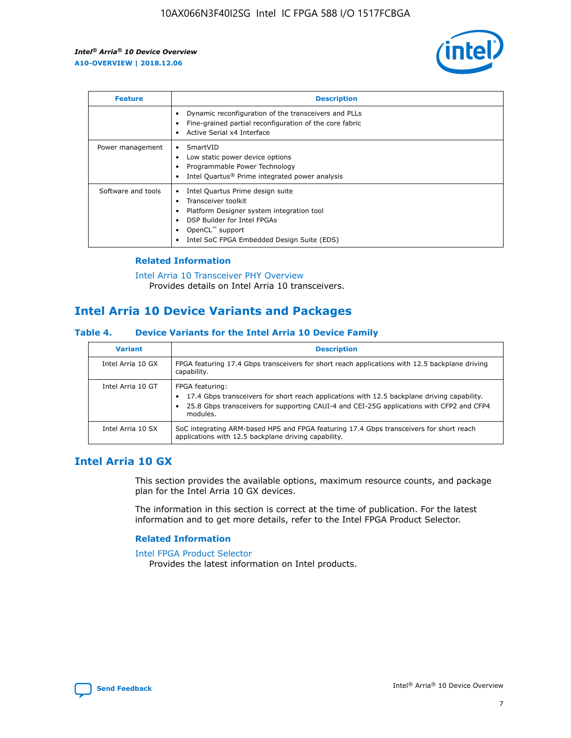| Feature | Description |
| --- | --- |
|  | • Dynamic reconfiguration of the transceivers and PLLs<br>• Fine-grained partial reconfiguration of the core fabric<br>• Active Serial x4 Interface |
| Power management | • SmartVID<br>• Low static power device options<br>• Programmable Power Technology<br>• Intel Quartus® Prime integrated power analysis |
| Software and tools | • Intel Quartus Prime design suite<br>• Transceiver toolkit<br>• Platform Designer system integration tool<br>• DSP Builder for Intel FPGAs<br>• OpenCL™ support<br>• Intel SoC FPGA Embedded Design Suite (EDS) |

### Related Information

Intel Arria 10 Transceiver PHY Overview
Provides details on Intel Arria 10 transceivers.

## Intel Arria 10 Device Variants and Packages

#### Table 4. Device Variants for the Intel Arria 10 Device Family

| Variant | Description |
| --- | --- |
| Intel Arria 10 GX | FPGA featuring 17.4 Gbps transceivers for short reach applications with 12.5 backplane driving capability. |
| Intel Arria 10 GT | FPGA featuring:<br>• 17.4 Gbps transceivers for short reach applications with 12.5 backplane driving capability.<br>• 25.8 Gbps transceivers for supporting CAUI-4 and CEI-25G applications with CFP2 and CFP4 modules. |
| Intel Arria 10 SX | SoC integrating ARM-based HPS and FPGA featuring 17.4 Gbps transceivers for short reach applications with 12.5 backplane driving capability. |

## Intel Arria 10 GX

This section provides the available options, maximum resource counts, and package plan for the Intel Arria 10 GX devices.

The information in this section is correct at the time of publication. For the latest information and to get more details, refer to the Intel FPGA Product Selector.

### Related Information

Intel FPGA Product Selector
Provides the latest information on Intel products.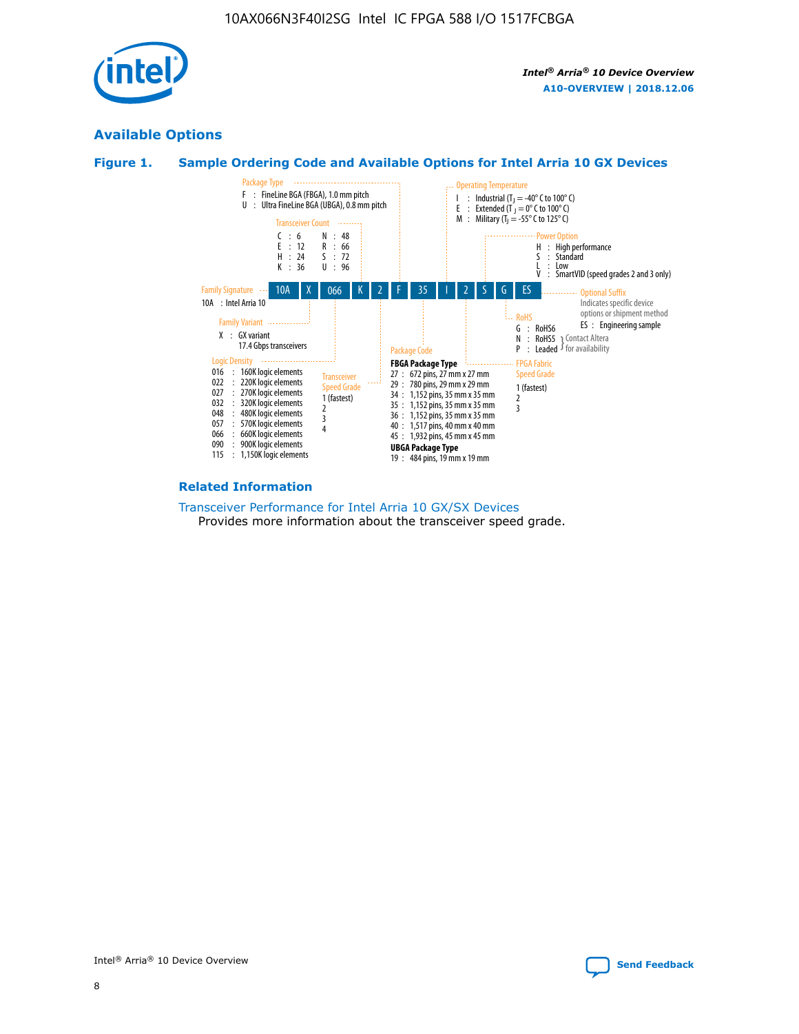## Available Options

### Figure 1. Sample Ordering Code and Available Options for Intel Arria 10 GX Devices

| 10A | X | 066 | K | 2 | F | 35 | I | 2 | S | G | ES |
|---|---|---|---|---|---|---|---|---|---|---|---|

**Family Signature**
- 10A : Intel Arria 10

**Family Variant**
- X : GX variant 17.4 Gbps transceivers

**Logic Density**
- 016 : 160K logic elements
- 022 : 220K logic elements
- 027 : 270K logic elements
- 032 : 320K logic elements
- 048 : 480K logic elements
- 057 : 570K logic elements
- 066 : 660K logic elements
- 090 : 900K logic elements
- 115 : 1,150K logic elements

**Transceiver Count**
- C : 6
- E : 12
- H : 24
- K : 36
- N : 48
- R : 66
- S : 72
- U : 96

**Transceiver Speed Grade**
- 1 (fastest)
- 2
- 3
- 4

**Package Type**
- F : FineLine BGA (FBGA), 1.0 mm pitch
- U : Ultra FineLine BGA (UBGA), 0.8 mm pitch

**Package Code**

FBGA Package Type
- 27 : 672 pins, 27 mm x 27 mm
- 29 : 780 pins, 29 mm x 29 mm
- 34 : 1,152 pins, 35 mm x 35 mm
- 35 : 1,152 pins, 35 mm x 35 mm
- 36 : 1,152 pins, 35 mm x 35 mm
- 40 : 1,517 pins, 40 mm x 40 mm
- 45 : 1,932 pins, 45 mm x 45 mm

UBGA Package Type
- 19 : 484 pins, 19 mm x 19 mm

**Operating Temperature**
- I : Industrial ($T_J$ = -40° C to 100° C)
- E : Extended ($T_J$ = 0° C to 100° C)
- M : Military ($T_J$ = -55° C to 125° C)

**FPGA Fabric Speed Grade**
- 1 (fastest)
- 2
- 3

**Power Option**
- H : High performance
- S : Standard
- L : Low
- V : SmartVID (speed grades 2 and 3 only)

**RoHS**
- G : RoHS6
- N : RoHS5 (Contact Altera for availability)
- P : Leaded (Contact Altera for availability)

**Optional Suffix**

Indicates specific device options or shipment method
- ES : Engineering sample

### Related Information

Transceiver Performance for Intel Arria 10 GX/SX Devices
Provides more information about the transceiver speed grade.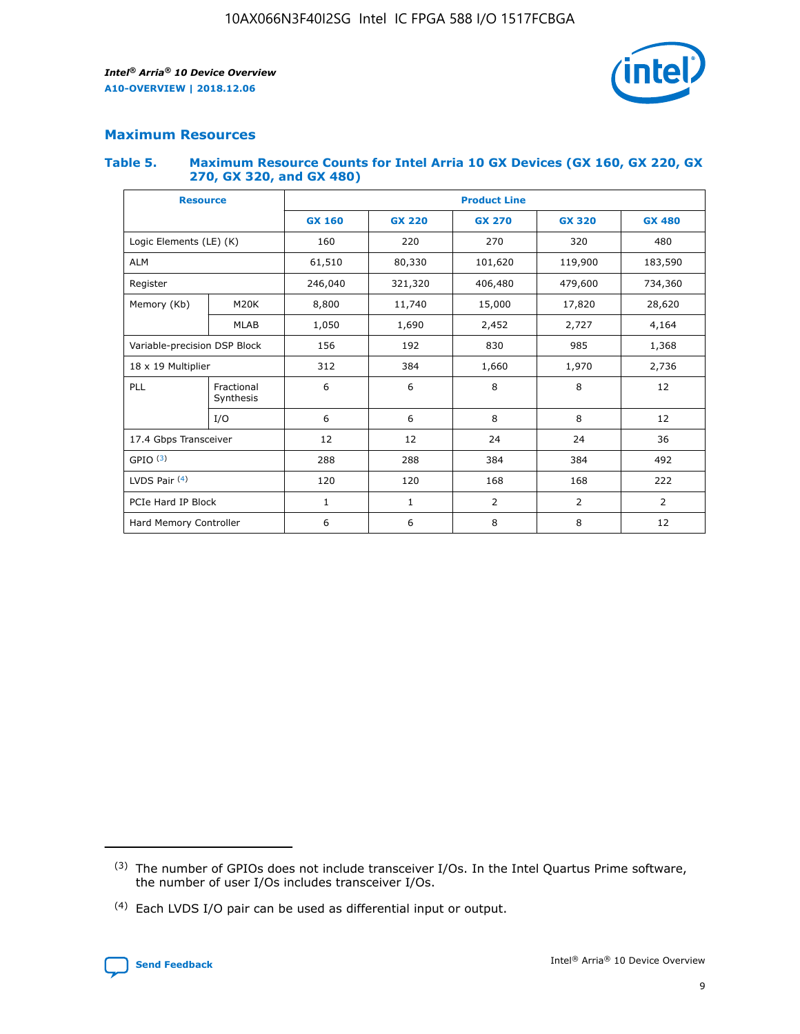## Maximum Resources

### Table 5. Maximum Resource Counts for Intel Arria 10 GX Devices (GX 160, GX 220, GX 270, GX 320, and GX 480)

| Resource | | Product Line | | | | |
|---|---|---|---|---|---|---|
| | | GX 160 | GX 220 | GX 270 | GX 320 | GX 480 |
| Logic Elements (LE) (K) | | 160 | 220 | 270 | 320 | 480 |
| ALM | | 61,510 | 80,330 | 101,620 | 119,900 | 183,590 |
| Register | | 246,040 | 321,320 | 406,480 | 479,600 | 734,360 |
| Memory (Kb) | M20K | 8,800 | 11,740 | 15,000 | 17,820 | 28,620 |
| | MLAB | 1,050 | 1,690 | 2,452 | 2,727 | 4,164 |
| Variable-precision DSP Block | | 156 | 192 | 830 | 985 | 1,368 |
| 18 x 19 Multiplier | | 312 | 384 | 1,660 | 1,970 | 2,736 |
| PLL | Fractional Synthesis | 6 | 6 | 8 | 8 | 12 |
| | I/O | 6 | 6 | 8 | 8 | 12 |
| 17.4 Gbps Transceiver | | 12 | 12 | 24 | 24 | 36 |
| GPIO [(3)] | | 288 | 288 | 384 | 384 | 492 |
| LVDS Pair [(4)] | | 120 | 120 | 168 | 168 | 222 |
| PCIe Hard IP Block | | 1 | 1 | 2 | 2 | 2 |
| Hard Memory Controller | | 6 | 6 | 8 | 8 | 12 |

(3) The number of GPIOs does not include transceiver I/Os. In the Intel Quartus Prime software, the number of user I/Os includes transceiver I/Os.

(4) Each LVDS I/O pair can be used as differential input or output.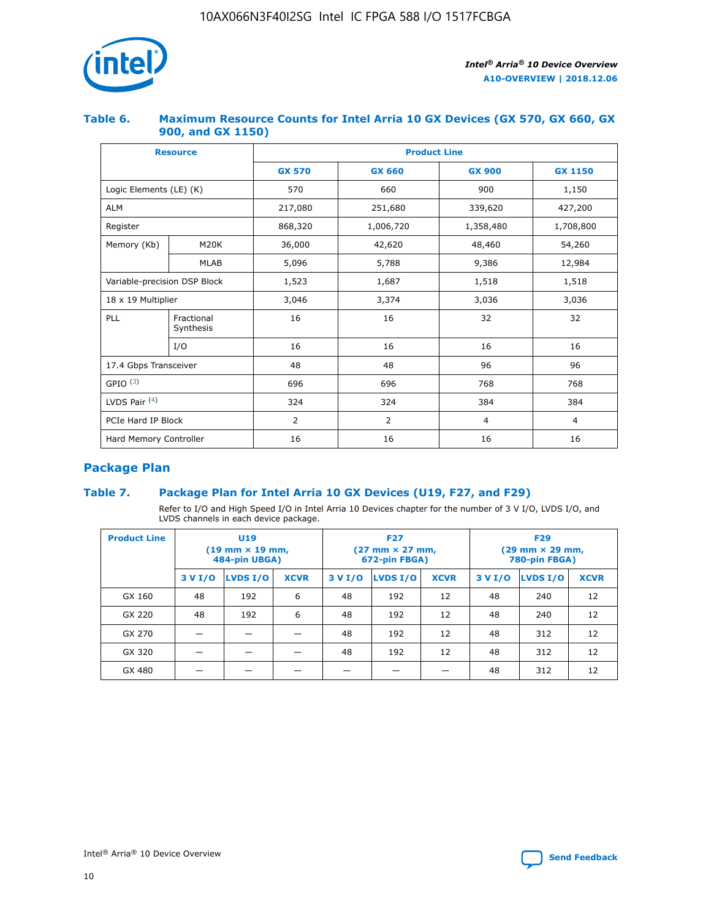#### Table 6. Maximum Resource Counts for Intel Arria 10 GX Devices (GX 570, GX 660, GX 900, and GX 1150)

| Resource | | Product Line | | | |
|---|---|---|---|---|---|
| | | GX 570 | GX 660 | GX 900 | GX 1150 |
| Logic Elements (LE) (K) | | 570 | 660 | 900 | 1,150 |
| ALM | | 217,080 | 251,680 | 339,620 | 427,200 |
| Register | | 868,320 | 1,006,720 | 1,358,480 | 1,708,800 |
| Memory (Kb) | M20K | 36,000 | 42,620 | 48,460 | 54,260 |
| | MLAB | 5,096 | 5,788 | 9,386 | 12,984 |
| Variable-precision DSP Block | | 1,523 | 1,687 | 1,518 | 1,518 |
| 18 x 19 Multiplier | | 3,046 | 3,374 | 3,036 | 3,036 |
| PLL | Fractional Synthesis | 16 | 16 | 32 | 32 |
| | I/O | 16 | 16 | 16 | 16 |
| 17.4 Gbps Transceiver | | 48 | 48 | 96 | 96 |
| GPIO [3] | | 696 | 696 | 768 | 768 |
| LVDS Pair [4] | | 324 | 324 | 384 | 384 |
| PCIe Hard IP Block | | 2 | 2 | 4 | 4 |
| Hard Memory Controller | | 16 | 16 | 16 | 16 |

## Package Plan

#### Table 7. Package Plan for Intel Arria 10 GX Devices (U19, F27, and F29)

Refer to I/O and High Speed I/O in Intel Arria 10 Devices chapter for the number of 3 V I/O, LVDS I/O, and LVDS channels in each device package.

| Product Line | U19 (19 mm × 19 mm, 484-pin UBGA) | | | F27 (27 mm × 27 mm, 672-pin FBGA) | | | F29 (29 mm × 29 mm, 780-pin FBGA) | | |
|---|---|---|---|---|---|---|---|---|---|
| | 3 V I/O | LVDS I/O | XCVR | 3 V I/O | LVDS I/O | XCVR | 3 V I/O | LVDS I/O | XCVR |
| GX 160 | 48 | 192 | 6 | 48 | 192 | 12 | 48 | 240 | 12 |
| GX 220 | 48 | 192 | 6 | 48 | 192 | 12 | 48 | 240 | 12 |
| GX 270 | — | — | — | 48 | 192 | 12 | 48 | 312 | 12 |
| GX 320 | — | — | — | 48 | 192 | 12 | 48 | 312 | 12 |
| GX 480 | — | — | — | — | — | — | 48 | 312 | 12 |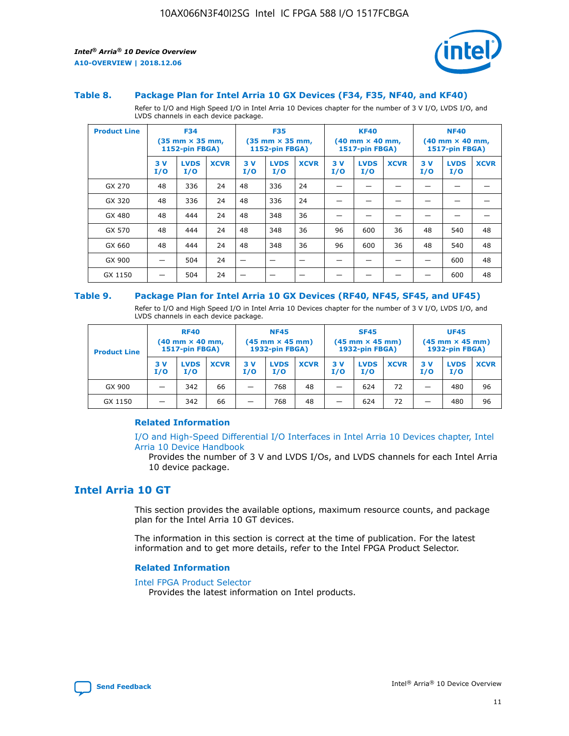### Table 8. Package Plan for Intel Arria 10 GX Devices (F34, F35, NF40, and KF40)

Refer to I/O and High Speed I/O in Intel Arria 10 Devices chapter for the number of 3 V I/O, LVDS I/O, and LVDS channels in each device package.

| Product Line | F34 (35 mm × 35 mm, 1152-pin FBGA) | | | F35 (35 mm × 35 mm, 1152-pin FBGA) | | | KF40 (40 mm × 40 mm, 1517-pin FBGA) | | | NF40 (40 mm × 40 mm, 1517-pin FBGA) | | |
|---|---|---|---|---|---|---|---|---|---|---|---|---|
| | 3 V I/O | LVDS I/O | XCVR | 3 V I/O | LVDS I/O | XCVR | 3 V I/O | LVDS I/O | XCVR | 3 V I/O | LVDS I/O | XCVR |
| GX 270 | 48 | 336 | 24 | 48 | 336 | 24 | — | — | — | — | — | — |
| GX 320 | 48 | 336 | 24 | 48 | 336 | 24 | — | — | — | — | — | — |
| GX 480 | 48 | 444 | 24 | 48 | 348 | 36 | — | — | — | — | — | — |
| GX 570 | 48 | 444 | 24 | 48 | 348 | 36 | 96 | 600 | 36 | 48 | 540 | 48 |
| GX 660 | 48 | 444 | 24 | 48 | 348 | 36 | 96 | 600 | 36 | 48 | 540 | 48 |
| GX 900 | — | 504 | 24 | — | — | — | — | — | — | — | 600 | 48 |
| GX 1150 | — | 504 | 24 | — | — | — | — | — | — | — | 600 | 48 |

### Table 9. Package Plan for Intel Arria 10 GX Devices (RF40, NF45, SF45, and UF45)

Refer to I/O and High Speed I/O in Intel Arria 10 Devices chapter for the number of 3 V I/O, LVDS I/O, and LVDS channels in each device package.

| Product Line | RF40 (40 mm × 40 mm, 1517-pin FBGA) | | | NF45 (45 mm × 45 mm) 1932-pin FBGA) | | | SF45 (45 mm × 45 mm) 1932-pin FBGA) | | | UF45 (45 mm × 45 mm) 1932-pin FBGA) | | |
|---|---|---|---|---|---|---|---|---|---|---|---|---|
| | 3 V I/O | LVDS I/O | XCVR | 3 V I/O | LVDS I/O | XCVR | 3 V I/O | LVDS I/O | XCVR | 3 V I/O | LVDS I/O | XCVR |
| GX 900 | — | 342 | 66 | — | 768 | 48 | — | 624 | 72 | — | 480 | 96 |
| GX 1150 | — | 342 | 66 | — | 768 | 48 | — | 624 | 72 | — | 480 | 96 |

#### Related Information

I/O and High-Speed Differential I/O Interfaces in Intel Arria 10 Devices chapter, Intel Arria 10 Device Handbook

Provides the number of 3 V and LVDS I/Os, and LVDS channels for each Intel Arria 10 device package.

## Intel Arria 10 GT

This section provides the available options, maximum resource counts, and package plan for the Intel Arria 10 GT devices.

The information in this section is correct at the time of publication. For the latest information and to get more details, refer to the Intel FPGA Product Selector.

#### Related Information

Intel FPGA Product Selector

Provides the latest information on Intel products.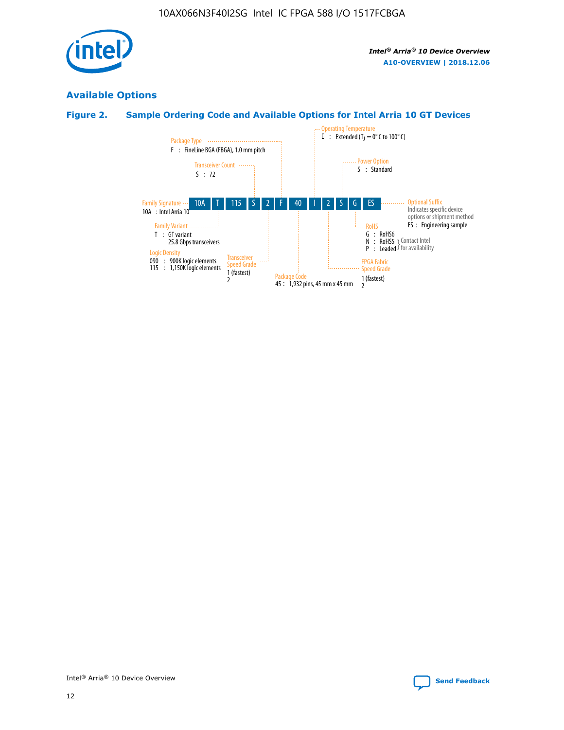## Available Options

### Figure 2. Sample Ordering Code and Available Options for Intel Arria 10 GT Devices

| 10A | T | 115 | S | 2 | F | 40 | I | 2 | S | G | ES |
|---|---|---|---|---|---|---|---|---|---|---|---|

**Family Signature**
10A : Intel Arria 10

**Family Variant**
T : GT variant
25.8 Gbps transceivers

**Logic Density**
090 : 900K logic elements
115 : 1,150K logic elements

**Transceiver Count**
S : 72

**Transceiver Speed Grade**
1 (fastest)
2

**Package Type**
F : FineLine BGA (FBGA), 1.0 mm pitch

**Package Code**
45 : 1,932 pins, 45 mm x 45 mm

**Operating Temperature**
E : Extended ($T_J$ = 0° C to 100° C)

**FPGA Fabric Speed Grade**
1 (fastest)
2

**Power Option**
S : Standard

**RoHS**
G : RoHS6
N : RoHS5 (Contact Intel for availability)
P : Leaded (Contact Intel for availability)

**Optional Suffix**
Indicates specific device options or shipment method
ES : Engineering sample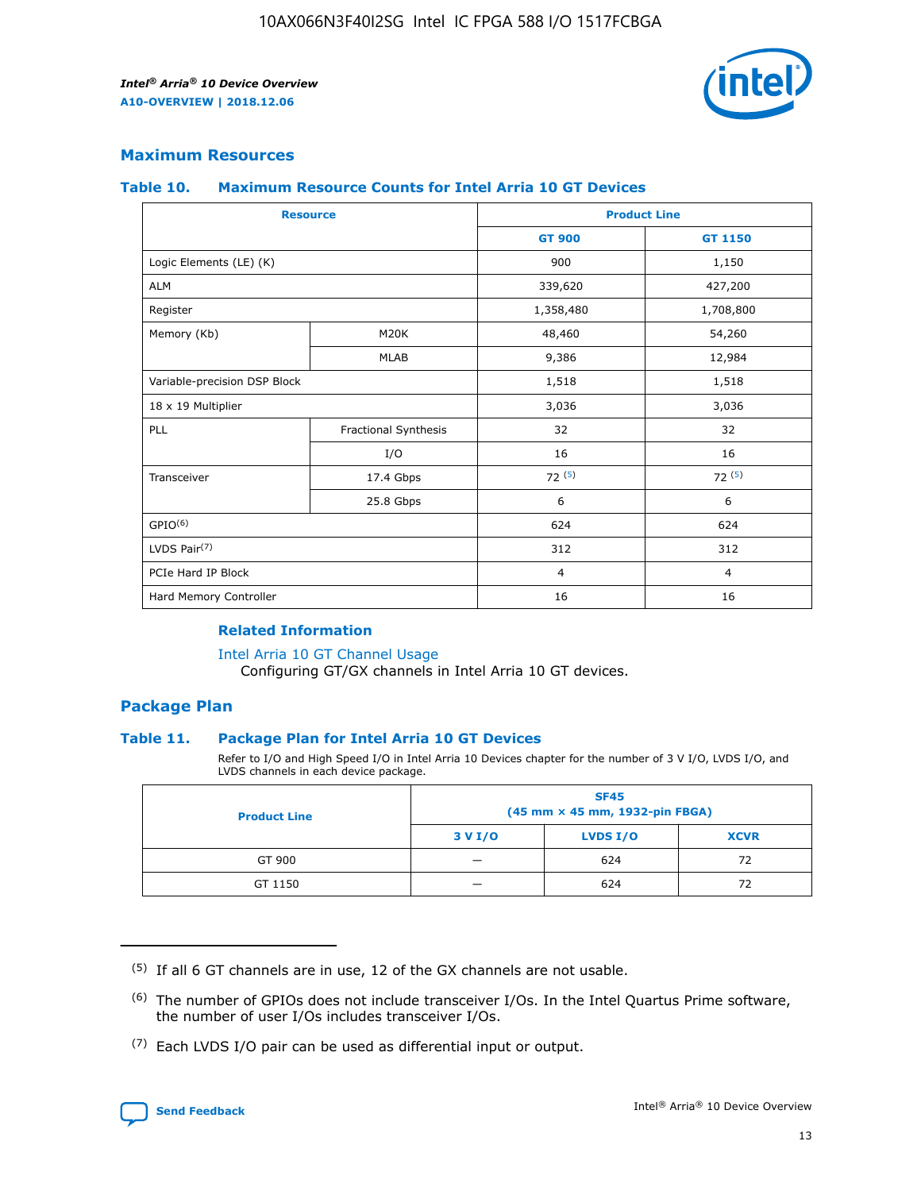## Maximum Resources

### Table 10. Maximum Resource Counts for Intel Arria 10 GT Devices

| Resource | | Product Line | |
|---|---|---|---|
| | | GT 900 | GT 1150 |
| Logic Elements (LE) (K) | | 900 | 1,150 |
| ALM | | 339,620 | 427,200 |
| Register | | 1,358,480 | 1,708,800 |
| Memory (Kb) | M20K | 48,460 | 54,260 |
| | MLAB | 9,386 | 12,984 |
| Variable-precision DSP Block | | 1,518 | 1,518 |
| 18 x 19 Multiplier | | 3,036 | 3,036 |
| PLL | Fractional Synthesis | 32 | 32 |
| | I/O | 16 | 16 |
| Transceiver | 17.4 Gbps | 72 (5) | 72 (5) |
| | 25.8 Gbps | 6 | 6 |
| GPIO(6) | | 624 | 624 |
| LVDS Pair(7) | | 312 | 312 |
| PCIe Hard IP Block | | 4 | 4 |
| Hard Memory Controller | | 16 | 16 |

#### Related Information

Intel Arria 10 GT Channel Usage

Configuring GT/GX channels in Intel Arria 10 GT devices.

## Package Plan

### Table 11. Package Plan for Intel Arria 10 GT Devices

Refer to I/O and High Speed I/O in Intel Arria 10 Devices chapter for the number of 3 V I/O, LVDS I/O, and LVDS channels in each device package.

| Product Line | SF45 (45 mm × 45 mm, 1932-pin FBGA) | | |
|---|---|---|---|
| | 3 V I/O | LVDS I/O | XCVR |
| GT 900 | — | 624 | 72 |
| GT 1150 | — | 624 | 72 |

(5) If all 6 GT channels are in use, 12 of the GX channels are not usable.

(6) The number of GPIOs does not include transceiver I/Os. In the Intel Quartus Prime software, the number of user I/Os includes transceiver I/Os.

(7) Each LVDS I/O pair can be used as differential input or output.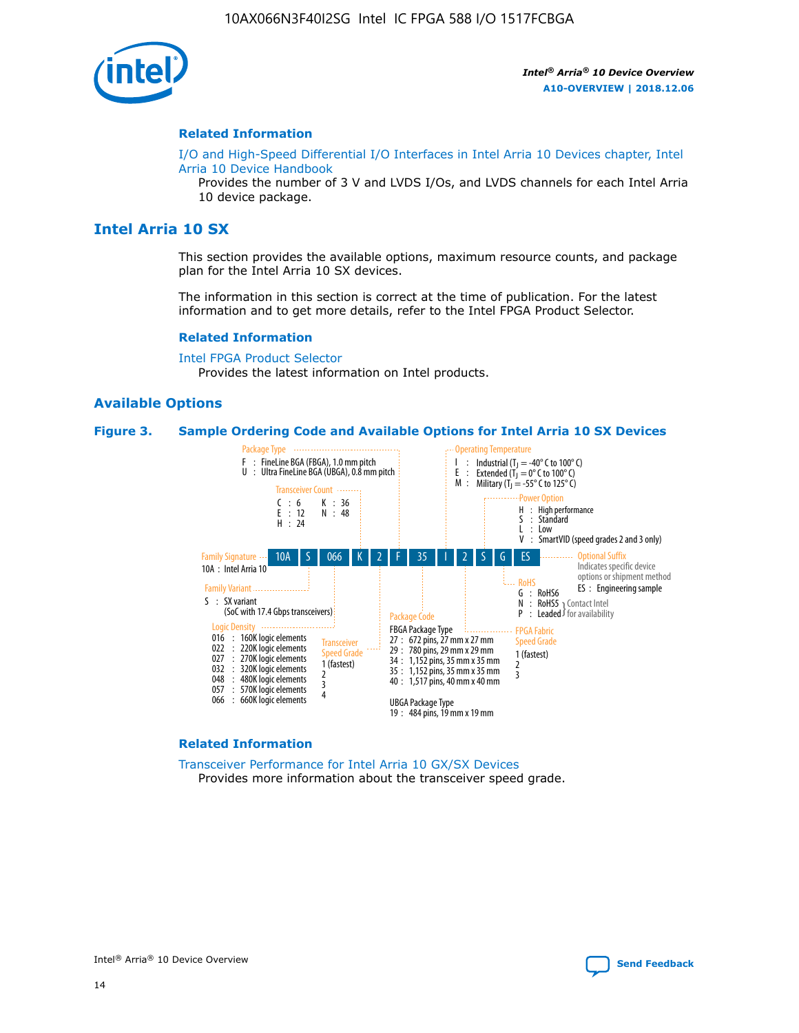#### Related Information

I/O and High-Speed Differential I/O Interfaces in Intel Arria 10 Devices chapter, Intel Arria 10 Device Handbook

Provides the number of 3 V and LVDS I/Os, and LVDS channels for each Intel Arria 10 device package.

## Intel Arria 10 SX

This section provides the available options, maximum resource counts, and package plan for the Intel Arria 10 SX devices.

The information in this section is correct at the time of publication. For the latest information and to get more details, refer to the Intel FPGA Product Selector.

#### Related Information

Intel FPGA Product Selector

Provides the latest information on Intel products.

### Available Options

**Figure 3. Sample Ordering Code and Available Options for Intel Arria 10 SX Devices**

Sample ordering code: 10A S 066 K 2 F 35 I 2 S G ES

- **Family Signature**
  - 10A : Intel Arria 10
- **Family Variant**
  - S : SX variant (SoC with 17.4 Gbps transceivers)
- **Logic Density**
  - 016 : 160K logic elements
  - 022 : 220K logic elements
  - 027 : 270K logic elements
  - 032 : 320K logic elements
  - 048 : 480K logic elements
  - 057 : 570K logic elements
  - 066 : 660K logic elements
- **Transceiver Count**
  - C : 6
  - E : 12
  - H : 24
  - K : 36
  - N : 48
- **Transceiver Speed Grade**
  - 1 (fastest)
  - 2
  - 3
  - 4
- **Package Type**
  - F : FineLine BGA (FBGA), 1.0 mm pitch
  - U : Ultra FineLine BGA (UBGA), 0.8 mm pitch
- **Package Code**
  - FBGA Package Type
    - 27 : 672 pins, 27 mm x 27 mm
    - 29 : 780 pins, 29 mm x 29 mm
    - 34 : 1,152 pins, 35 mm x 35 mm
    - 35 : 1,152 pins, 35 mm x 35 mm
    - 40 : 1,517 pins, 40 mm x 40 mm
  - UBGA Package Type
    - 19 : 484 pins, 19 mm x 19 mm
- **Operating Temperature**
  - I : Industrial ($T_J$ = -40° C to 100° C)
  - E : Extended ($T_J$ = 0° C to 100° C)
  - M : Military ($T_J$ = -55° C to 125° C)
- **FPGA Fabric Speed Grade**
  - 1 (fastest)
  - 2
  - 3
- **Power Option**
  - H : High performance
  - S : Standard
  - L : Low
  - V : SmartVID (speed grades 2 and 3 only)
- **RoHS**
  - G : RoHS6
  - N : RoHS5 (Contact Intel for availability)
  - P : Leaded (Contact Intel for availability)
- **Optional Suffix**
  - Indicates specific device options or shipment method
  - ES : Engineering sample

#### Related Information

Transceiver Performance for Intel Arria 10 GX/SX Devices

Provides more information about the transceiver speed grade.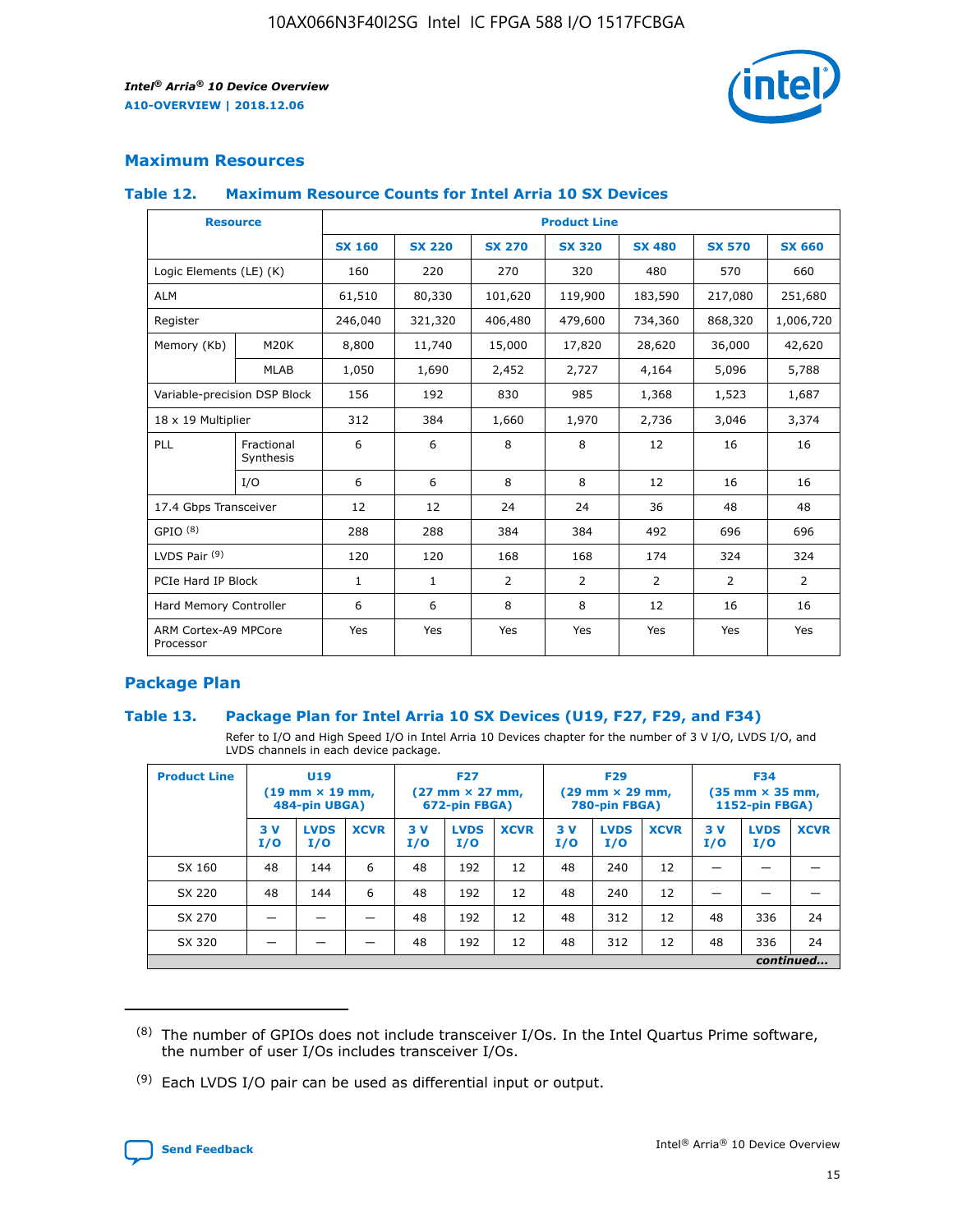## Maximum Resources

### Table 12. Maximum Resource Counts for Intel Arria 10 SX Devices

| Resource | | Product Line | | | | | | |
|---|---|---|---|---|---|---|---|---|
| | | SX 160 | SX 220 | SX 270 | SX 320 | SX 480 | SX 570 | SX 660 |
| Logic Elements (LE) (K) | | 160 | 220 | 270 | 320 | 480 | 570 | 660 |
| ALM | | 61,510 | 80,330 | 101,620 | 119,900 | 183,590 | 217,080 | 251,680 |
| Register | | 246,040 | 321,320 | 406,480 | 479,600 | 734,360 | 868,320 | 1,006,720 |
| Memory (Kb) | M20K | 8,800 | 11,740 | 15,000 | 17,820 | 28,620 | 36,000 | 42,620 |
| | MLAB | 1,050 | 1,690 | 2,452 | 2,727 | 4,164 | 5,096 | 5,788 |
| Variable-precision DSP Block | | 156 | 192 | 830 | 985 | 1,368 | 1,523 | 1,687 |
| 18 x 19 Multiplier | | 312 | 384 | 1,660 | 1,970 | 2,736 | 3,046 | 3,374 |
| PLL | Fractional Synthesis | 6 | 6 | 8 | 8 | 12 | 16 | 16 |
| | I/O | 6 | 6 | 8 | 8 | 12 | 16 | 16 |
| 17.4 Gbps Transceiver | | 12 | 12 | 24 | 24 | 36 | 48 | 48 |
| GPIO [8] | | 288 | 288 | 384 | 384 | 492 | 696 | 696 |
| LVDS Pair [9] | | 120 | 120 | 168 | 168 | 174 | 324 | 324 |
| PCIe Hard IP Block | | 1 | 1 | 2 | 2 | 2 | 2 | 2 |
| Hard Memory Controller | | 6 | 6 | 8 | 8 | 12 | 16 | 16 |
| ARM Cortex-A9 MPCore Processor | | Yes | Yes | Yes | Yes | Yes | Yes | Yes |

## Package Plan

### Table 13. Package Plan for Intel Arria 10 SX Devices (U19, F27, F29, and F34)

Refer to I/O and High Speed I/O in Intel Arria 10 Devices chapter for the number of 3 V I/O, LVDS I/O, and LVDS channels in each device package.

| Product Line | U19 (19 mm × 19 mm, 484-pin UBGA) | | | F27 (27 mm × 27 mm, 672-pin FBGA) | | | F29 (29 mm × 29 mm, 780-pin FBGA) | | | F34 (35 mm × 35 mm, 1152-pin FBGA) | | |
|---|---|---|---|---|---|---|---|---|---|---|---|---|
| | 3 V I/O | LVDS I/O | XCVR | 3 V I/O | LVDS I/O | XCVR | 3 V I/O | LVDS I/O | XCVR | 3 V I/O | LVDS I/O | XCVR |
| SX 160 | 48 | 144 | 6 | 48 | 192 | 12 | 48 | 240 | 12 | — | — | — |
| SX 220 | 48 | 144 | 6 | 48 | 192 | 12 | 48 | 240 | 12 | — | — | — |
| SX 270 | — | — | — | 48 | 192 | 12 | 48 | 312 | 12 | 48 | 336 | 24 |
| SX 320 | — | — | — | 48 | 192 | 12 | 48 | 312 | 12 | 48 | 336 | 24 |

*continued...*

(8) The number of GPIOs does not include transceiver I/Os. In the Intel Quartus Prime software, the number of user I/Os includes transceiver I/Os.

(9) Each LVDS I/O pair can be used as differential input or output.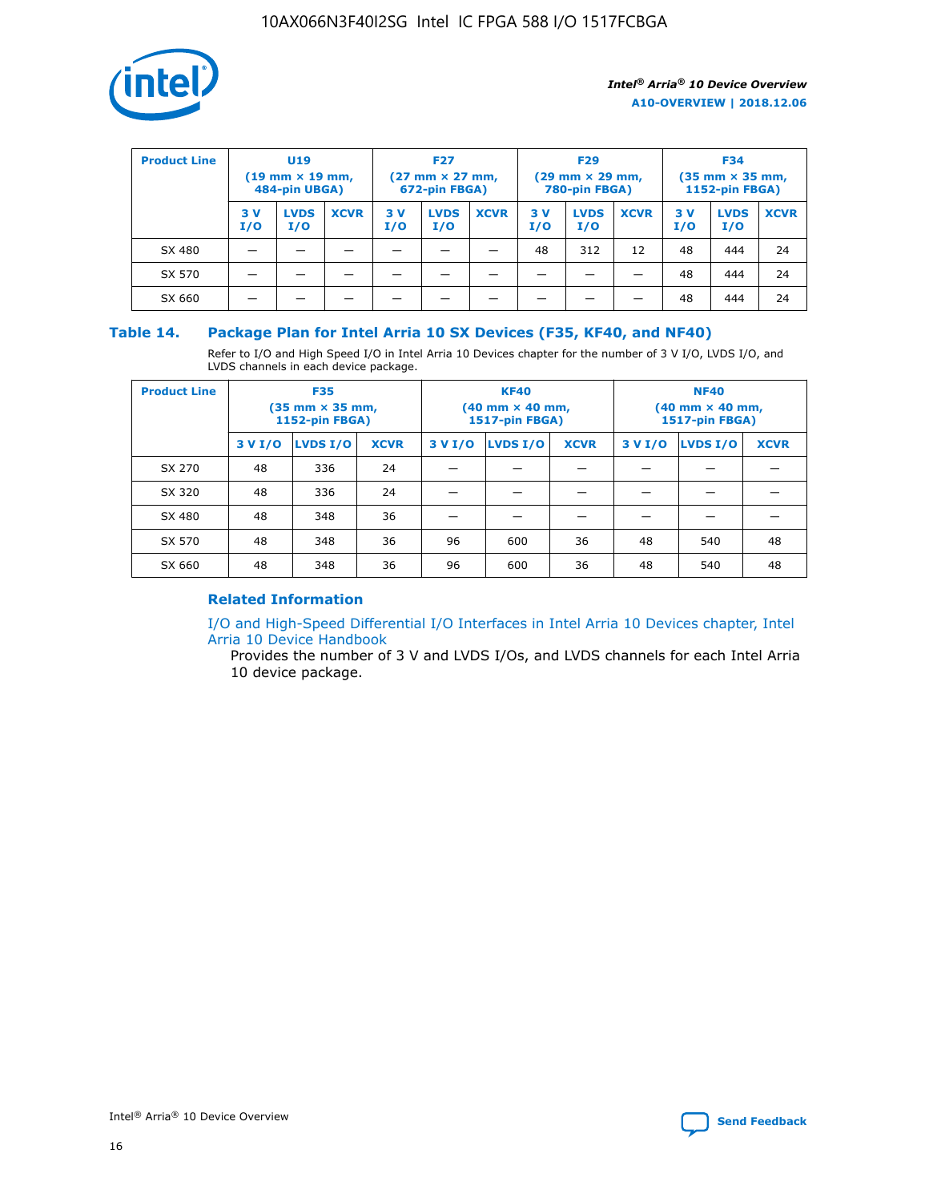| Product Line | U19 (19 mm × 19 mm, 484-pin UBGA) | | | F27 (27 mm × 27 mm, 672-pin FBGA) | | | F29 (29 mm × 29 mm, 780-pin FBGA) | | | F34 (35 mm × 35 mm, 1152-pin FBGA) | | |
|---|---|---|---|---|---|---|---|---|---|---|---|---|
| | 3 V I/O | LVDS I/O | XCVR | 3 V I/O | LVDS I/O | XCVR | 3 V I/O | LVDS I/O | XCVR | 3 V I/O | LVDS I/O | XCVR |
| SX 480 | — | — | — | — | — | — | 48 | 312 | 12 | 48 | 444 | 24 |
| SX 570 | — | — | — | — | — | — | — | — | — | 48 | 444 | 24 |
| SX 660 | — | — | — | — | — | — | — | — | — | 48 | 444 | 24 |

### Table 14. Package Plan for Intel Arria 10 SX Devices (F35, KF40, and NF40)

Refer to I/O and High Speed I/O in Intel Arria 10 Devices chapter for the number of 3 V I/O, LVDS I/O, and LVDS channels in each device package.

| Product Line | F35 (35 mm × 35 mm, 1152-pin FBGA) | | | KF40 (40 mm × 40 mm, 1517-pin FBGA) | | | NF40 (40 mm × 40 mm, 1517-pin FBGA) | | |
|---|---|---|---|---|---|---|---|---|---|
| | 3 V I/O | LVDS I/O | XCVR | 3 V I/O | LVDS I/O | XCVR | 3 V I/O | LVDS I/O | XCVR |
| SX 270 | 48 | 336 | 24 | — | — | — | — | — | — |
| SX 320 | 48 | 336 | 24 | — | — | — | — | — | — |
| SX 480 | 48 | 348 | 36 | — | — | — | — | — | — |
| SX 570 | 48 | 348 | 36 | 96 | 600 | 36 | 48 | 540 | 48 |
| SX 660 | 48 | 348 | 36 | 96 | 600 | 36 | 48 | 540 | 48 |

#### Related Information

I/O and High-Speed Differential I/O Interfaces in Intel Arria 10 Devices chapter, Intel Arria 10 Device Handbook

Provides the number of 3 V and LVDS I/Os, and LVDS channels for each Intel Arria 10 device package.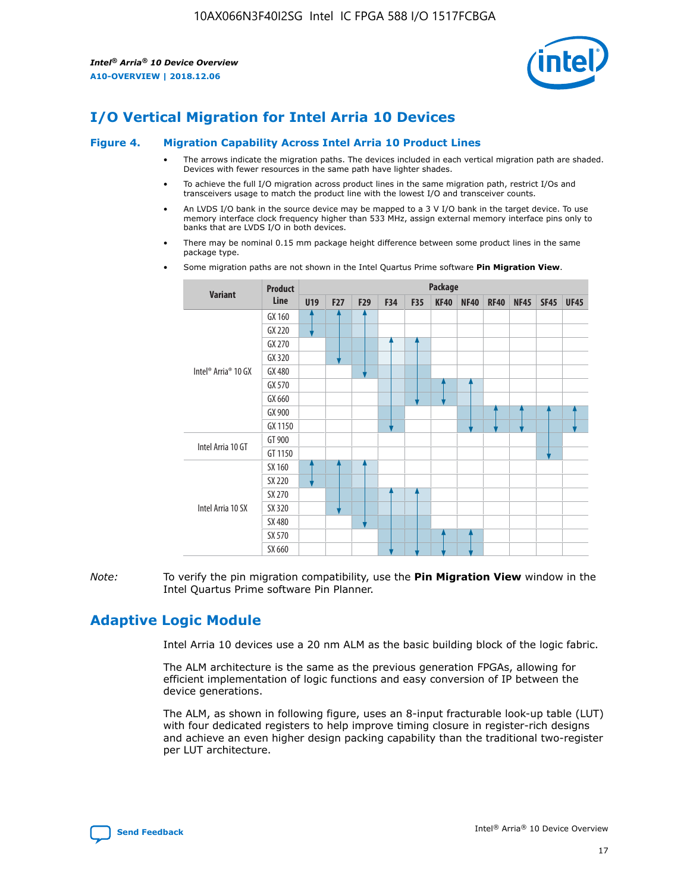# I/O Vertical Migration for Intel Arria 10 Devices

**Figure 4. Migration Capability Across Intel Arria 10 Product Lines**

- The arrows indicate the migration paths. The devices included in each vertical migration path are shaded. Devices with fewer resources in the same path have lighter shades.
- To achieve the full I/O migration across product lines in the same migration path, restrict I/Os and transceivers usage to match the product line with the lowest I/O and transceiver counts.
- An LVDS I/O bank in the source device may be mapped to a 3 V I/O bank in the target device. To use memory interface clock frequency higher than 533 MHz, assign external memory interface pins only to banks that are LVDS I/O in both devices.
- There may be nominal 0.15 mm package height difference between some product lines in the same package type.
- Some migration paths are not shown in the Intel Quartus Prime software **Pin Migration View**.

| Variant | Product Line | Package | | | | | | | | | | |
|---|---|---|---|---|---|---|---|---|---|---|---|---|
| | | U19 | F27 | F29 | F34 | F35 | KF40 | NF40 | RF40 | NF45 | SF45 | UF45 |
| Intel® Arria® 10 GX | GX 160 | | | | | | | | | | | |
| | GX 220 | | | | | | | | | | | |
| | GX 270 | | | | | | | | | | | |
| | GX 320 | | | | | | | | | | | |
| | GX 480 | | | | | | | | | | | |
| | GX 570 | | | | | | | | | | | |
| | GX 660 | | | | | | | | | | | |
| | GX 900 | | | | | | | | | | | |
| | GX 1150 | | | | | | | | | | | |
| Intel Arria 10 GT | GT 900 | | | | | | | | | | | |
| | GT 1150 | | | | | | | | | | | |
| Intel Arria 10 SX | SX 160 | | | | | | | | | | | |
| | SX 220 | | | | | | | | | | | |
| | SX 270 | | | | | | | | | | | |
| | SX 320 | | | | | | | | | | | |
| | SX 480 | | | | | | | | | | | |
| | SX 570 | | | | | | | | | | | |
| | SX 660 | | | | | | | | | | | |

*Note:* To verify the pin migration compatibility, use the **Pin Migration View** window in the Intel Quartus Prime software Pin Planner.

# Adaptive Logic Module

Intel Arria 10 devices use a 20 nm ALM as the basic building block of the logic fabric.

The ALM architecture is the same as the previous generation FPGAs, allowing for efficient implementation of logic functions and easy conversion of IP between the device generations.

The ALM, as shown in following figure, uses an 8-input fracturable look-up table (LUT) with four dedicated registers to help improve timing closure in register-rich designs and achieve an even higher design packing capability than the traditional two-register per LUT architecture.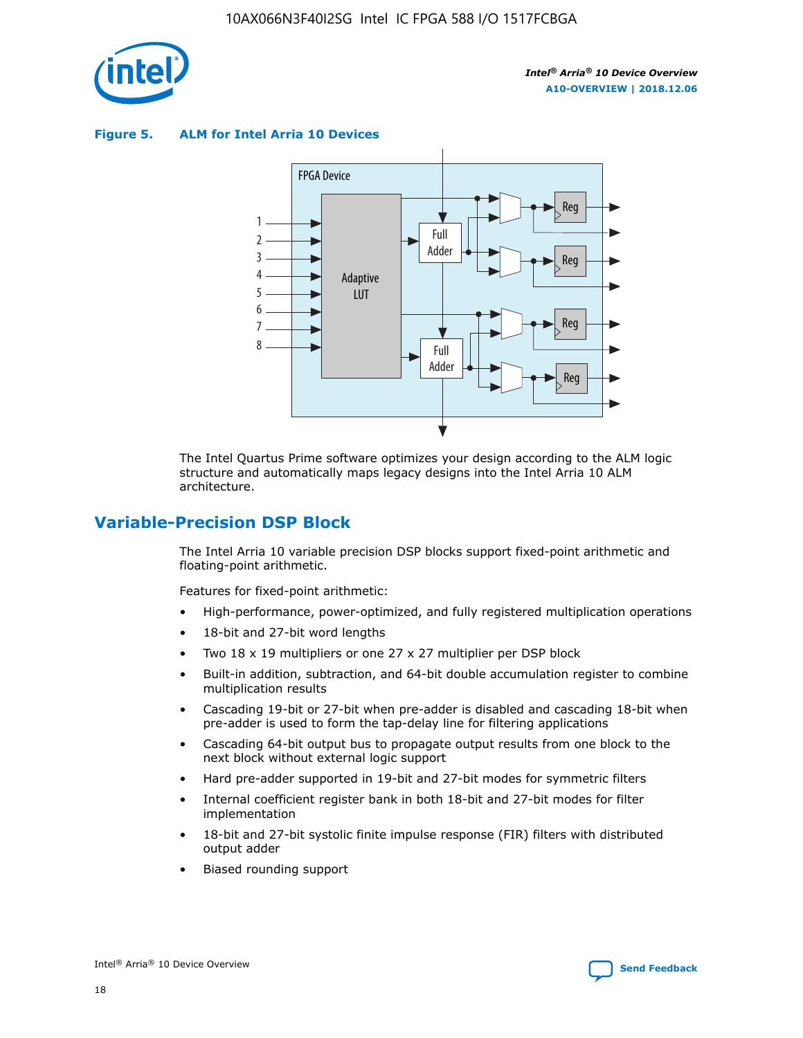**Figure 5. ALM for Intel Arria 10 Devices**

The Intel Quartus Prime software optimizes your design according to the ALM logic structure and automatically maps legacy designs into the Intel Arria 10 ALM architecture.

## Variable-Precision DSP Block

The Intel Arria 10 variable precision DSP blocks support fixed-point arithmetic and floating-point arithmetic.

Features for fixed-point arithmetic:

- High-performance, power-optimized, and fully registered multiplication operations
- 18-bit and 27-bit word lengths
- Two 18 x 19 multipliers or one 27 x 27 multiplier per DSP block
- Built-in addition, subtraction, and 64-bit double accumulation register to combine multiplication results
- Cascading 19-bit or 27-bit when pre-adder is disabled and cascading 18-bit when pre-adder is used to form the tap-delay line for filtering applications
- Cascading 64-bit output bus to propagate output results from one block to the next block without external logic support
- Hard pre-adder supported in 19-bit and 27-bit modes for symmetric filters
- Internal coefficient register bank in both 18-bit and 27-bit modes for filter implementation
- 18-bit and 27-bit systolic finite impulse response (FIR) filters with distributed output adder
- Biased rounding support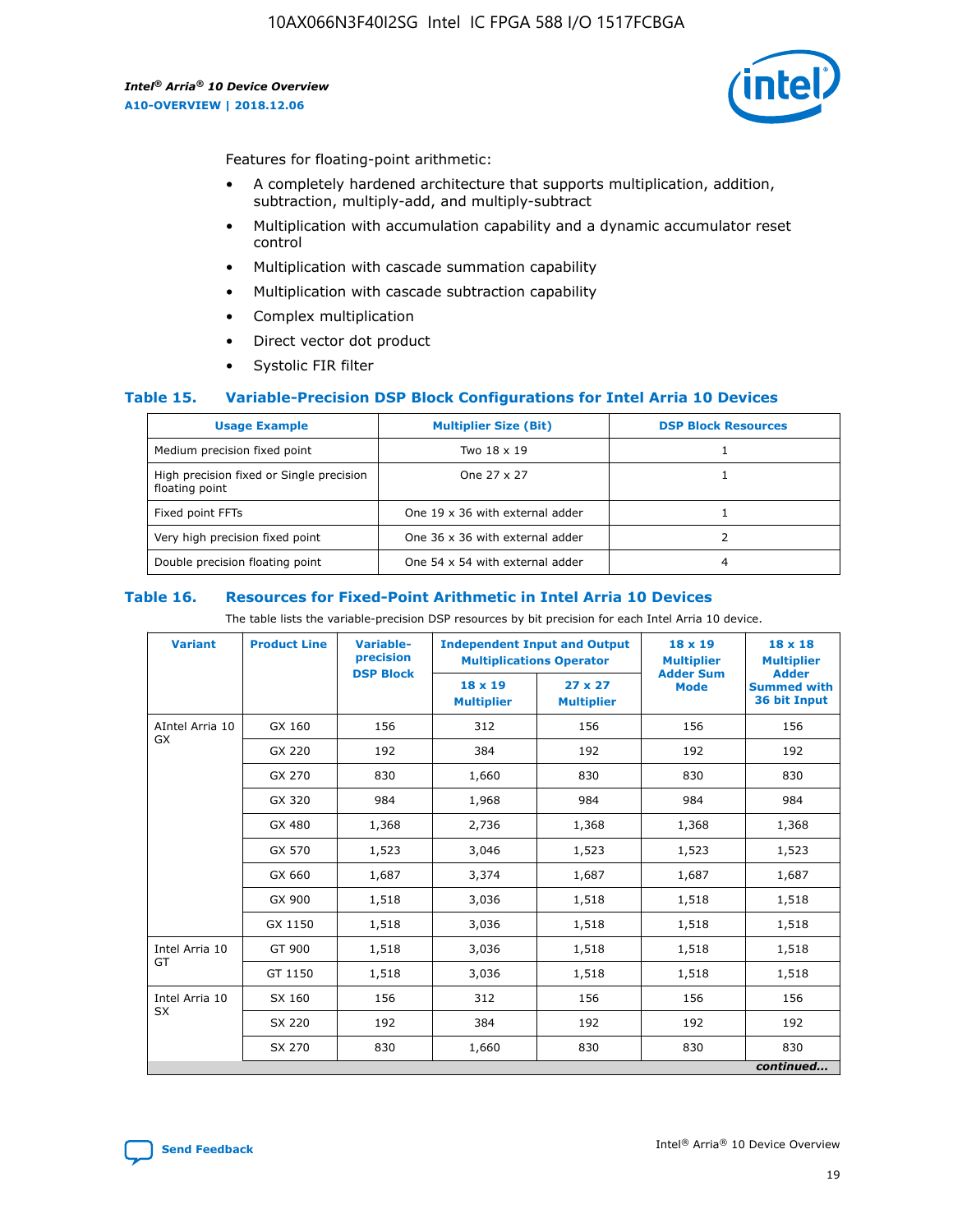Features for floating-point arithmetic:

- A completely hardened architecture that supports multiplication, addition, subtraction, multiply-add, and multiply-subtract
- Multiplication with accumulation capability and a dynamic accumulator reset control
- Multiplication with cascade summation capability
- Multiplication with cascade subtraction capability
- Complex multiplication
- Direct vector dot product
- Systolic FIR filter

### Table 15. Variable-Precision DSP Block Configurations for Intel Arria 10 Devices

| Usage Example | Multiplier Size (Bit) | DSP Block Resources |
|---|---|---|
| Medium precision fixed point | Two 18 x 19 | 1 |
| High precision fixed or Single precision floating point | One 27 x 27 | 1 |
| Fixed point FFTs | One 19 x 36 with external adder | 1 |
| Very high precision fixed point | One 36 x 36 with external adder | 2 |
| Double precision floating point | One 54 x 54 with external adder | 4 |

### Table 16. Resources for Fixed-Point Arithmetic in Intel Arria 10 Devices

The table lists the variable-precision DSP resources by bit precision for each Intel Arria 10 device.

| Variant | Product Line | Variable-precision DSP Block | Independent Input and Output Multiplications Operator | | 18 x 19 Multiplier Adder Sum Mode | 18 x 18 Multiplier Adder Summed with 36 bit Input |
|---|---|---|---|---|---|---|
| | | | 18 x 19 Multiplier | 27 x 27 Multiplier | | |
| AIntel Arria 10 GX | GX 160 | 156 | 312 | 156 | 156 | 156 |
| | GX 220 | 192 | 384 | 192 | 192 | 192 |
| | GX 270 | 830 | 1,660 | 830 | 830 | 830 |
| | GX 320 | 984 | 1,968 | 984 | 984 | 984 |
| | GX 480 | 1,368 | 2,736 | 1,368 | 1,368 | 1,368 |
| | GX 570 | 1,523 | 3,046 | 1,523 | 1,523 | 1,523 |
| | GX 660 | 1,687 | 3,374 | 1,687 | 1,687 | 1,687 |
| | GX 900 | 1,518 | 3,036 | 1,518 | 1,518 | 1,518 |
| | GX 1150 | 1,518 | 3,036 | 1,518 | 1,518 | 1,518 |
| Intel Arria 10 GT | GT 900 | 1,518 | 3,036 | 1,518 | 1,518 | 1,518 |
| | GT 1150 | 1,518 | 3,036 | 1,518 | 1,518 | 1,518 |
| Intel Arria 10 SX | SX 160 | 156 | 312 | 156 | 156 | 156 |
| | SX 220 | 192 | 384 | 192 | 192 | 192 |
| | SX 270 | 830 | 1,660 | 830 | 830 | 830 |

*continued...*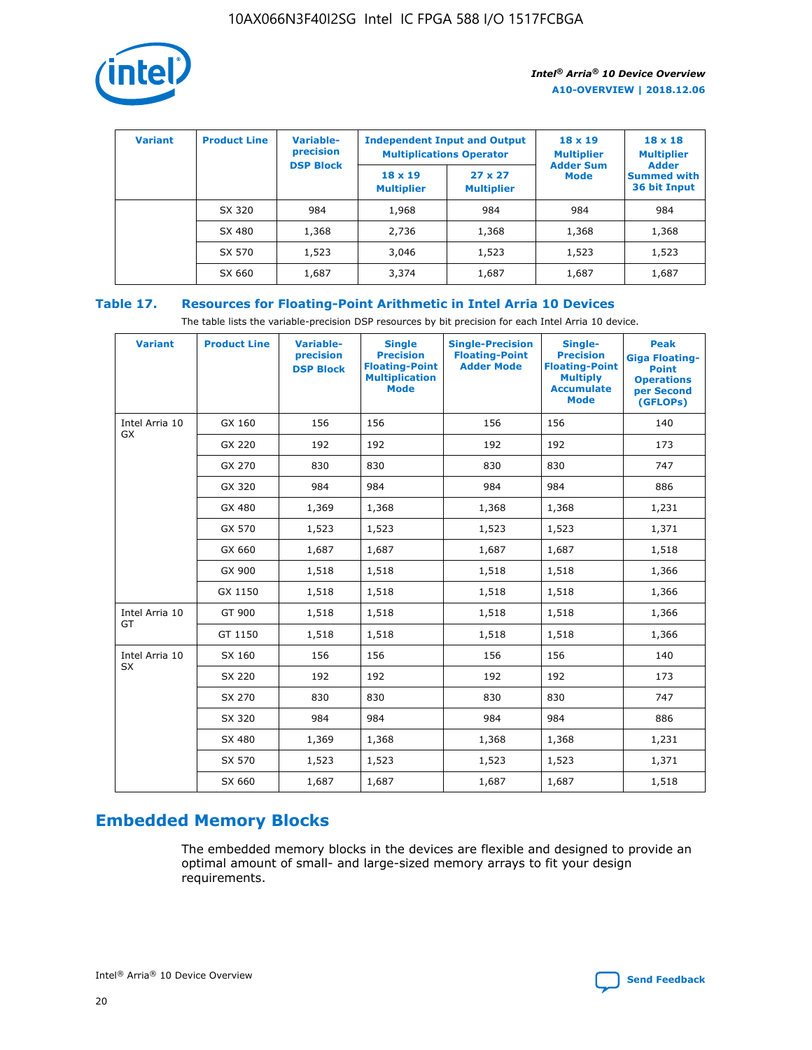| Variant | Product Line | Variable-precision DSP Block | Independent Input and Output Multiplications Operator | | 18 x 19 Multiplier Adder Sum Mode | 18 x 18 Multiplier Adder Summed with 36 bit Input |
|---|---|---|---|---|---|---|
| | | | 18 x 19 Multiplier | 27 x 27 Multiplier | | |
| | SX 320 | 984 | 1,968 | 984 | 984 | 984 |
| | SX 480 | 1,368 | 2,736 | 1,368 | 1,368 | 1,368 |
| | SX 570 | 1,523 | 3,046 | 1,523 | 1,523 | 1,523 |
| | SX 660 | 1,687 | 3,374 | 1,687 | 1,687 | 1,687 |

**Table 17. Resources for Floating-Point Arithmetic in Intel Arria 10 Devices**

The table lists the variable-precision DSP resources by bit precision for each Intel Arria 10 device.

| Variant | Product Line | Variable-precision DSP Block | Single Precision Floating-Point Multiplication Mode | Single-Precision Floating-Point Adder Mode | Single-Precision Floating-Point Multiply Accumulate Mode | Peak Giga Floating-Point Operations per Second (GFLOPs) |
|---|---|---|---|---|---|---|
| Intel Arria 10 GX | GX 160 | 156 | 156 | 156 | 156 | 140 |
| | GX 220 | 192 | 192 | 192 | 192 | 173 |
| | GX 270 | 830 | 830 | 830 | 830 | 747 |
| | GX 320 | 984 | 984 | 984 | 984 | 886 |
| | GX 480 | 1,369 | 1,368 | 1,368 | 1,368 | 1,231 |
| | GX 570 | 1,523 | 1,523 | 1,523 | 1,523 | 1,371 |
| | GX 660 | 1,687 | 1,687 | 1,687 | 1,687 | 1,518 |
| | GX 900 | 1,518 | 1,518 | 1,518 | 1,518 | 1,366 |
| | GX 1150 | 1,518 | 1,518 | 1,518 | 1,518 | 1,366 |
| Intel Arria 10 GT | GT 900 | 1,518 | 1,518 | 1,518 | 1,518 | 1,366 |
| | GT 1150 | 1,518 | 1,518 | 1,518 | 1,518 | 1,366 |
| Intel Arria 10 SX | SX 160 | 156 | 156 | 156 | 156 | 140 |
| | SX 220 | 192 | 192 | 192 | 192 | 173 |
| | SX 270 | 830 | 830 | 830 | 830 | 747 |
| | SX 320 | 984 | 984 | 984 | 984 | 886 |
| | SX 480 | 1,369 | 1,368 | 1,368 | 1,368 | 1,231 |
| | SX 570 | 1,523 | 1,523 | 1,523 | 1,523 | 1,371 |
| | SX 660 | 1,687 | 1,687 | 1,687 | 1,687 | 1,518 |

## Embedded Memory Blocks

The embedded memory blocks in the devices are flexible and designed to provide an optimal amount of small- and large-sized memory arrays to fit your design requirements.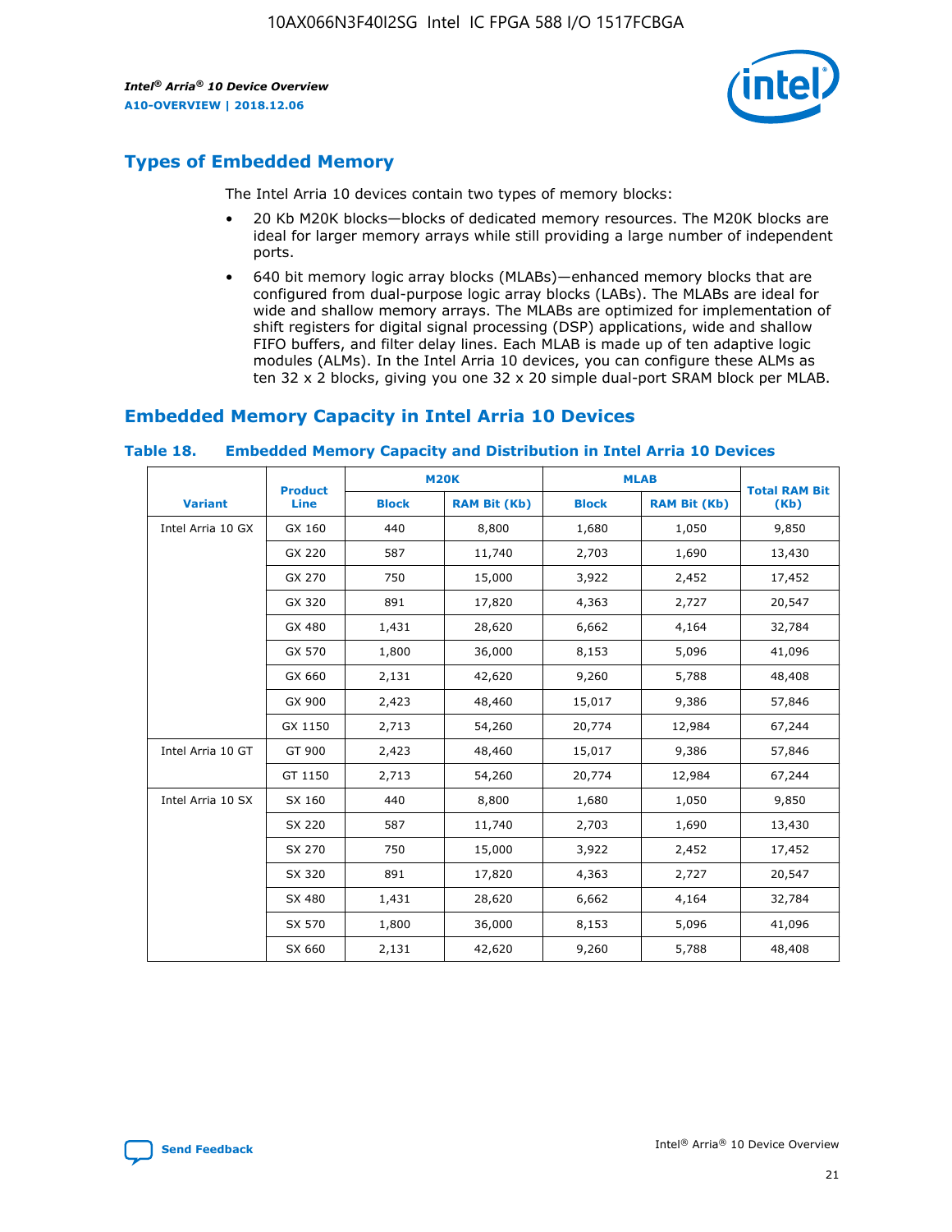## Types of Embedded Memory

The Intel Arria 10 devices contain two types of memory blocks:

- 20 Kb M20K blocks—blocks of dedicated memory resources. The M20K blocks are ideal for larger memory arrays while still providing a large number of independent ports.
- 640 bit memory logic array blocks (MLABs)—enhanced memory blocks that are configured from dual-purpose logic array blocks (LABs). The MLABs are ideal for wide and shallow memory arrays. The MLABs are optimized for implementation of shift registers for digital signal processing (DSP) applications, wide and shallow FIFO buffers, and filter delay lines. Each MLAB is made up of ten adaptive logic modules (ALMs). In the Intel Arria 10 devices, you can configure these ALMs as ten 32 x 2 blocks, giving you one 32 x 20 simple dual-port SRAM block per MLAB.

## Embedded Memory Capacity in Intel Arria 10 Devices

**Table 18. Embedded Memory Capacity and Distribution in Intel Arria 10 Devices**

| Variant | Product Line | M20K | | MLAB | | Total RAM Bit (Kb) |
|---|---|---|---|---|---|---|
| | | Block | RAM Bit (Kb) | Block | RAM Bit (Kb) | |
| Intel Arria 10 GX | GX 160 | 440 | 8,800 | 1,680 | 1,050 | 9,850 |
| | GX 220 | 587 | 11,740 | 2,703 | 1,690 | 13,430 |
| | GX 270 | 750 | 15,000 | 3,922 | 2,452 | 17,452 |
| | GX 320 | 891 | 17,820 | 4,363 | 2,727 | 20,547 |
| | GX 480 | 1,431 | 28,620 | 6,662 | 4,164 | 32,784 |
| | GX 570 | 1,800 | 36,000 | 8,153 | 5,096 | 41,096 |
| | GX 660 | 2,131 | 42,620 | 9,260 | 5,788 | 48,408 |
| | GX 900 | 2,423 | 48,460 | 15,017 | 9,386 | 57,846 |
| | GX 1150 | 2,713 | 54,260 | 20,774 | 12,984 | 67,244 |
| Intel Arria 10 GT | GT 900 | 2,423 | 48,460 | 15,017 | 9,386 | 57,846 |
| | GT 1150 | 2,713 | 54,260 | 20,774 | 12,984 | 67,244 |
| Intel Arria 10 SX | SX 160 | 440 | 8,800 | 1,680 | 1,050 | 9,850 |
| | SX 220 | 587 | 11,740 | 2,703 | 1,690 | 13,430 |
| | SX 270 | 750 | 15,000 | 3,922 | 2,452 | 17,452 |
| | SX 320 | 891 | 17,820 | 4,363 | 2,727 | 20,547 |
| | SX 480 | 1,431 | 28,620 | 6,662 | 4,164 | 32,784 |
| | SX 570 | 1,800 | 36,000 | 8,153 | 5,096 | 41,096 |
| | SX 660 | 2,131 | 42,620 | 9,260 | 5,788 | 48,408 |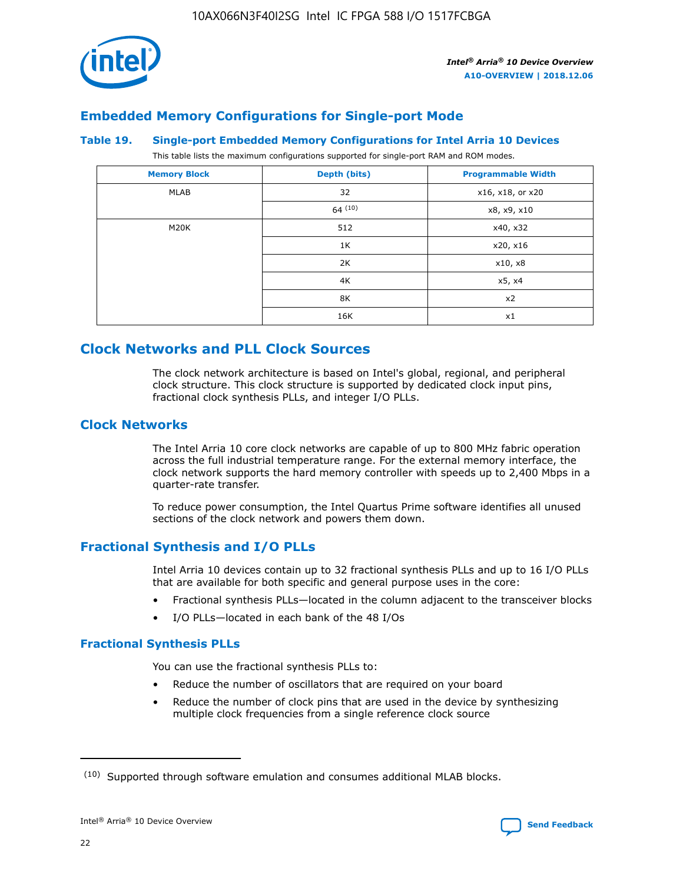## Embedded Memory Configurations for Single-port Mode

### Table 19. Single-port Embedded Memory Configurations for Intel Arria 10 Devices

This table lists the maximum configurations supported for single-port RAM and ROM modes.

| Memory Block | Depth (bits) | Programmable Width |
|---|---|---|
| MLAB | 32 | x16, x18, or x20 |
| | 64 [10] | x8, x9, x10 |
| M20K | 512 | x40, x32 |
| | 1K | x20, x16 |
| | 2K | x10, x8 |
| | 4K | x5, x4 |
| | 8K | x2 |
| | 16K | x1 |

## Clock Networks and PLL Clock Sources

The clock network architecture is based on Intel's global, regional, and peripheral clock structure. This clock structure is supported by dedicated clock input pins, fractional clock synthesis PLLs, and integer I/O PLLs.

## Clock Networks

The Intel Arria 10 core clock networks are capable of up to 800 MHz fabric operation across the full industrial temperature range. For the external memory interface, the clock network supports the hard memory controller with speeds up to 2,400 Mbps in a quarter-rate transfer.

To reduce power consumption, the Intel Quartus Prime software identifies all unused sections of the clock network and powers them down.

## Fractional Synthesis and I/O PLLs

Intel Arria 10 devices contain up to 32 fractional synthesis PLLs and up to 16 I/O PLLs that are available for both specific and general purpose uses in the core:

- Fractional synthesis PLLs—located in the column adjacent to the transceiver blocks
- I/O PLLs—located in each bank of the 48 I/Os

### Fractional Synthesis PLLs

You can use the fractional synthesis PLLs to:

- Reduce the number of oscillators that are required on your board
- Reduce the number of clock pins that are used in the device by synthesizing multiple clock frequencies from a single reference clock source

---

(10) Supported through software emulation and consumes additional MLAB blocks.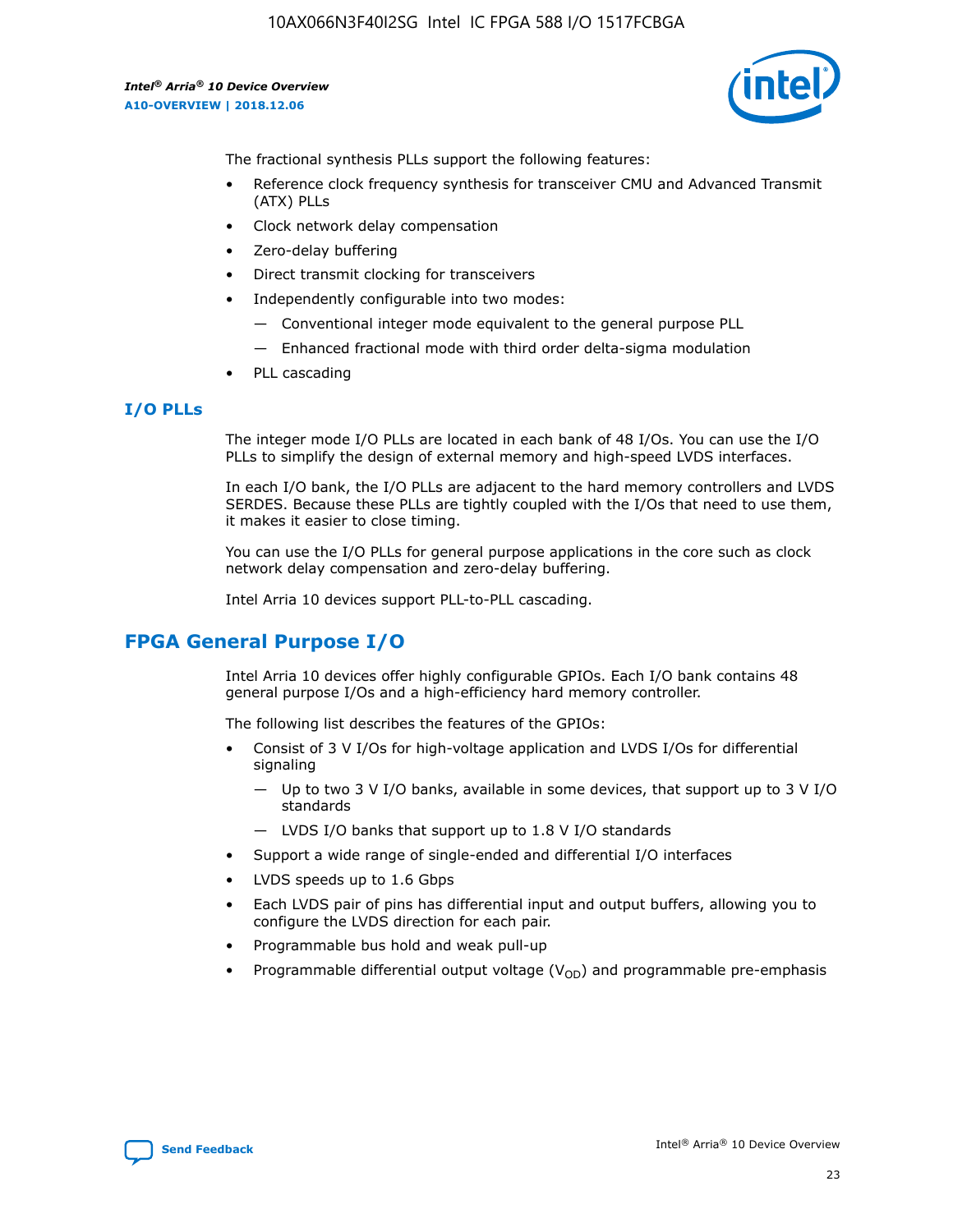The fractional synthesis PLLs support the following features:

- Reference clock frequency synthesis for transceiver CMU and Advanced Transmit (ATX) PLLs
- Clock network delay compensation
- Zero-delay buffering
- Direct transmit clocking for transceivers
- Independently configurable into two modes:
  - — Conventional integer mode equivalent to the general purpose PLL
  - — Enhanced fractional mode with third order delta-sigma modulation
- PLL cascading

### I/O PLLs

The integer mode I/O PLLs are located in each bank of 48 I/Os. You can use the I/O PLLs to simplify the design of external memory and high-speed LVDS interfaces.

In each I/O bank, the I/O PLLs are adjacent to the hard memory controllers and LVDS SERDES. Because these PLLs are tightly coupled with the I/Os that need to use them, it makes it easier to close timing.

You can use the I/O PLLs for general purpose applications in the core such as clock network delay compensation and zero-delay buffering.

Intel Arria 10 devices support PLL-to-PLL cascading.

## FPGA General Purpose I/O

Intel Arria 10 devices offer highly configurable GPIOs. Each I/O bank contains 48 general purpose I/Os and a high-efficiency hard memory controller.

The following list describes the features of the GPIOs:

- Consist of 3 V I/Os for high-voltage application and LVDS I/Os for differential signaling
  - — Up to two 3 V I/O banks, available in some devices, that support up to 3 V I/O standards
  - — LVDS I/O banks that support up to 1.8 V I/O standards
- Support a wide range of single-ended and differential I/O interfaces
- LVDS speeds up to 1.6 Gbps
- Each LVDS pair of pins has differential input and output buffers, allowing you to configure the LVDS direction for each pair.
- Programmable bus hold and weak pull-up
- Programmable differential output voltage ($V_{OD}$) and programmable pre-emphasis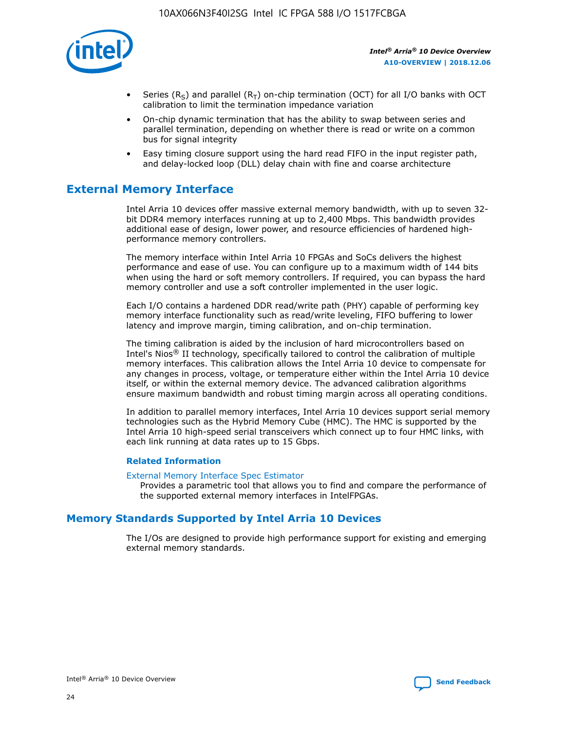- Series ($R_S$) and parallel ($R_T$) on-chip termination (OCT) for all I/O banks with OCT calibration to limit the termination impedance variation
- On-chip dynamic termination that has the ability to swap between series and parallel termination, depending on whether there is read or write on a common bus for signal integrity
- Easy timing closure support using the hard read FIFO in the input register path, and delay-locked loop (DLL) delay chain with fine and coarse architecture

## External Memory Interface

Intel Arria 10 devices offer massive external memory bandwidth, with up to seven 32-bit DDR4 memory interfaces running at up to 2,400 Mbps. This bandwidth provides additional ease of design, lower power, and resource efficiencies of hardened high-performance memory controllers.

The memory interface within Intel Arria 10 FPGAs and SoCs delivers the highest performance and ease of use. You can configure up to a maximum width of 144 bits when using the hard or soft memory controllers. If required, you can bypass the hard memory controller and use a soft controller implemented in the user logic.

Each I/O contains a hardened DDR read/write path (PHY) capable of performing key memory interface functionality such as read/write leveling, FIFO buffering to lower latency and improve margin, timing calibration, and on-chip termination.

The timing calibration is aided by the inclusion of hard microcontrollers based on Intel's Nios® II technology, specifically tailored to control the calibration of multiple memory interfaces. This calibration allows the Intel Arria 10 device to compensate for any changes in process, voltage, or temperature either within the Intel Arria 10 device itself, or within the external memory device. The advanced calibration algorithms ensure maximum bandwidth and robust timing margin across all operating conditions.

In addition to parallel memory interfaces, Intel Arria 10 devices support serial memory technologies such as the Hybrid Memory Cube (HMC). The HMC is supported by the Intel Arria 10 high-speed serial transceivers which connect up to four HMC links, with each link running at data rates up to 15 Gbps.

### Related Information

External Memory Interface Spec Estimator

Provides a parametric tool that allows you to find and compare the performance of the supported external memory interfaces in IntelFPGAs.

## Memory Standards Supported by Intel Arria 10 Devices

The I/Os are designed to provide high performance support for existing and emerging external memory standards.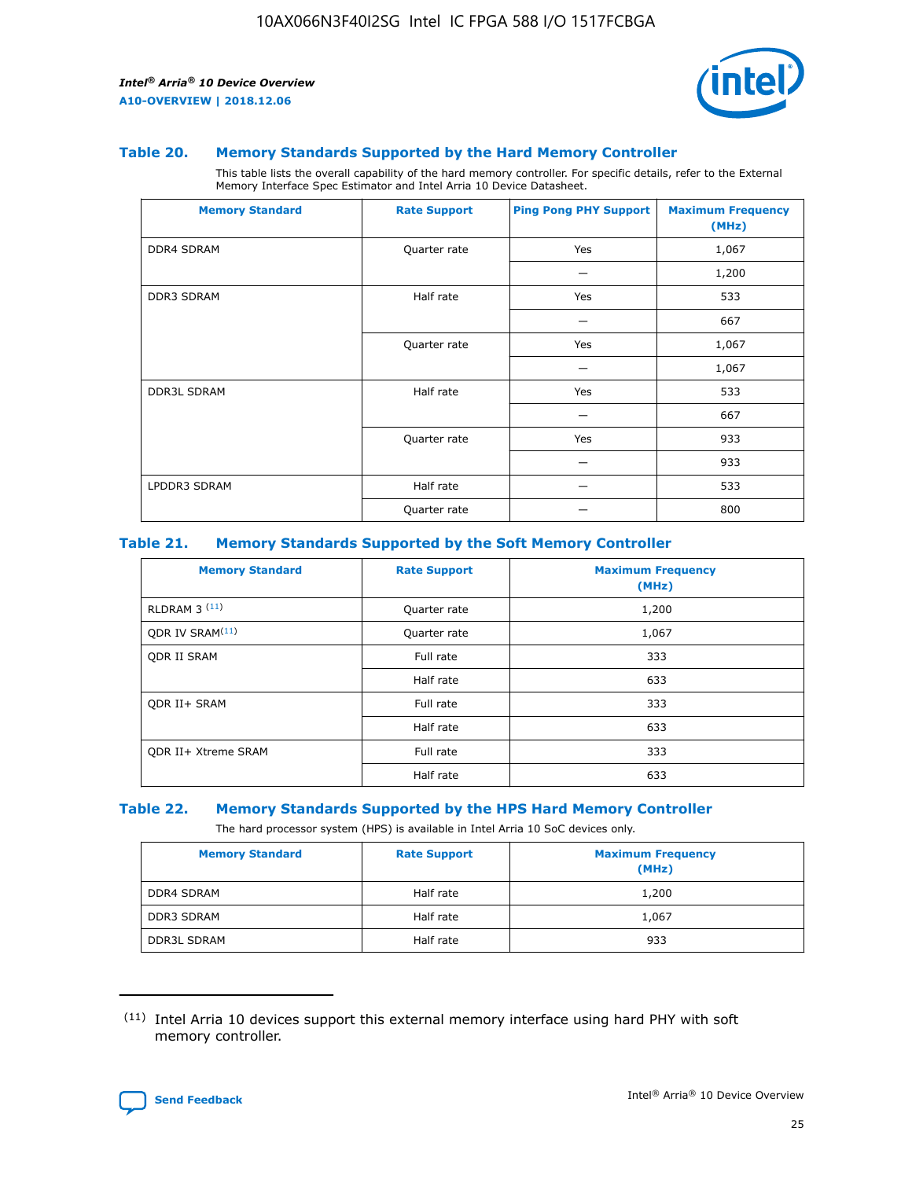### Table 20. Memory Standards Supported by the Hard Memory Controller

This table lists the overall capability of the hard memory controller. For specific details, refer to the External Memory Interface Spec Estimator and Intel Arria 10 Device Datasheet.

| Memory Standard | Rate Support | Ping Pong PHY Support | Maximum Frequency (MHz) |
|---|---|---|---|
| DDR4 SDRAM | Quarter rate | Yes | 1,067 |
| | | — | 1,200 |
| DDR3 SDRAM | Half rate | Yes | 533 |
| | | — | 667 |
| | Quarter rate | Yes | 1,067 |
| | | — | 1,067 |
| DDR3L SDRAM | Half rate | Yes | 533 |
| | | — | 667 |
| | Quarter rate | Yes | 933 |
| | | — | 933 |
| LPDDR3 SDRAM | Half rate | — | 533 |
| | Quarter rate | — | 800 |

### Table 21. Memory Standards Supported by the Soft Memory Controller

| Memory Standard | Rate Support | Maximum Frequency (MHz) |
|---|---|---|
| RLDRAM 3 (11) | Quarter rate | 1,200 |
| QDR IV SRAM(11) | Quarter rate | 1,067 |
| QDR II SRAM | Full rate | 333 |
| | Half rate | 633 |
| QDR II+ SRAM | Full rate | 333 |
| | Half rate | 633 |
| QDR II+ Xtreme SRAM | Full rate | 333 |
| | Half rate | 633 |

### Table 22. Memory Standards Supported by the HPS Hard Memory Controller

The hard processor system (HPS) is available in Intel Arria 10 SoC devices only.

| Memory Standard | Rate Support | Maximum Frequency (MHz) |
|---|---|---|
| DDR4 SDRAM | Half rate | 1,200 |
| DDR3 SDRAM | Half rate | 1,067 |
| DDR3L SDRAM | Half rate | 933 |

(11) Intel Arria 10 devices support this external memory interface using hard PHY with soft memory controller.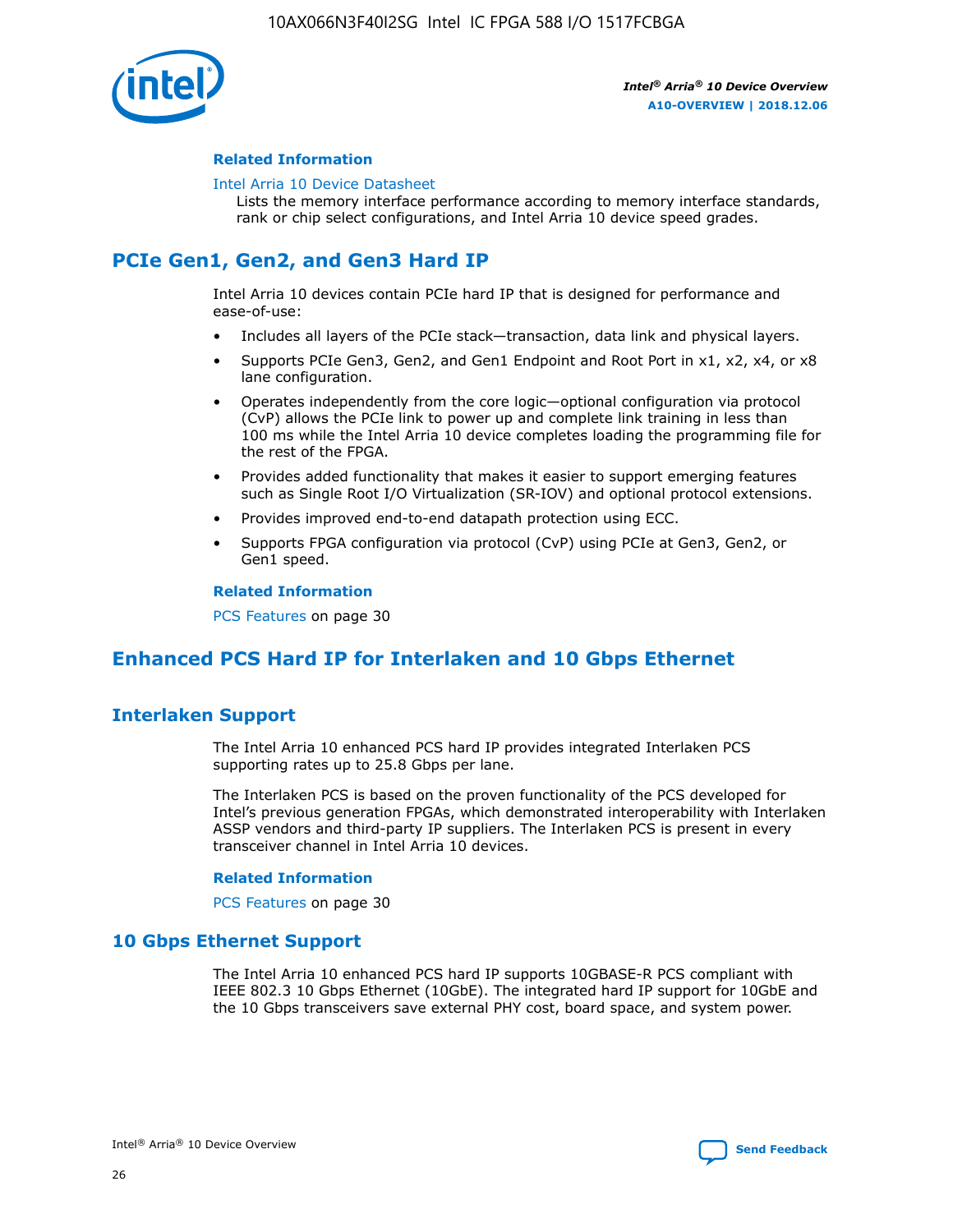#### Related Information

Intel Arria 10 Device Datasheet
Lists the memory interface performance according to memory interface standards, rank or chip select configurations, and Intel Arria 10 device speed grades.

## PCIe Gen1, Gen2, and Gen3 Hard IP

Intel Arria 10 devices contain PCIe hard IP that is designed for performance and ease-of-use:

- Includes all layers of the PCIe stack—transaction, data link and physical layers.
- Supports PCIe Gen3, Gen2, and Gen1 Endpoint and Root Port in x1, x2, x4, or x8 lane configuration.
- Operates independently from the core logic—optional configuration via protocol (CvP) allows the PCIe link to power up and complete link training in less than 100 ms while the Intel Arria 10 device completes loading the programming file for the rest of the FPGA.
- Provides added functionality that makes it easier to support emerging features such as Single Root I/O Virtualization (SR-IOV) and optional protocol extensions.
- Provides improved end-to-end datapath protection using ECC.
- Supports FPGA configuration via protocol (CvP) using PCIe at Gen3, Gen2, or Gen1 speed.

#### Related Information

PCS Features on page 30

## Enhanced PCS Hard IP for Interlaken and 10 Gbps Ethernet

### Interlaken Support

The Intel Arria 10 enhanced PCS hard IP provides integrated Interlaken PCS supporting rates up to 25.8 Gbps per lane.

The Interlaken PCS is based on the proven functionality of the PCS developed for Intel's previous generation FPGAs, which demonstrated interoperability with Interlaken ASSP vendors and third-party IP suppliers. The Interlaken PCS is present in every transceiver channel in Intel Arria 10 devices.

#### Related Information

PCS Features on page 30

### 10 Gbps Ethernet Support

The Intel Arria 10 enhanced PCS hard IP supports 10GBASE-R PCS compliant with IEEE 802.3 10 Gbps Ethernet (10GbE). The integrated hard IP support for 10GbE and the 10 Gbps transceivers save external PHY cost, board space, and system power.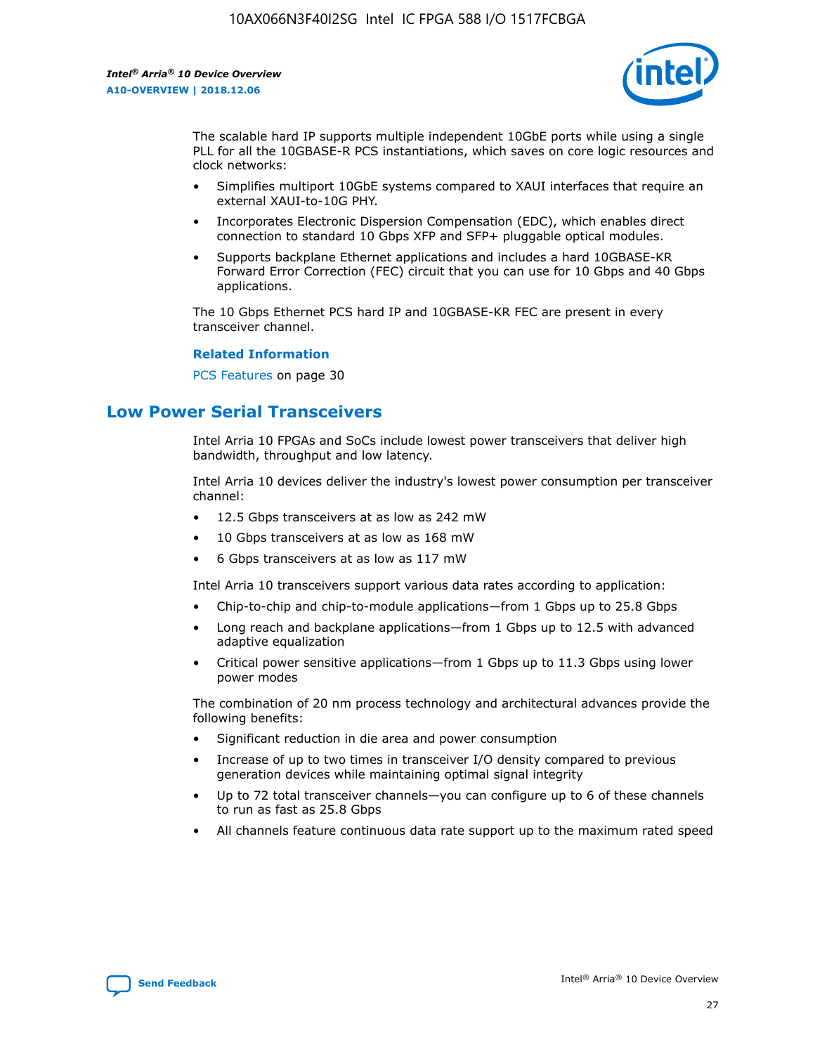The scalable hard IP supports multiple independent 10GbE ports while using a single PLL for all the 10GBASE-R PCS instantiations, which saves on core logic resources and clock networks:

- Simplifies multiport 10GbE systems compared to XAUI interfaces that require an external XAUI-to-10G PHY.
- Incorporates Electronic Dispersion Compensation (EDC), which enables direct connection to standard 10 Gbps XFP and SFP+ pluggable optical modules.
- Supports backplane Ethernet applications and includes a hard 10GBASE-KR Forward Error Correction (FEC) circuit that you can use for 10 Gbps and 40 Gbps applications.

The 10 Gbps Ethernet PCS hard IP and 10GBASE-KR FEC are present in every transceiver channel.

**Related Information**

PCS Features on page 30

## Low Power Serial Transceivers

Intel Arria 10 FPGAs and SoCs include lowest power transceivers that deliver high bandwidth, throughput and low latency.

Intel Arria 10 devices deliver the industry's lowest power consumption per transceiver channel:

- 12.5 Gbps transceivers at as low as 242 mW
- 10 Gbps transceivers at as low as 168 mW
- 6 Gbps transceivers at as low as 117 mW

Intel Arria 10 transceivers support various data rates according to application:

- Chip-to-chip and chip-to-module applications—from 1 Gbps up to 25.8 Gbps
- Long reach and backplane applications—from 1 Gbps up to 12.5 with advanced adaptive equalization
- Critical power sensitive applications—from 1 Gbps up to 11.3 Gbps using lower power modes

The combination of 20 nm process technology and architectural advances provide the following benefits:

- Significant reduction in die area and power consumption
- Increase of up to two times in transceiver I/O density compared to previous generation devices while maintaining optimal signal integrity
- Up to 72 total transceiver channels—you can configure up to 6 of these channels to run as fast as 25.8 Gbps
- All channels feature continuous data rate support up to the maximum rated speed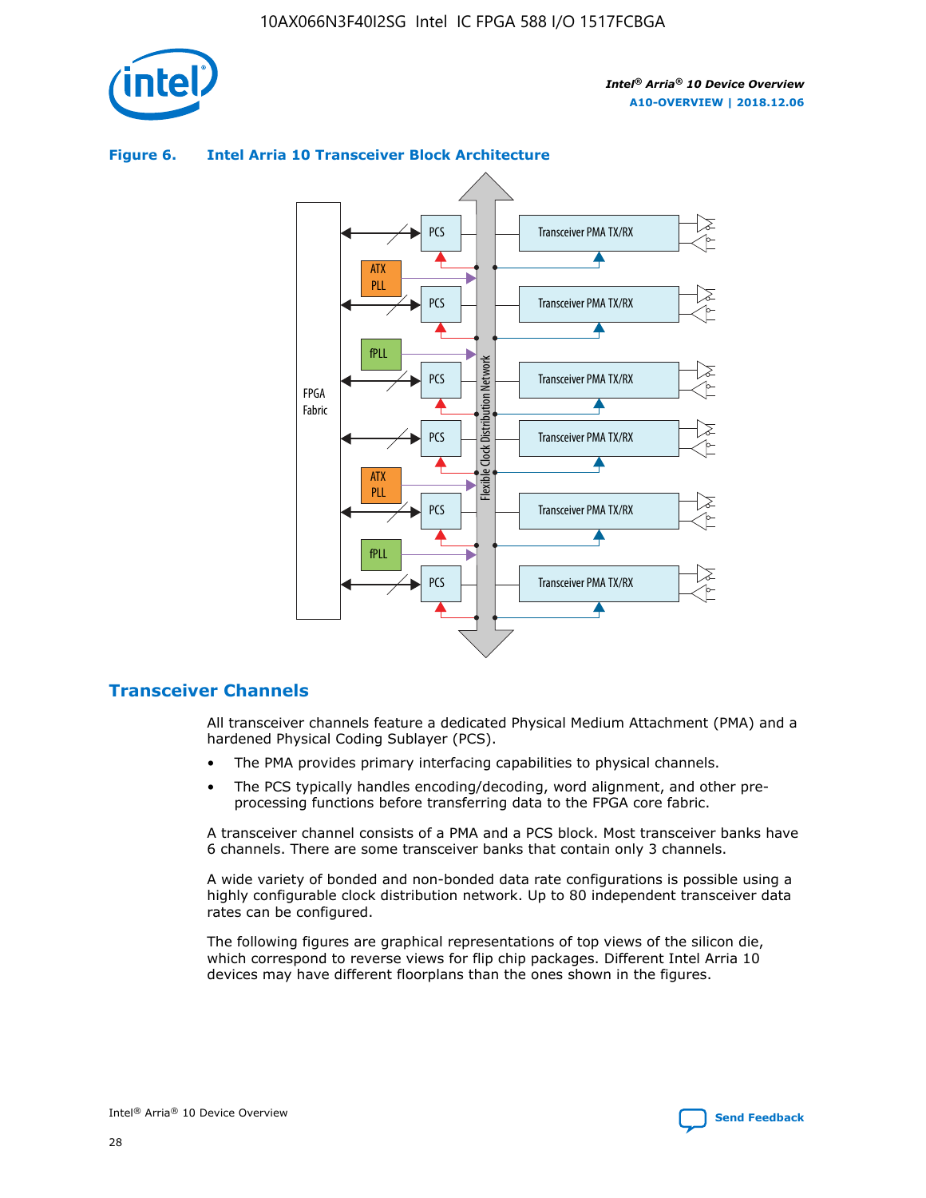**Figure 6. Intel Arria 10 Transceiver Block Architecture**

## Transceiver Channels

All transceiver channels feature a dedicated Physical Medium Attachment (PMA) and a hardened Physical Coding Sublayer (PCS).

- The PMA provides primary interfacing capabilities to physical channels.
- The PCS typically handles encoding/decoding, word alignment, and other pre-processing functions before transferring data to the FPGA core fabric.

A transceiver channel consists of a PMA and a PCS block. Most transceiver banks have 6 channels. There are some transceiver banks that contain only 3 channels.

A wide variety of bonded and non-bonded data rate configurations is possible using a highly configurable clock distribution network. Up to 80 independent transceiver data rates can be configured.

The following figures are graphical representations of top views of the silicon die, which correspond to reverse views for flip chip packages. Different Intel Arria 10 devices may have different floorplans than the ones shown in the figures.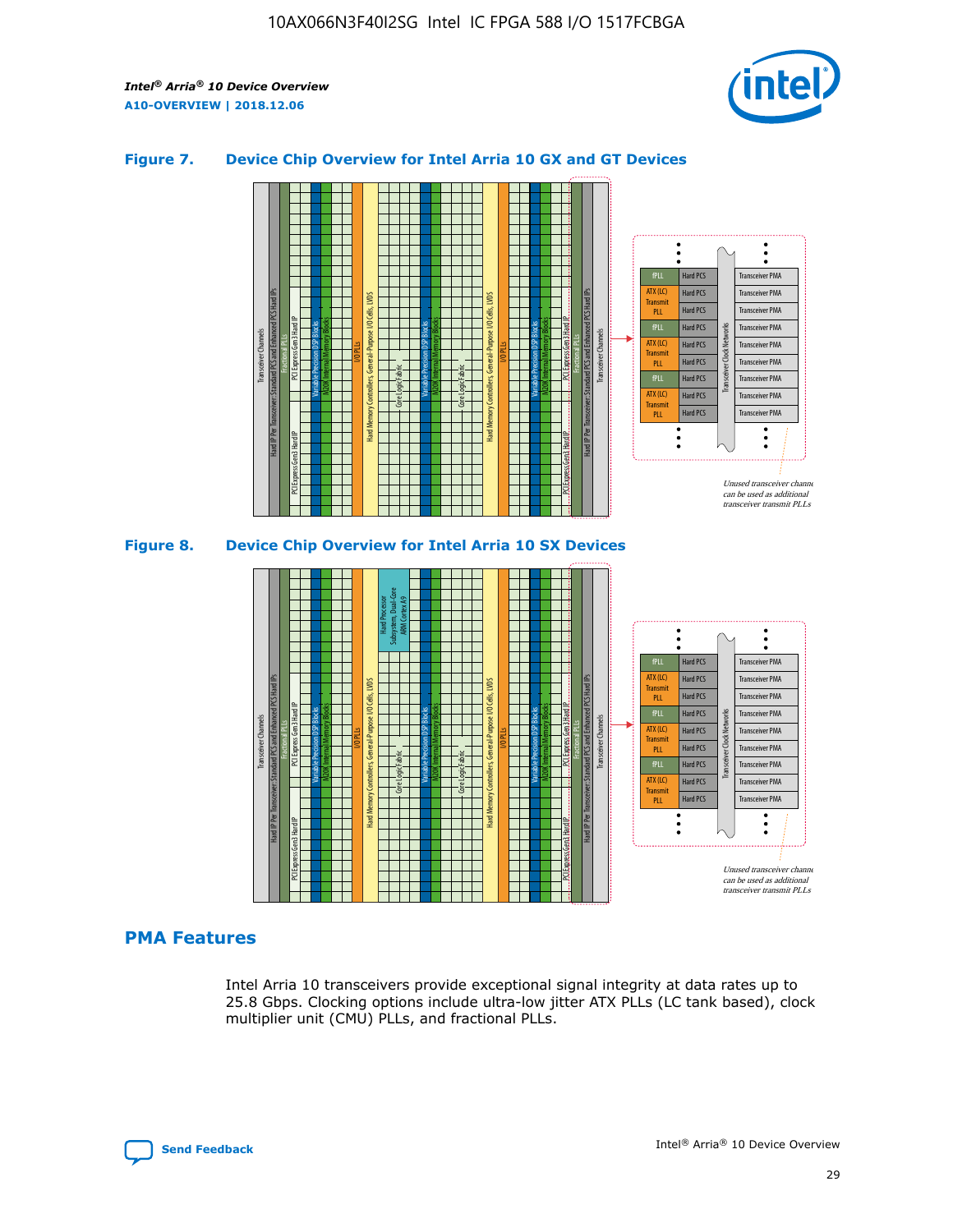### Figure 7. Device Chip Overview for Intel Arria 10 GX and GT Devices

### Figure 8. Device Chip Overview for Intel Arria 10 SX Devices

## PMA Features

Intel Arria 10 transceivers provide exceptional signal integrity at data rates up to 25.8 Gbps. Clocking options include ultra-low jitter ATX PLLs (LC tank based), clock multiplier unit (CMU) PLLs, and fractional PLLs.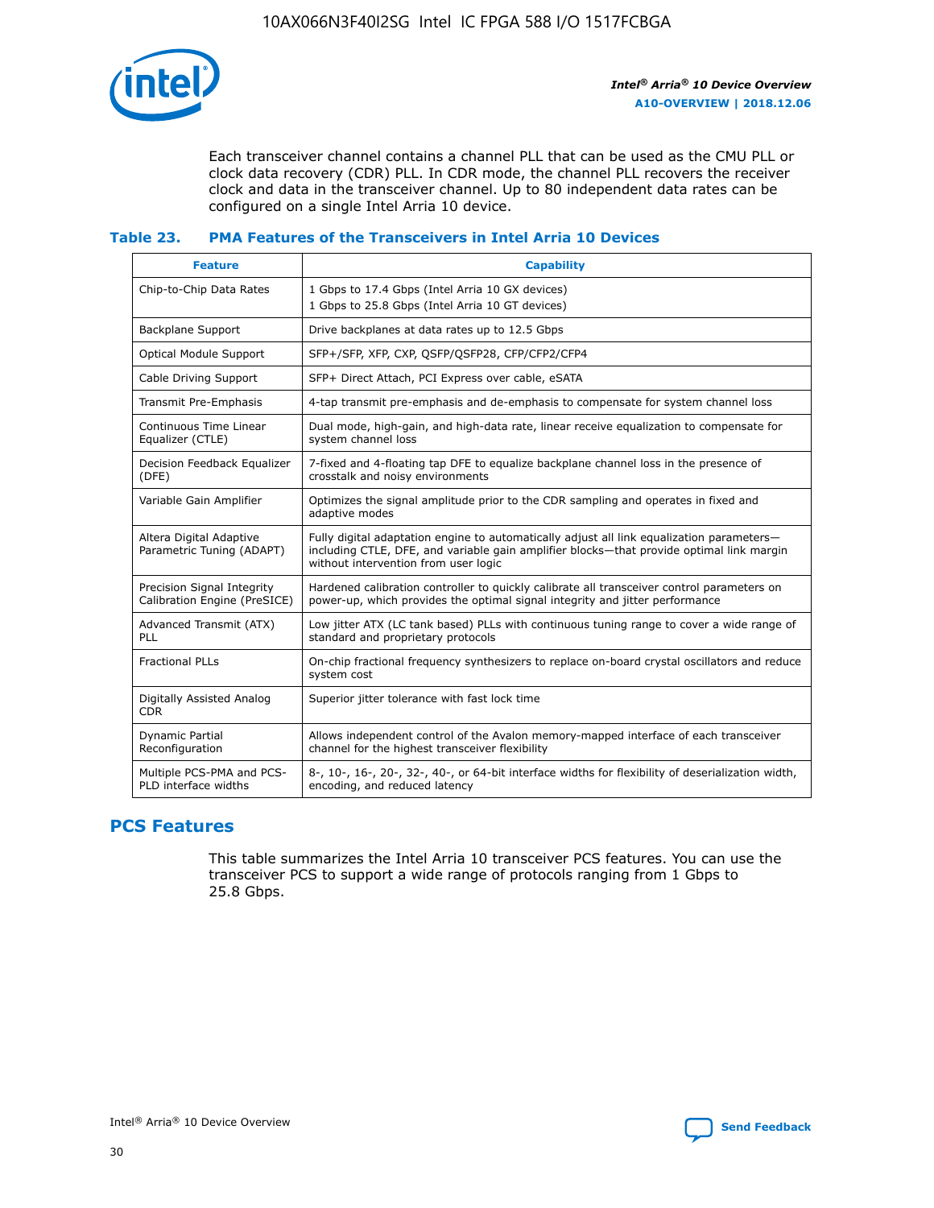Each transceiver channel contains a channel PLL that can be used as the CMU PLL or clock data recovery (CDR) PLL. In CDR mode, the channel PLL recovers the receiver clock and data in the transceiver channel. Up to 80 independent data rates can be configured on a single Intel Arria 10 device.

### Table 23. PMA Features of the Transceivers in Intel Arria 10 Devices

| Feature | Capability |
| --- | --- |
| Chip-to-Chip Data Rates | 1 Gbps to 17.4 Gbps (Intel Arria 10 GX devices)<br>1 Gbps to 25.8 Gbps (Intel Arria 10 GT devices) |
| Backplane Support | Drive backplanes at data rates up to 12.5 Gbps |
| Optical Module Support | SFP+/SFP, XFP, CXP, QSFP/QSFP28, CFP/CFP2/CFP4 |
| Cable Driving Support | SFP+ Direct Attach, PCI Express over cable, eSATA |
| Transmit Pre-Emphasis | 4-tap transmit pre-emphasis and de-emphasis to compensate for system channel loss |
| Continuous Time Linear Equalizer (CTLE) | Dual mode, high-gain, and high-data rate, linear receive equalization to compensate for system channel loss |
| Decision Feedback Equalizer (DFE) | 7-fixed and 4-floating tap DFE to equalize backplane channel loss in the presence of crosstalk and noisy environments |
| Variable Gain Amplifier | Optimizes the signal amplitude prior to the CDR sampling and operates in fixed and adaptive modes |
| Altera Digital Adaptive Parametric Tuning (ADAPT) | Fully digital adaptation engine to automatically adjust all link equalization parameters—including CTLE, DFE, and variable gain amplifier blocks—that provide optimal link margin without intervention from user logic |
| Precision Signal Integrity Calibration Engine (PreSICE) | Hardened calibration controller to quickly calibrate all transceiver control parameters on power-up, which provides the optimal signal integrity and jitter performance |
| Advanced Transmit (ATX) PLL | Low jitter ATX (LC tank based) PLLs with continuous tuning range to cover a wide range of standard and proprietary protocols |
| Fractional PLLs | On-chip fractional frequency synthesizers to replace on-board crystal oscillators and reduce system cost |
| Digitally Assisted Analog CDR | Superior jitter tolerance with fast lock time |
| Dynamic Partial Reconfiguration | Allows independent control of the Avalon memory-mapped interface of each transceiver channel for the highest transceiver flexibility |
| Multiple PCS-PMA and PCS-PLD interface widths | 8-, 10-, 16-, 20-, 32-, 40-, or 64-bit interface widths for flexibility of deserialization width, encoding, and reduced latency |

## PCS Features

This table summarizes the Intel Arria 10 transceiver PCS features. You can use the transceiver PCS to support a wide range of protocols ranging from 1 Gbps to 25.8 Gbps.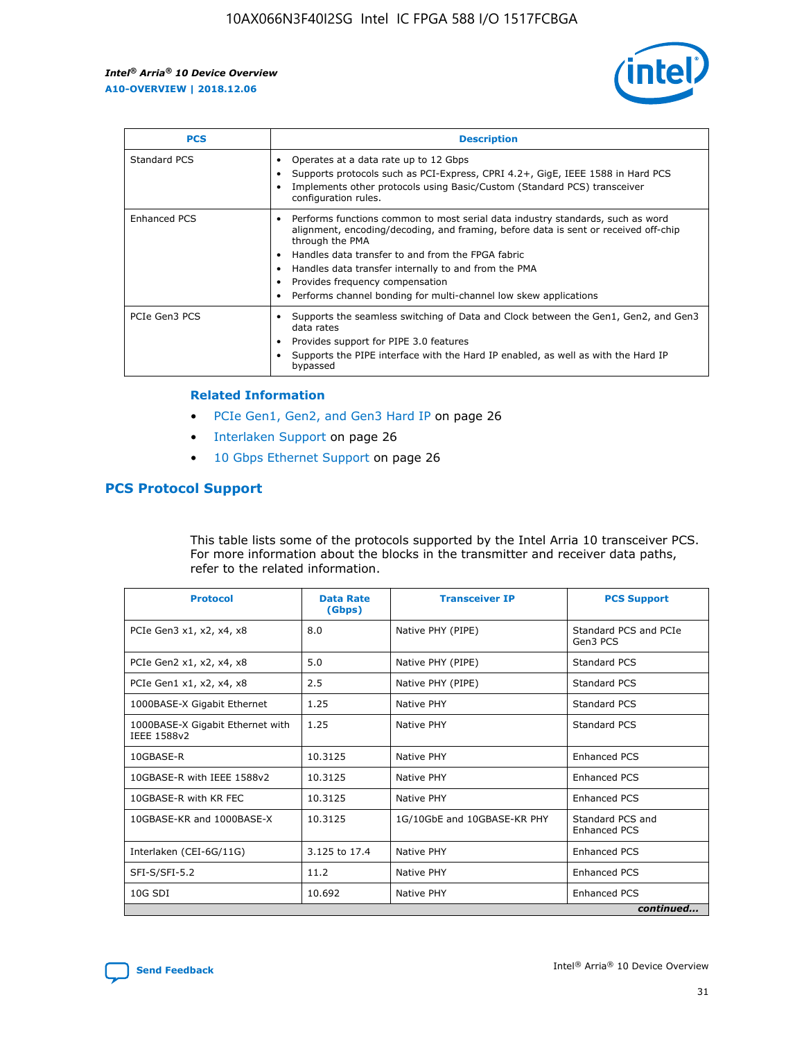| PCS | Description |
| --- | --- |
| Standard PCS | • Operates at a data rate up to 12 Gbps<br>• Supports protocols such as PCI-Express, CPRI 4.2+, GigE, IEEE 1588 in Hard PCS<br>• Implements other protocols using Basic/Custom (Standard PCS) transceiver configuration rules. |
| Enhanced PCS | • Performs functions common to most serial data industry standards, such as word alignment, encoding/decoding, and framing, before data is sent or received off-chip through the PMA<br>• Handles data transfer to and from the FPGA fabric<br>• Handles data transfer internally to and from the PMA<br>• Provides frequency compensation<br>• Performs channel bonding for multi-channel low skew applications |
| PCIe Gen3 PCS | • Supports the seamless switching of Data and Clock between the Gen1, Gen2, and Gen3 data rates<br>• Provides support for PIPE 3.0 features<br>• Supports the PIPE interface with the Hard IP enabled, as well as with the Hard IP bypassed |

#### Related Information

- PCIe Gen1, Gen2, and Gen3 Hard IP on page 26
- Interlaken Support on page 26
- 10 Gbps Ethernet Support on page 26

## PCS Protocol Support

This table lists some of the protocols supported by the Intel Arria 10 transceiver PCS. For more information about the blocks in the transmitter and receiver data paths, refer to the related information.

| Protocol | Data Rate (Gbps) | Transceiver IP | PCS Support |
| --- | --- | --- | --- |
| PCIe Gen3 x1, x2, x4, x8 | 8.0 | Native PHY (PIPE) | Standard PCS and PCIe Gen3 PCS |
| PCIe Gen2 x1, x2, x4, x8 | 5.0 | Native PHY (PIPE) | Standard PCS |
| PCIe Gen1 x1, x2, x4, x8 | 2.5 | Native PHY (PIPE) | Standard PCS |
| 1000BASE-X Gigabit Ethernet | 1.25 | Native PHY | Standard PCS |
| 1000BASE-X Gigabit Ethernet with IEEE 1588v2 | 1.25 | Native PHY | Standard PCS |
| 10GBASE-R | 10.3125 | Native PHY | Enhanced PCS |
| 10GBASE-R with IEEE 1588v2 | 10.3125 | Native PHY | Enhanced PCS |
| 10GBASE-R with KR FEC | 10.3125 | Native PHY | Enhanced PCS |
| 10GBASE-KR and 1000BASE-X | 10.3125 | 1G/10GbE and 10GBASE-KR PHY | Standard PCS and Enhanced PCS |
| Interlaken (CEI-6G/11G) | 3.125 to 17.4 | Native PHY | Enhanced PCS |
| SFI-S/SFI-5.2 | 11.2 | Native PHY | Enhanced PCS |
| 10G SDI | 10.692 | Native PHY | Enhanced PCS |

*continued...*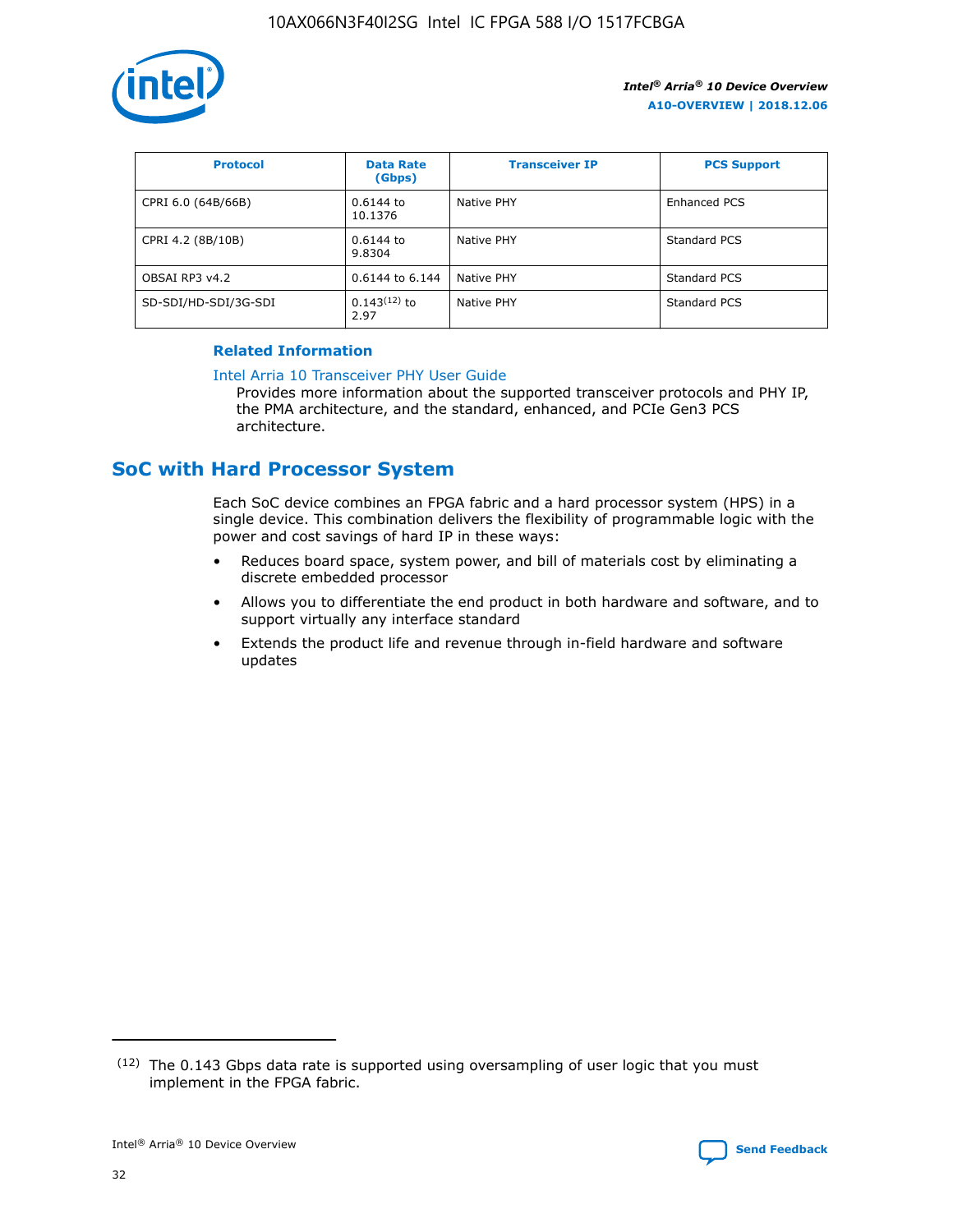| Protocol | Data Rate (Gbps) | Transceiver IP | PCS Support |
| --- | --- | --- | --- |
| CPRI 6.0 (64B/66B) | 0.6144 to 10.1376 | Native PHY | Enhanced PCS |
| CPRI 4.2 (8B/10B) | 0.6144 to 9.8304 | Native PHY | Standard PCS |
| OBSAI RP3 v4.2 | 0.6144 to 6.144 | Native PHY | Standard PCS |
| SD-SDI/HD-SDI/3G-SDI | 0.143[12] to 2.97 | Native PHY | Standard PCS |

**Related Information**

Intel Arria 10 Transceiver PHY User Guide
Provides more information about the supported transceiver protocols and PHY IP, the PMA architecture, and the standard, enhanced, and PCIe Gen3 PCS architecture.

## SoC with Hard Processor System

Each SoC device combines an FPGA fabric and a hard processor system (HPS) in a single device. This combination delivers the flexibility of programmable logic with the power and cost savings of hard IP in these ways:

- Reduces board space, system power, and bill of materials cost by eliminating a discrete embedded processor
- Allows you to differentiate the end product in both hardware and software, and to support virtually any interface standard
- Extends the product life and revenue through in-field hardware and software updates

(12) The 0.143 Gbps data rate is supported using oversampling of user logic that you must implement in the FPGA fabric.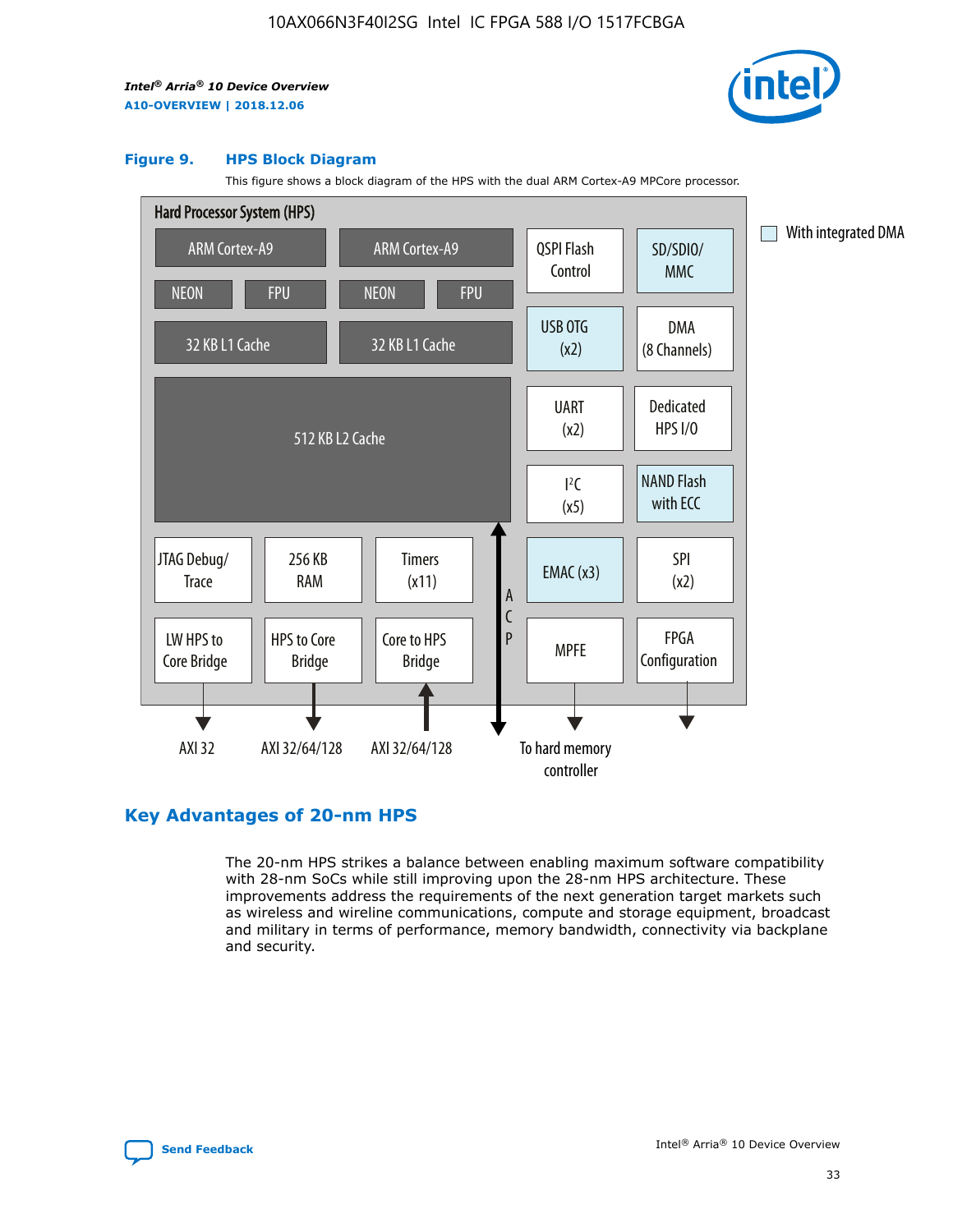### Figure 9. HPS Block Diagram

This figure shows a block diagram of the HPS with the dual ARM Cortex-A9 MPCore processor.

Hard Processor System (HPS)

ARM Cortex-A9 | ARM Cortex-A9 | QSPI Flash Control | SD/SDIO/MMC

NEON | FPU | NEON | FPU

32 KB L1 Cache | 32 KB L1 Cache | USB OTG (x2) | DMA (8 Channels)

512 KB L2 Cache | UART (x2) | Dedicated HPS I/O | I²C (x5) | NAND Flash with ECC

JTAG Debug/Trace | 256 KB RAM | Timers (x11) | ACP | EMAC (x3) | SPI (x2)

LW HPS to Core Bridge | HPS to Core Bridge | Core to HPS Bridge | MPFE | FPGA Configuration

AXI 32 | AXI 32/64/128 | AXI 32/64/128 | To hard memory controller

With integrated DMA

## Key Advantages of 20-nm HPS

The 20-nm HPS strikes a balance between enabling maximum software compatibility with 28-nm SoCs while still improving upon the 28-nm HPS architecture. These improvements address the requirements of the next generation target markets such as wireless and wireline communications, compute and storage equipment, broadcast and military in terms of performance, memory bandwidth, connectivity via backplane and security.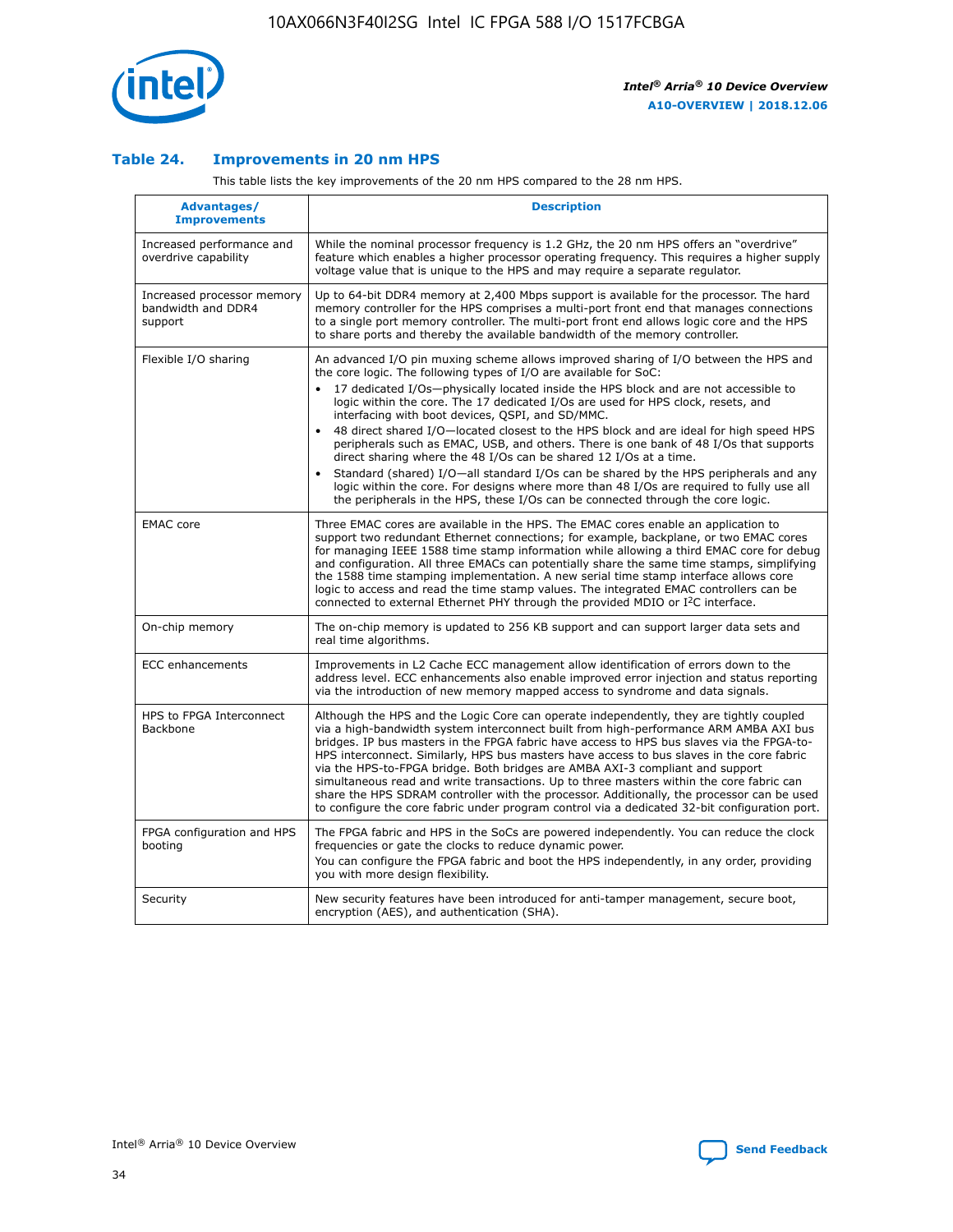### Table 24. Improvements in 20 nm HPS

This table lists the key improvements of the 20 nm HPS compared to the 28 nm HPS.

| Advantages/ Improvements | Description |
| --- | --- |
| Increased performance and overdrive capability | While the nominal processor frequency is 1.2 GHz, the 20 nm HPS offers an "overdrive" feature which enables a higher processor operating frequency. This requires a higher supply voltage value that is unique to the HPS and may require a separate regulator. |
| Increased processor memory bandwidth and DDR4 support | Up to 64-bit DDR4 memory at 2,400 Mbps support is available for the processor. The hard memory controller for the HPS comprises a multi-port front end that manages connections to a single port memory controller. The multi-port front end allows logic core and the HPS to share ports and thereby the available bandwidth of the memory controller. |
| Flexible I/O sharing | An advanced I/O pin muxing scheme allows improved sharing of I/O between the HPS and the core logic. The following types of I/O are available for SoC:<br>• 17 dedicated I/Os—physically located inside the HPS block and are not accessible to logic within the core. The 17 dedicated I/Os are used for HPS clock, resets, and interfacing with boot devices, QSPI, and SD/MMC.<br>• 48 direct shared I/O—located closest to the HPS block and are ideal for high speed HPS peripherals such as EMAC, USB, and others. There is one bank of 48 I/Os that supports direct sharing where the 48 I/Os can be shared 12 I/Os at a time.<br>• Standard (shared) I/O—all standard I/Os can be shared by the HPS peripherals and any logic within the core. For designs where more than 48 I/Os are required to fully use all the peripherals in the HPS, these I/Os can be connected through the core logic. |
| EMAC core | Three EMAC cores are available in the HPS. The EMAC cores enable an application to support two redundant Ethernet connections; for example, backplane, or two EMAC cores for managing IEEE 1588 time stamp information while allowing a third EMAC core for debug and configuration. All three EMACs can potentially share the same time stamps, simplifying the 1588 time stamping implementation. A new serial time stamp interface allows core logic to access and read the time stamp values. The integrated EMAC controllers can be connected to external Ethernet PHY through the provided MDIO or I²C interface. |
| On-chip memory | The on-chip memory is updated to 256 KB support and can support larger data sets and real time algorithms. |
| ECC enhancements | Improvements in L2 Cache ECC management allow identification of errors down to the address level. ECC enhancements also enable improved error injection and status reporting via the introduction of new memory mapped access to syndrome and data signals. |
| HPS to FPGA Interconnect Backbone | Although the HPS and the Logic Core can operate independently, they are tightly coupled via a high-bandwidth system interconnect built from high-performance ARM AMBA AXI bus bridges. IP bus masters in the FPGA fabric have access to HPS bus slaves via the FPGA-to-HPS interconnect. Similarly, HPS bus masters have access to bus slaves in the core fabric via the HPS-to-FPGA bridge. Both bridges are AMBA AXI-3 compliant and support simultaneous read and write transactions. Up to three masters within the core fabric can share the HPS SDRAM controller with the processor. Additionally, the processor can be used to configure the core fabric under program control via a dedicated 32-bit configuration port. |
| FPGA configuration and HPS booting | The FPGA fabric and HPS in the SoCs are powered independently. You can reduce the clock frequencies or gate the clocks to reduce dynamic power.<br>You can configure the FPGA fabric and boot the HPS independently, in any order, providing you with more design flexibility. |
| Security | New security features have been introduced for anti-tamper management, secure boot, encryption (AES), and authentication (SHA). |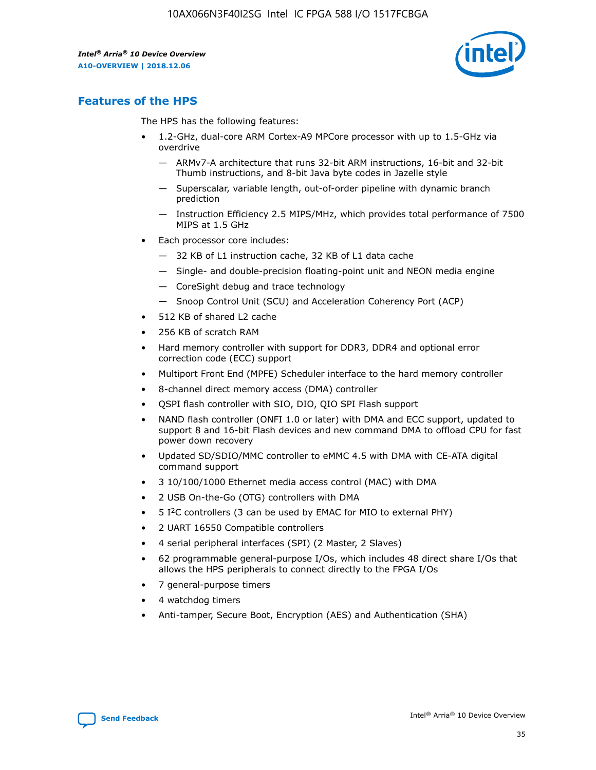## Features of the HPS

The HPS has the following features:

- 1.2-GHz, dual-core ARM Cortex-A9 MPCore processor with up to 1.5-GHz via overdrive
  - — ARMv7-A architecture that runs 32-bit ARM instructions, 16-bit and 32-bit Thumb instructions, and 8-bit Java byte codes in Jazelle style
  - — Superscalar, variable length, out-of-order pipeline with dynamic branch prediction
  - — Instruction Efficiency 2.5 MIPS/MHz, which provides total performance of 7500 MIPS at 1.5 GHz
- Each processor core includes:
  - — 32 KB of L1 instruction cache, 32 KB of L1 data cache
  - — Single- and double-precision floating-point unit and NEON media engine
  - — CoreSight debug and trace technology
  - — Snoop Control Unit (SCU) and Acceleration Coherency Port (ACP)
- 512 KB of shared L2 cache
- 256 KB of scratch RAM
- Hard memory controller with support for DDR3, DDR4 and optional error correction code (ECC) support
- Multiport Front End (MPFE) Scheduler interface to the hard memory controller
- 8-channel direct memory access (DMA) controller
- QSPI flash controller with SIO, DIO, QIO SPI Flash support
- NAND flash controller (ONFI 1.0 or later) with DMA and ECC support, updated to support 8 and 16-bit Flash devices and new command DMA to offload CPU for fast power down recovery
- Updated SD/SDIO/MMC controller to eMMC 4.5 with DMA with CE-ATA digital command support
- 3 10/100/1000 Ethernet media access control (MAC) with DMA
- 2 USB On-the-Go (OTG) controllers with DMA
- 5 I²C controllers (3 can be used by EMAC for MIO to external PHY)
- 2 UART 16550 Compatible controllers
- 4 serial peripheral interfaces (SPI) (2 Master, 2 Slaves)
- 62 programmable general-purpose I/Os, which includes 48 direct share I/Os that allows the HPS peripherals to connect directly to the FPGA I/Os
- 7 general-purpose timers
- 4 watchdog timers
- Anti-tamper, Secure Boot, Encryption (AES) and Authentication (SHA)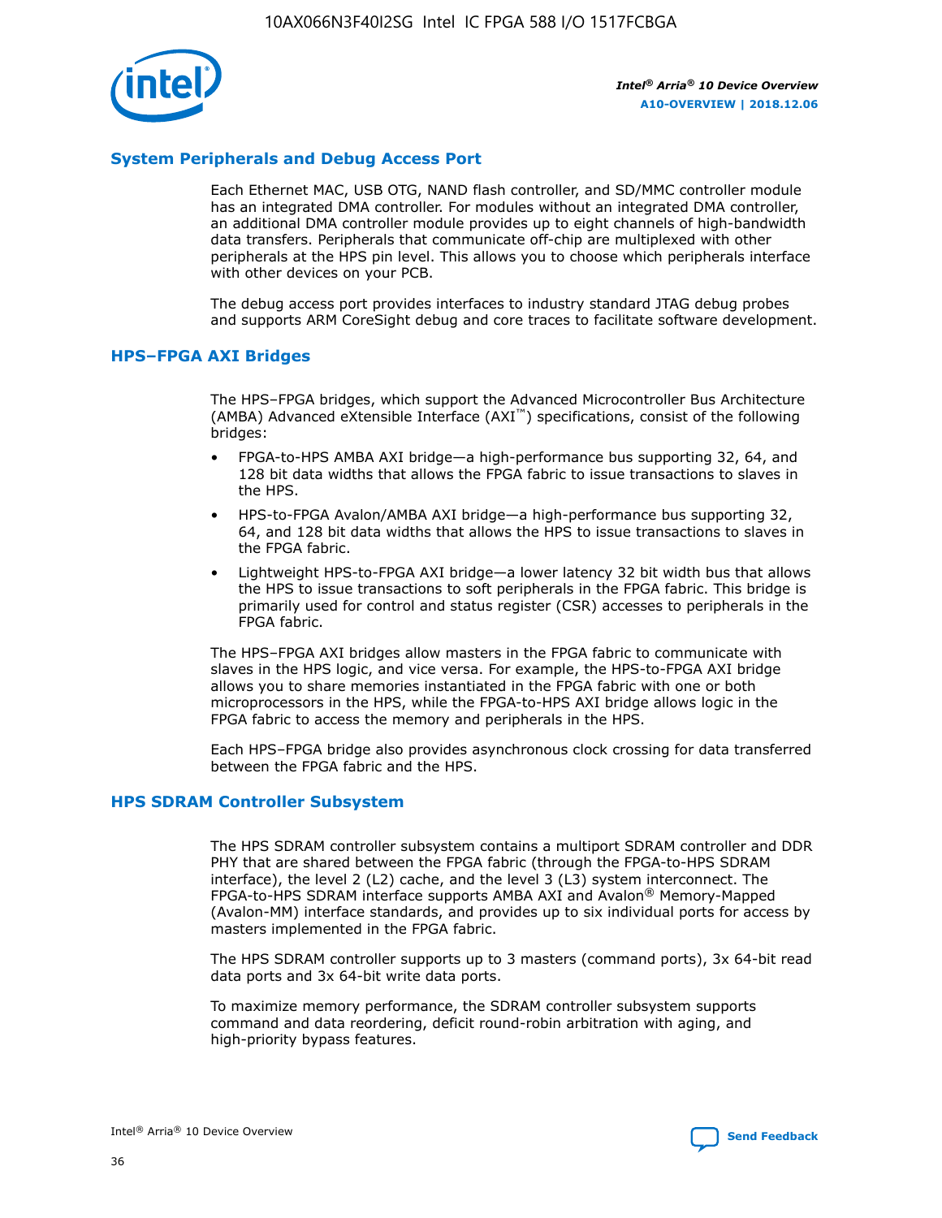## System Peripherals and Debug Access Port

Each Ethernet MAC, USB OTG, NAND flash controller, and SD/MMC controller module has an integrated DMA controller. For modules without an integrated DMA controller, an additional DMA controller module provides up to eight channels of high-bandwidth data transfers. Peripherals that communicate off-chip are multiplexed with other peripherals at the HPS pin level. This allows you to choose which peripherals interface with other devices on your PCB.

The debug access port provides interfaces to industry standard JTAG debug probes and supports ARM CoreSight debug and core traces to facilitate software development.

## HPS–FPGA AXI Bridges

The HPS–FPGA bridges, which support the Advanced Microcontroller Bus Architecture (AMBA) Advanced eXtensible Interface (AXI™) specifications, consist of the following bridges:

- FPGA-to-HPS AMBA AXI bridge—a high-performance bus supporting 32, 64, and 128 bit data widths that allows the FPGA fabric to issue transactions to slaves in the HPS.
- HPS-to-FPGA Avalon/AMBA AXI bridge—a high-performance bus supporting 32, 64, and 128 bit data widths that allows the HPS to issue transactions to slaves in the FPGA fabric.
- Lightweight HPS-to-FPGA AXI bridge—a lower latency 32 bit width bus that allows the HPS to issue transactions to soft peripherals in the FPGA fabric. This bridge is primarily used for control and status register (CSR) accesses to peripherals in the FPGA fabric.

The HPS–FPGA AXI bridges allow masters in the FPGA fabric to communicate with slaves in the HPS logic, and vice versa. For example, the HPS-to-FPGA AXI bridge allows you to share memories instantiated in the FPGA fabric with one or both microprocessors in the HPS, while the FPGA-to-HPS AXI bridge allows logic in the FPGA fabric to access the memory and peripherals in the HPS.

Each HPS–FPGA bridge also provides asynchronous clock crossing for data transferred between the FPGA fabric and the HPS.

## HPS SDRAM Controller Subsystem

The HPS SDRAM controller subsystem contains a multiport SDRAM controller and DDR PHY that are shared between the FPGA fabric (through the FPGA-to-HPS SDRAM interface), the level 2 (L2) cache, and the level 3 (L3) system interconnect. The FPGA-to-HPS SDRAM interface supports AMBA AXI and Avalon® Memory-Mapped (Avalon-MM) interface standards, and provides up to six individual ports for access by masters implemented in the FPGA fabric.

The HPS SDRAM controller supports up to 3 masters (command ports), 3x 64-bit read data ports and 3x 64-bit write data ports.

To maximize memory performance, the SDRAM controller subsystem supports command and data reordering, deficit round-robin arbitration with aging, and high-priority bypass features.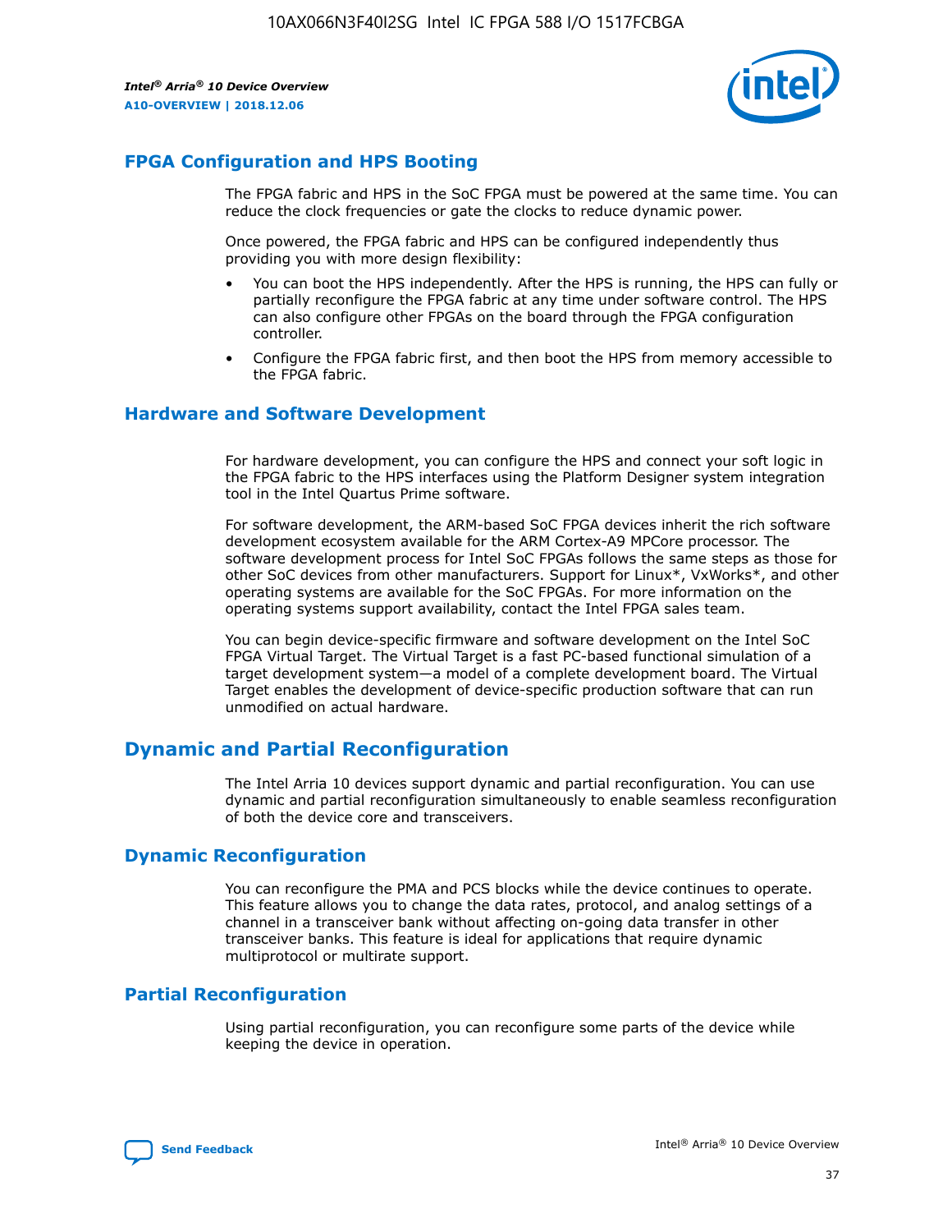## FPGA Configuration and HPS Booting

The FPGA fabric and HPS in the SoC FPGA must be powered at the same time. You can reduce the clock frequencies or gate the clocks to reduce dynamic power.

Once powered, the FPGA fabric and HPS can be configured independently thus providing you with more design flexibility:

- You can boot the HPS independently. After the HPS is running, the HPS can fully or partially reconfigure the FPGA fabric at any time under software control. The HPS can also configure other FPGAs on the board through the FPGA configuration controller.
- Configure the FPGA fabric first, and then boot the HPS from memory accessible to the FPGA fabric.

## Hardware and Software Development

For hardware development, you can configure the HPS and connect your soft logic in the FPGA fabric to the HPS interfaces using the Platform Designer system integration tool in the Intel Quartus Prime software.

For software development, the ARM-based SoC FPGA devices inherit the rich software development ecosystem available for the ARM Cortex-A9 MPCore processor. The software development process for Intel SoC FPGAs follows the same steps as those for other SoC devices from other manufacturers. Support for Linux*, VxWorks*, and other operating systems are available for the SoC FPGAs. For more information on the operating systems support availability, contact the Intel FPGA sales team.

You can begin device-specific firmware and software development on the Intel SoC FPGA Virtual Target. The Virtual Target is a fast PC-based functional simulation of a target development system—a model of a complete development board. The Virtual Target enables the development of device-specific production software that can run unmodified on actual hardware.

# Dynamic and Partial Reconfiguration

The Intel Arria 10 devices support dynamic and partial reconfiguration. You can use dynamic and partial reconfiguration simultaneously to enable seamless reconfiguration of both the device core and transceivers.

## Dynamic Reconfiguration

You can reconfigure the PMA and PCS blocks while the device continues to operate. This feature allows you to change the data rates, protocol, and analog settings of a channel in a transceiver bank without affecting on-going data transfer in other transceiver banks. This feature is ideal for applications that require dynamic multiprotocol or multirate support.

## Partial Reconfiguration

Using partial reconfiguration, you can reconfigure some parts of the device while keeping the device in operation.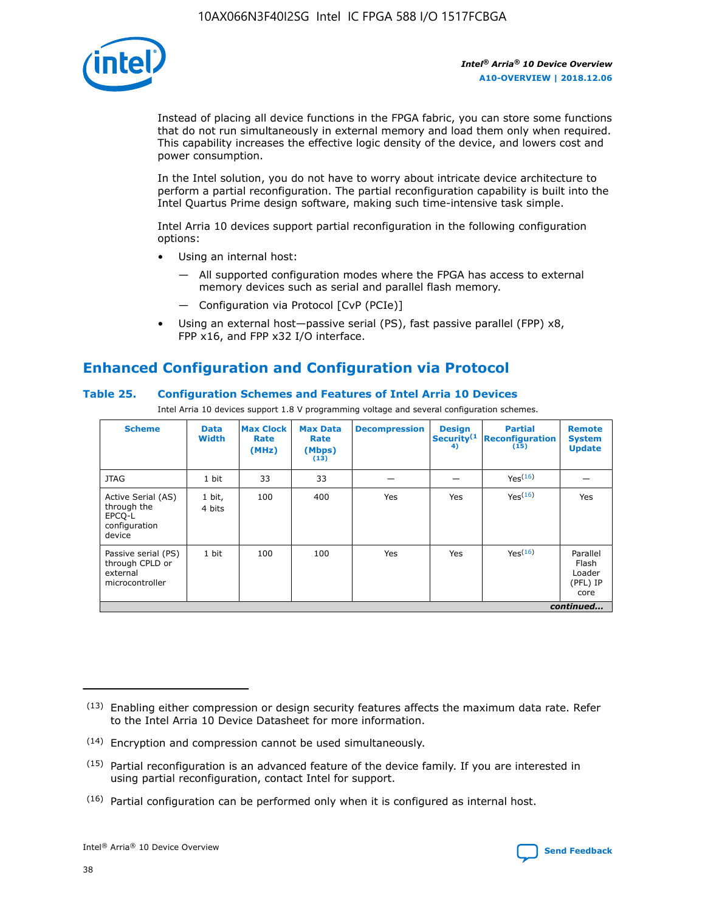Instead of placing all device functions in the FPGA fabric, you can store some functions that do not run simultaneously in external memory and load them only when required. This capability increases the effective logic density of the device, and lowers cost and power consumption.

In the Intel solution, you do not have to worry about intricate device architecture to perform a partial reconfiguration. The partial reconfiguration capability is built into the Intel Quartus Prime design software, making such time-intensive task simple.

Intel Arria 10 devices support partial reconfiguration in the following configuration options:

- Using an internal host:
  - — All supported configuration modes where the FPGA has access to external memory devices such as serial and parallel flash memory.
  - — Configuration via Protocol [CvP (PCIe)]
- Using an external host—passive serial (PS), fast passive parallel (FPP) x8, FPP x16, and FPP x32 I/O interface.

## Enhanced Configuration and Configuration via Protocol

### Table 25. Configuration Schemes and Features of Intel Arria 10 Devices

Intel Arria 10 devices support 1.8 V programming voltage and several configuration schemes.

| Scheme | Data Width | Max Clock Rate (MHz) | Max Data Rate (Mbps) (13) | Decompression | Design Security (14) | Partial Reconfiguration (15) | Remote System Update |
|---|---|---|---|---|---|---|---|
| JTAG | 1 bit | 33 | 33 | — | — | Yes (16) | — |
| Active Serial (AS) through the EPCQ-L configuration device | 1 bit, 4 bits | 100 | 400 | Yes | Yes | Yes (16) | Yes |
| Passive serial (PS) through CPLD or external microcontroller | 1 bit | 100 | 100 | Yes | Yes | Yes (16) | Parallel Flash Loader (PFL) IP core |

*continued...*

(13) Enabling either compression or design security features affects the maximum data rate. Refer to the Intel Arria 10 Device Datasheet for more information.

(14) Encryption and compression cannot be used simultaneously.

(15) Partial reconfiguration is an advanced feature of the device family. If you are interested in using partial reconfiguration, contact Intel for support.

(16) Partial configuration can be performed only when it is configured as internal host.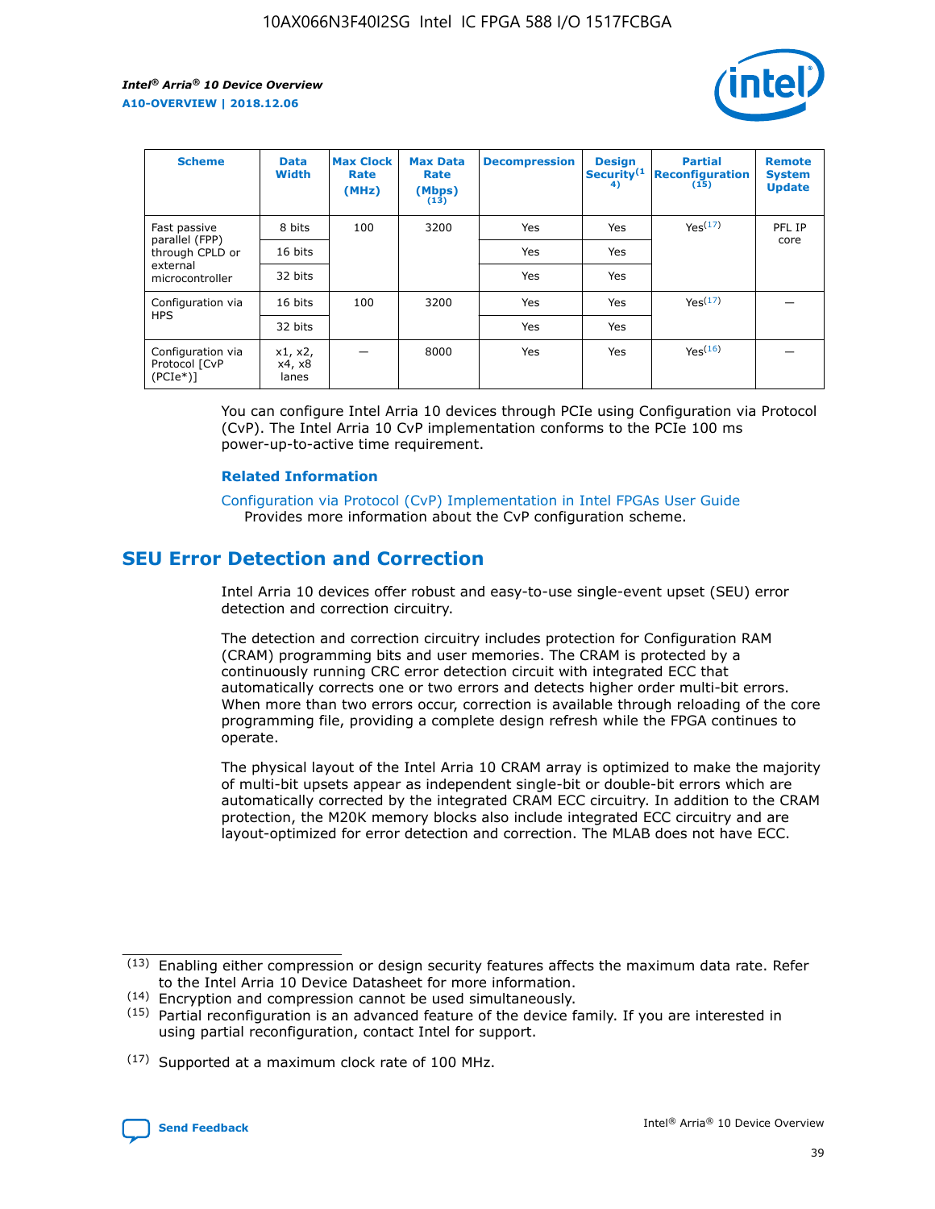| Scheme | Data Width | Max Clock Rate (MHz) | Max Data Rate (Mbps) (13) | Decompression | Design Security(14) | Partial Reconfiguration (15) | Remote System Update |
| --- | --- | --- | --- | --- | --- | --- | --- |
| Fast passive parallel (FPP) through CPLD or external microcontroller | 8 bits | 100 | 3200 | Yes | Yes | Yes(17) | PFL IP core |
| | 16 bits | | | Yes | Yes | | |
| | 32 bits | | | Yes | Yes | | |
| Configuration via HPS | 16 bits | 100 | 3200 | Yes | Yes | Yes(17) | — |
| | 32 bits | | | Yes | Yes | | |
| Configuration via Protocol [CvP (PCIe*)] | x1, x2, x4, x8 lanes | — | 8000 | Yes | Yes | Yes(16) | — |

You can configure Intel Arria 10 devices through PCIe using Configuration via Protocol (CvP). The Intel Arria 10 CvP implementation conforms to the PCIe 100 ms power-up-to-active time requirement.

### Related Information

Configuration via Protocol (CvP) Implementation in Intel FPGAs User Guide
Provides more information about the CvP configuration scheme.

## SEU Error Detection and Correction

Intel Arria 10 devices offer robust and easy-to-use single-event upset (SEU) error detection and correction circuitry.

The detection and correction circuitry includes protection for Configuration RAM (CRAM) programming bits and user memories. The CRAM is protected by a continuously running CRC error detection circuit with integrated ECC that automatically corrects one or two errors and detects higher order multi-bit errors. When more than two errors occur, correction is available through reloading of the core programming file, providing a complete design refresh while the FPGA continues to operate.

The physical layout of the Intel Arria 10 CRAM array is optimized to make the majority of multi-bit upsets appear as independent single-bit or double-bit errors which are automatically corrected by the integrated CRAM ECC circuitry. In addition to the CRAM protection, the M20K memory blocks also include integrated ECC circuitry and are layout-optimized for error detection and correction. The MLAB does not have ECC.

(13) Enabling either compression or design security features affects the maximum data rate. Refer to the Intel Arria 10 Device Datasheet for more information.

(14) Encryption and compression cannot be used simultaneously.

(15) Partial reconfiguration is an advanced feature of the device family. If you are interested in using partial reconfiguration, contact Intel for support.

(17) Supported at a maximum clock rate of 100 MHz.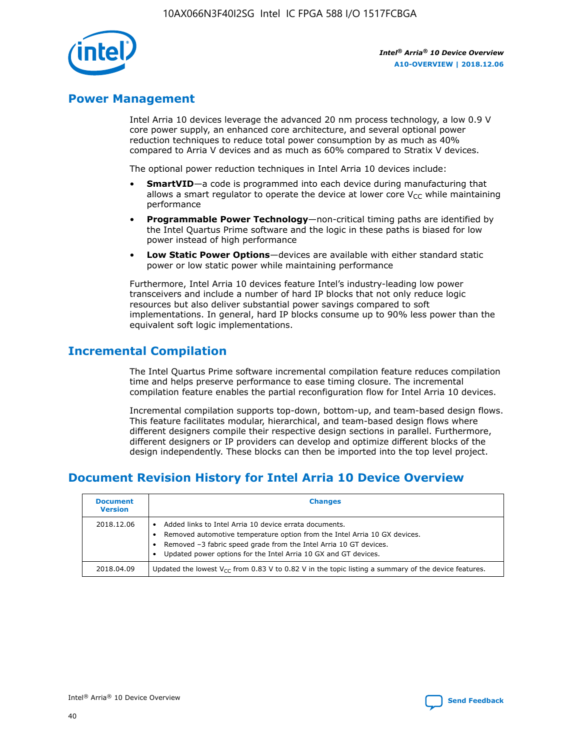## Power Management

Intel Arria 10 devices leverage the advanced 20 nm process technology, a low 0.9 V core power supply, an enhanced core architecture, and several optional power reduction techniques to reduce total power consumption by as much as 40% compared to Arria V devices and as much as 60% compared to Stratix V devices.

The optional power reduction techniques in Intel Arria 10 devices include:

- **SmartVID**—a code is programmed into each device during manufacturing that allows a smart regulator to operate the device at lower core $V_{CC}$ while maintaining performance
- **Programmable Power Technology**—non-critical timing paths are identified by the Intel Quartus Prime software and the logic in these paths is biased for low power instead of high performance
- **Low Static Power Options**—devices are available with either standard static power or low static power while maintaining performance

Furthermore, Intel Arria 10 devices feature Intel's industry-leading low power transceivers and include a number of hard IP blocks that not only reduce logic resources but also deliver substantial power savings compared to soft implementations. In general, hard IP blocks consume up to 90% less power than the equivalent soft logic implementations.

## Incremental Compilation

The Intel Quartus Prime software incremental compilation feature reduces compilation time and helps preserve performance to ease timing closure. The incremental compilation feature enables the partial reconfiguration flow for Intel Arria 10 devices.

Incremental compilation supports top-down, bottom-up, and team-based design flows. This feature facilitates modular, hierarchical, and team-based design flows where different designers compile their respective design sections in parallel. Furthermore, different designers or IP providers can develop and optimize different blocks of the design independently. These blocks can then be imported into the top level project.

## Document Revision History for Intel Arria 10 Device Overview

| Document Version | Changes |
|---|---|
| 2018.12.06 | • Added links to Intel Arria 10 device errata documents.<br>• Removed automotive temperature option from the Intel Arria 10 GX devices.<br>• Removed –3 fabric speed grade from the Intel Arria 10 GT devices.<br>• Updated power options for the Intel Arria 10 GX and GT devices. |
| 2018.04.09 | Updated the lowest $V_{CC}$ from 0.83 V to 0.82 V in the topic listing a summary of the device features. |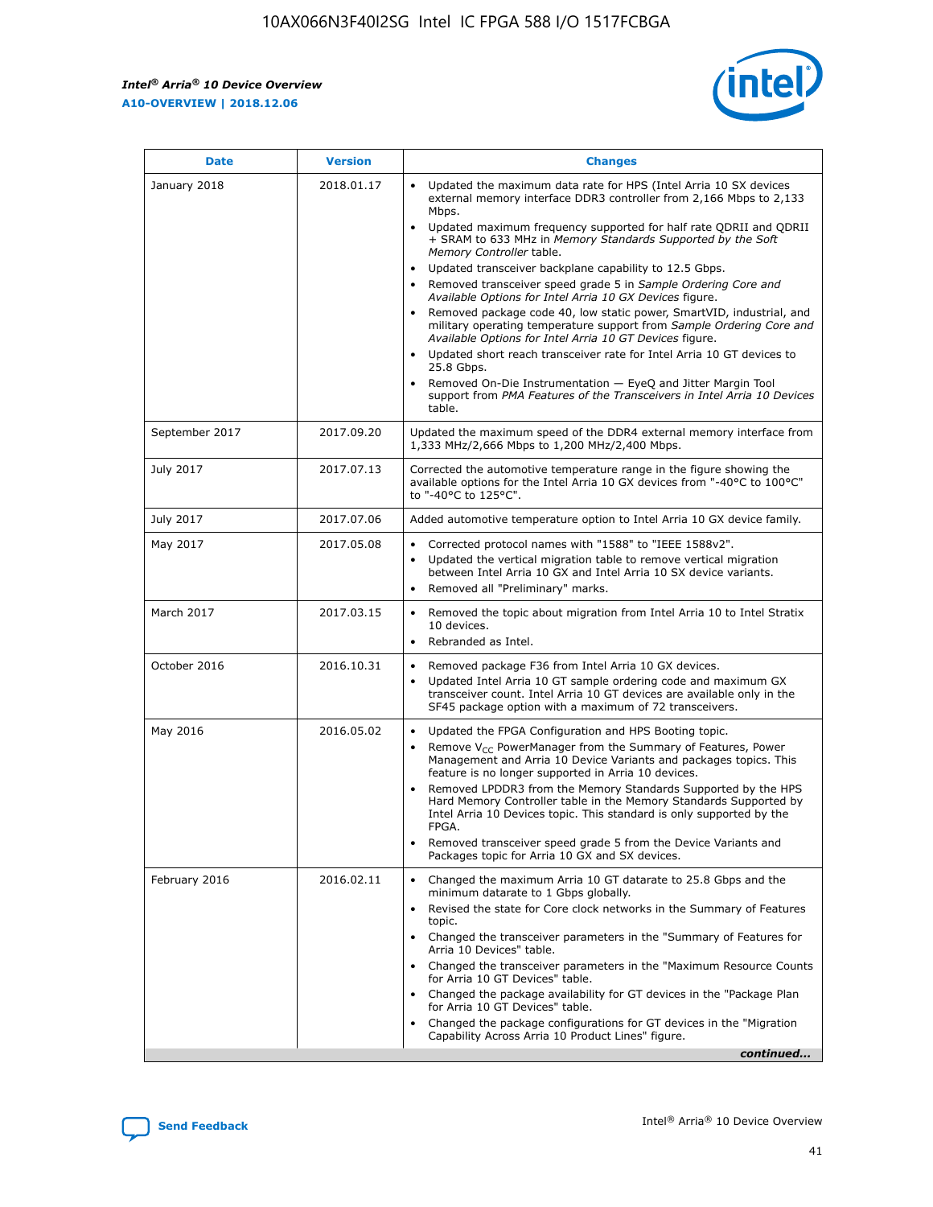| Date | Version | Changes |
| --- | --- | --- |
| January 2018 | 2018.01.17 | • Updated the maximum data rate for HPS (Intel Arria 10 SX devices external memory interface DDR3 controller from 2,166 Mbps to 2,133 Mbps.<br>• Updated maximum frequency supported for half rate QDRII and QDRII + SRAM to 633 MHz in *Memory Standards Supported by the Soft Memory Controller* table.<br>• Updated transceiver backplane capability to 12.5 Gbps.<br>• Removed transceiver speed grade 5 in *Sample Ordering Core and Available Options for Intel Arria 10 GX Devices* figure.<br>• Removed package code 40, low static power, SmartVID, industrial, and military operating temperature support from *Sample Ordering Core and Available Options for Intel Arria 10 GT Devices* figure.<br>• Updated short reach transceiver rate for Intel Arria 10 GT devices to 25.8 Gbps.<br>• Removed On-Die Instrumentation — EyeQ and Jitter Margin Tool support from *PMA Features of the Transceivers in Intel Arria 10 Devices* table. |
| September 2017 | 2017.09.20 | Updated the maximum speed of the DDR4 external memory interface from 1,333 MHz/2,666 Mbps to 1,200 MHz/2,400 Mbps. |
| July 2017 | 2017.07.13 | Corrected the automotive temperature range in the figure showing the available options for the Intel Arria 10 GX devices from "-40°C to 100°C" to "-40°C to 125°C". |
| July 2017 | 2017.07.06 | Added automotive temperature option to Intel Arria 10 GX device family. |
| May 2017 | 2017.05.08 | • Corrected protocol names with "1588" to "IEEE 1588v2".<br>• Updated the vertical migration table to remove vertical migration between Intel Arria 10 GX and Intel Arria 10 SX device variants.<br>• Removed all "Preliminary" marks. |
| March 2017 | 2017.03.15 | • Removed the topic about migration from Intel Arria 10 to Intel Stratix 10 devices.<br>• Rebranded as Intel. |
| October 2016 | 2016.10.31 | • Removed package F36 from Intel Arria 10 GX devices.<br>• Updated Intel Arria 10 GT sample ordering code and maximum GX transceiver count. Intel Arria 10 GT devices are available only in the SF45 package option with a maximum of 72 transceivers. |
| May 2016 | 2016.05.02 | • Updated the FPGA Configuration and HPS Booting topic.<br>• Remove $V_{CC}$ PowerManager from the Summary of Features, Power Management and Arria 10 Device Variants and packages topics. This feature is no longer supported in Arria 10 devices.<br>• Removed LPDDR3 from the Memory Standards Supported by the HPS Hard Memory Controller table in the Memory Standards Supported by Intel Arria 10 Devices topic. This standard is only supported by the FPGA.<br>• Removed transceiver speed grade 5 from the Device Variants and Packages topic for Arria 10 GX and SX devices. |
| February 2016 | 2016.02.11 | • Changed the maximum Arria 10 GT datarate to 25.8 Gbps and the minimum datarate to 1 Gbps globally.<br>• Revised the state for Core clock networks in the Summary of Features topic.<br>• Changed the transceiver parameters in the "Summary of Features for Arria 10 Devices" table.<br>• Changed the transceiver parameters in the "Maximum Resource Counts for Arria 10 GT Devices" table.<br>• Changed the package availability for GT devices in the "Package Plan for Arria 10 GT Devices" table.<br>• Changed the package configurations for GT devices in the "Migration Capability Across Arria 10 Product Lines" figure. |

*continued...*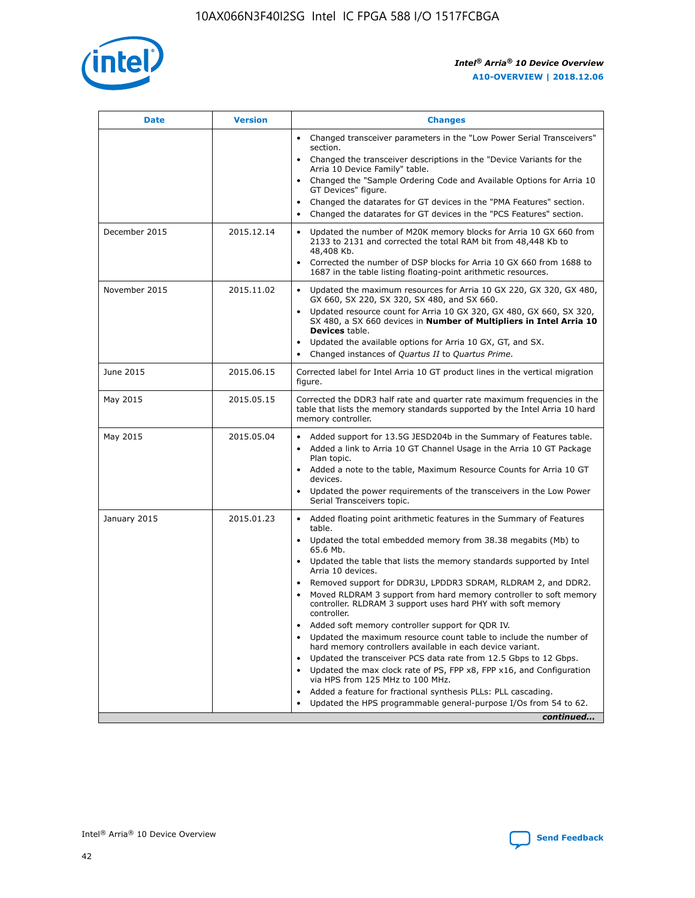| Date | Version | Changes |
| --- | --- | --- |
| | | • Changed transceiver parameters in the "Low Power Serial Transceivers" section.<br>• Changed the transceiver descriptions in the "Device Variants for the Arria 10 Device Family" table.<br>• Changed the "Sample Ordering Code and Available Options for Arria 10 GT Devices" figure.<br>• Changed the datarates for GT devices in the "PMA Features" section.<br>• Changed the datarates for GT devices in the "PCS Features" section. |
| December 2015 | 2015.12.14 | • Updated the number of M20K memory blocks for Arria 10 GX 660 from 2133 to 2131 and corrected the total RAM bit from 48,448 Kb to 48,408 Kb.<br>• Corrected the number of DSP blocks for Arria 10 GX 660 from 1688 to 1687 in the table listing floating-point arithmetic resources. |
| November 2015 | 2015.11.02 | • Updated the maximum resources for Arria 10 GX 220, GX 320, GX 480, GX 660, SX 220, SX 320, SX 480, and SX 660.<br>• Updated resource count for Arria 10 GX 320, GX 480, GX 660, SX 320, SX 480, a SX 660 devices in **Number of Multipliers in Intel Arria 10 Devices** table.<br>• Updated the available options for Arria 10 GX, GT, and SX.<br>• Changed instances of *Quartus II* to *Quartus Prime*. |
| June 2015 | 2015.06.15 | Corrected label for Intel Arria 10 GT product lines in the vertical migration figure. |
| May 2015 | 2015.05.15 | Corrected the DDR3 half rate and quarter rate maximum frequencies in the table that lists the memory standards supported by the Intel Arria 10 hard memory controller. |
| May 2015 | 2015.05.04 | • Added support for 13.5G JESD204b in the Summary of Features table.<br>• Added a link to Arria 10 GT Channel Usage in the Arria 10 GT Package Plan topic.<br>• Added a note to the table, Maximum Resource Counts for Arria 10 GT devices.<br>• Updated the power requirements of the transceivers in the Low Power Serial Transceivers topic. |
| January 2015 | 2015.01.23 | • Added floating point arithmetic features in the Summary of Features table.<br>• Updated the total embedded memory from 38.38 megabits (Mb) to 65.6 Mb.<br>• Updated the table that lists the memory standards supported by Intel Arria 10 devices.<br>• Removed support for DDR3U, LPDDR3 SDRAM, RLDRAM 2, and DDR2.<br>• Moved RLDRAM 3 support from hard memory controller to soft memory controller. RLDRAM 3 support uses hard PHY with soft memory controller.<br>• Added soft memory controller support for QDR IV.<br>• Updated the maximum resource count table to include the number of hard memory controllers available in each device variant.<br>• Updated the transceiver PCS data rate from 12.5 Gbps to 12 Gbps.<br>• Updated the max clock rate of PS, FPP x8, FPP x16, and Configuration via HPS from 125 MHz to 100 MHz.<br>• Added a feature for fractional synthesis PLLs: PLL cascading.<br>• Updated the HPS programmable general-purpose I/Os from 54 to 62. |

*continued...*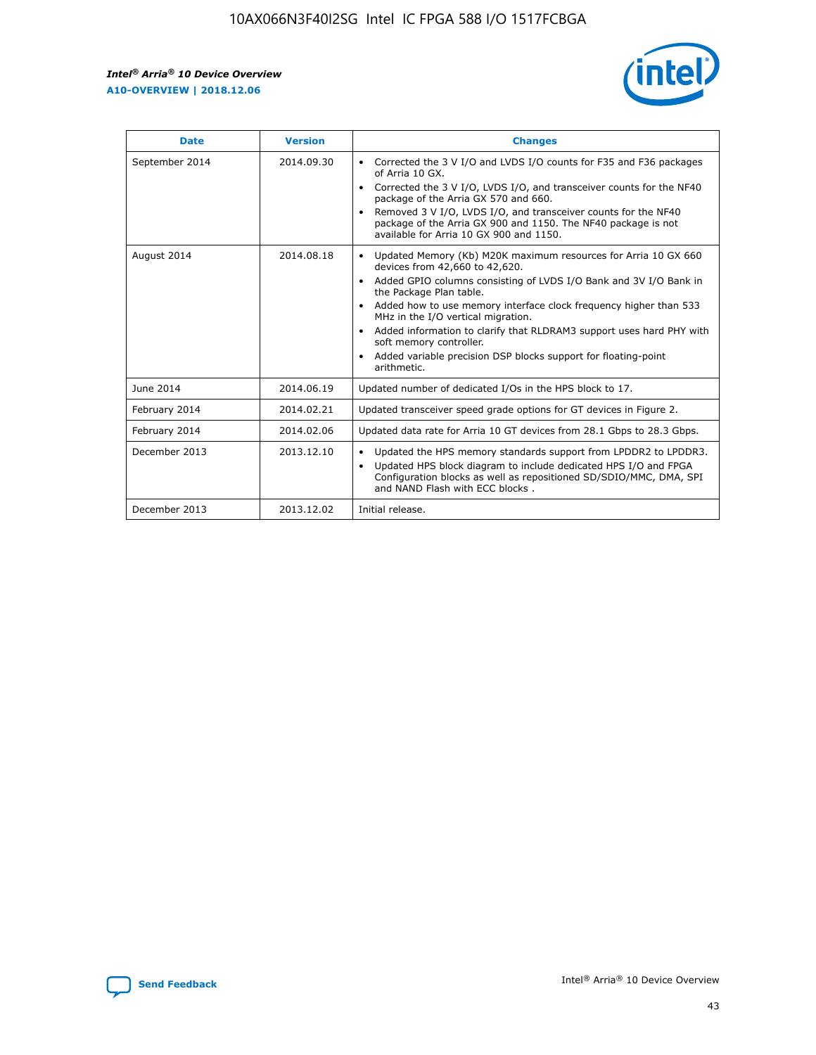| Date | Version | Changes |
| --- | --- | --- |
| September 2014 | 2014.09.30 | • Corrected the 3 V I/O and LVDS I/O counts for F35 and F36 packages of Arria 10 GX.<br>• Corrected the 3 V I/O, LVDS I/O, and transceiver counts for the NF40 package of the Arria GX 570 and 660.<br>• Removed 3 V I/O, LVDS I/O, and transceiver counts for the NF40 package of the Arria GX 900 and 1150. The NF40 package is not available for Arria 10 GX 900 and 1150. |
| August 2014 | 2014.08.18 | • Updated Memory (Kb) M20K maximum resources for Arria 10 GX 660 devices from 42,660 to 42,620.<br>• Added GPIO columns consisting of LVDS I/O Bank and 3V I/O Bank in the Package Plan table.<br>• Added how to use memory interface clock frequency higher than 533 MHz in the I/O vertical migration.<br>• Added information to clarify that RLDRAM3 support uses hard PHY with soft memory controller.<br>• Added variable precision DSP blocks support for floating-point arithmetic. |
| June 2014 | 2014.06.19 | Updated number of dedicated I/Os in the HPS block to 17. |
| February 2014 | 2014.02.21 | Updated transceiver speed grade options for GT devices in Figure 2. |
| February 2014 | 2014.02.06 | Updated data rate for Arria 10 GT devices from 28.1 Gbps to 28.3 Gbps. |
| December 2013 | 2013.12.10 | • Updated the HPS memory standards support from LPDDR2 to LPDDR3.<br>• Updated HPS block diagram to include dedicated HPS I/O and FPGA Configuration blocks as well as repositioned SD/SDIO/MMC, DMA, SPI and NAND Flash with ECC blocks . |
| December 2013 | 2013.12.02 | Initial release. |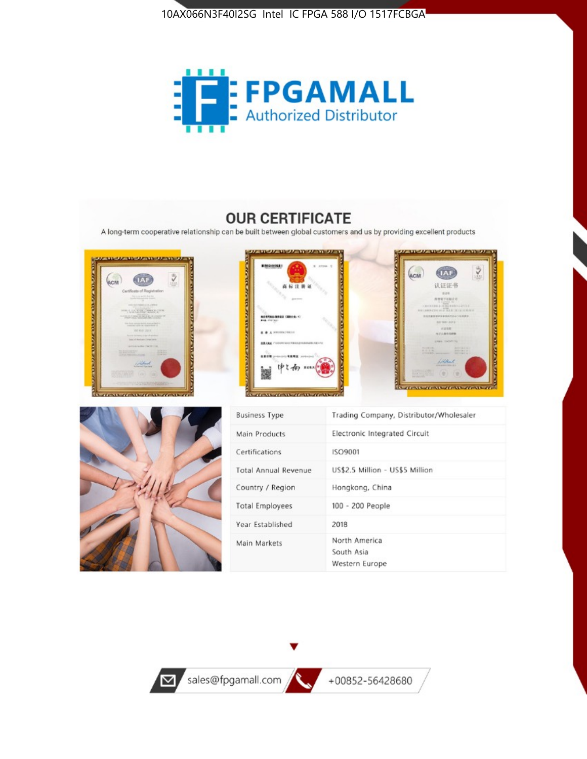FPGAMALL
Authorized Distributor

## OUR CERTIFICATE

A long-term cooperative relationship can be built between global customers and us by providing excellent products

| | |
|---|---|
| Business Type | Trading Company, Distributor/Wholesaler |
| Main Products | Electronic Integrated Circuit |
| Certifications | ISO9001 |
| Total Annual Revenue | US$2.5 Million - US$5 Million |
| Country / Region | Hongkong, China |
| Total Employees | 100 - 200 People |
| Year Established | 2018 |
| Main Markets | North America<br>South Asia<br>Western Europe |

sales@fpgamall.com

+00852-56428680